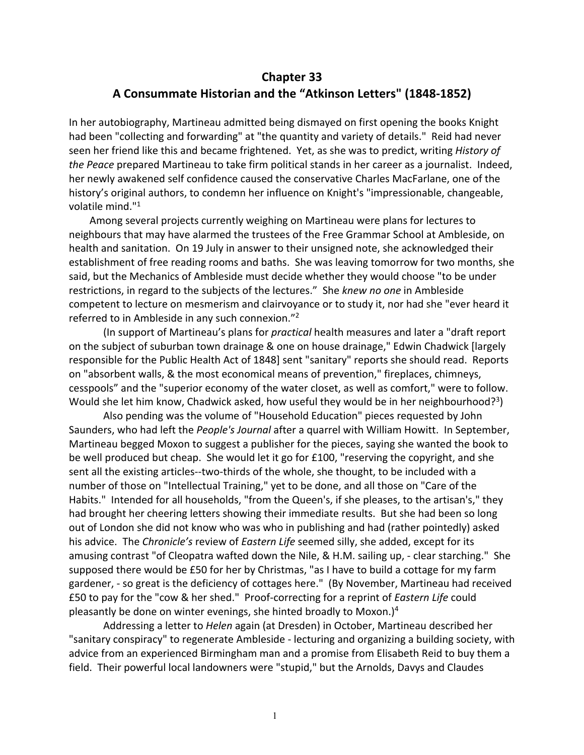# Chapter 33
# A Consummate Historian and the "Atkinson Letters" (1848-1852)

In her autobiography, Martineau admitted being dismayed on first opening the books Knight had been "collecting and forwarding" at "the quantity and variety of details." Reid had never seen her friend like this and became frightened. Yet, as she was to predict, writing *History of the Peace* prepared Martineau to take firm political stands in her career as a journalist. Indeed, her newly awakened self confidence caused the conservative Charles MacFarlane, one of the history's original authors, to condemn her influence on Knight's "impressionable, changeable, volatile mind."[1]

Among several projects currently weighing on Martineau were plans for lectures to neighbours that may have alarmed the trustees of the Free Grammar School at Ambleside, on health and sanitation. On 19 July in answer to their unsigned note, she acknowledged their establishment of free reading rooms and baths. She was leaving tomorrow for two months, she said, but the Mechanics of Ambleside must decide whether they would choose "to be under restrictions, in regard to the subjects of the lectures." She *knew no one* in Ambleside competent to lecture on mesmerism and clairvoyance or to study it, nor had she "ever heard it referred to in Ambleside in any such connexion."[2]

(In support of Martineau's plans for *practical* health measures and later a "draft report on the subject of suburban town drainage & one on house drainage," Edwin Chadwick [largely responsible for the Public Health Act of 1848] sent "sanitary" reports she should read. Reports on "absorbent walls, & the most economical means of prevention," fireplaces, chimneys, cesspools" and the "superior economy of the water closet, as well as comfort," were to follow. Would she let him know, Chadwick asked, how useful they would be in her neighbourhood?[3])

Also pending was the volume of "Household Education" pieces requested by John Saunders, who had left the *People's Journal* after a quarrel with William Howitt. In September, Martineau begged Moxon to suggest a publisher for the pieces, saying she wanted the book to be well produced but cheap. She would let it go for £100, "reserving the copyright, and she sent all the existing articles--two-thirds of the whole, she thought, to be included with a number of those on "Intellectual Training," yet to be done, and all those on "Care of the Habits." Intended for all households, "from the Queen's, if she pleases, to the artisan's," they had brought her cheering letters showing their immediate results. But she had been so long out of London she did not know who was who in publishing and had (rather pointedly) asked his advice. The *Chronicle's* review of *Eastern Life* seemed silly, she added, except for its amusing contrast "of Cleopatra wafted down the Nile, & H.M. sailing up, - clear starching." She supposed there would be £50 for her by Christmas, "as I have to build a cottage for my farm gardener, - so great is the deficiency of cottages here." (By November, Martineau had received £50 to pay for the "cow & her shed." Proof-correcting for a reprint of *Eastern Life* could pleasantly be done on winter evenings, she hinted broadly to Moxon.)[4]

Addressing a letter to *Helen* again (at Dresden) in October, Martineau described her "sanitary conspiracy" to regenerate Ambleside - lecturing and organizing a building society, with advice from an experienced Birmingham man and a promise from Elisabeth Reid to buy them a field. Their powerful local landowners were "stupid," but the Arnolds, Davys and Claudes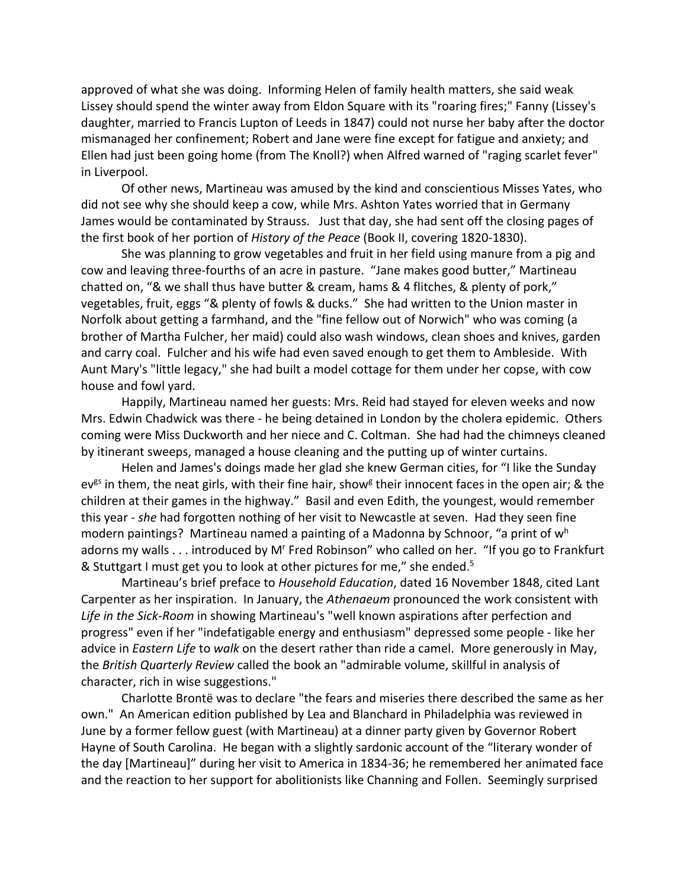approved of what she was doing. Informing Helen of family health matters, she said weak Lissey should spend the winter away from Eldon Square with its "roaring fires;" Fanny (Lissey's daughter, married to Francis Lupton of Leeds in 1847) could not nurse her baby after the doctor mismanaged her confinement; Robert and Jane were fine except for fatigue and anxiety; and Ellen had just been going home (from The Knoll?) when Alfred warned of "raging scarlet fever" in Liverpool.

Of other news, Martineau was amused by the kind and conscientious Misses Yates, who did not see why she should keep a cow, while Mrs. Ashton Yates worried that in Germany James would be contaminated by Strauss. Just that day, she had sent off the closing pages of the first book of her portion of *History of the Peace* (Book II, covering 1820-1830).

She was planning to grow vegetables and fruit in her field using manure from a pig and cow and leaving three-fourths of an acre in pasture. "Jane makes good butter," Martineau chatted on, "& we shall thus have butter & cream, hams & 4 flitches, & plenty of pork," vegetables, fruit, eggs "& plenty of fowls & ducks." She had written to the Union master in Norfolk about getting a farmhand, and the "fine fellow out of Norwich" who was coming (a brother of Martha Fulcher, her maid) could also wash windows, clean shoes and knives, garden and carry coal. Fulcher and his wife had even saved enough to get them to Ambleside. With Aunt Mary's "little legacy," she had built a model cottage for them under her copse, with cow house and fowl yard.

Happily, Martineau named her guests: Mrs. Reid had stayed for eleven weeks and now Mrs. Edwin Chadwick was there - he being detained in London by the cholera epidemic. Others coming were Miss Duckworth and her niece and C. Coltman. She had had the chimneys cleaned by itinerant sweeps, managed a house cleaning and the putting up of winter curtains.

Helen and James's doings made her glad she knew German cities, for "I like the Sunday ev[gs] in them, the neat girls, with their fine hair, show[g] their innocent faces in the open air; & the children at their games in the highway." Basil and even Edith, the youngest, would remember this year - *she* had forgotten nothing of her visit to Newcastle at seven. Had they seen fine modern paintings? Martineau named a painting of a Madonna by Schnoor, "a print of w[h] adorns my walls . . . introduced by M[r] Fred Robinson" who called on her. "If you go to Frankfurt & Stuttgart I must get you to look at other pictures for me," she ended.[5]

Martineau's brief preface to *Household Education*, dated 16 November 1848, cited Lant Carpenter as her inspiration. In January, the *Athenaeum* pronounced the work consistent with *Life in the Sick-Room* in showing Martineau's "well known aspirations after perfection and progress" even if her "indefatigable energy and enthusiasm" depressed some people - like her advice in *Eastern Life* to *walk* on the desert rather than ride a camel. More generously in May, the *British Quarterly Review* called the book an "admirable volume, skillful in analysis of character, rich in wise suggestions."

Charlotte Brontë was to declare "the fears and miseries there described the same as her own." An American edition published by Lea and Blanchard in Philadelphia was reviewed in June by a former fellow guest (with Martineau) at a dinner party given by Governor Robert Hayne of South Carolina. He began with a slightly sardonic account of the "literary wonder of the day [Martineau]" during her visit to America in 1834-36; he remembered her animated face and the reaction to her support for abolitionists like Channing and Follen. Seemingly surprised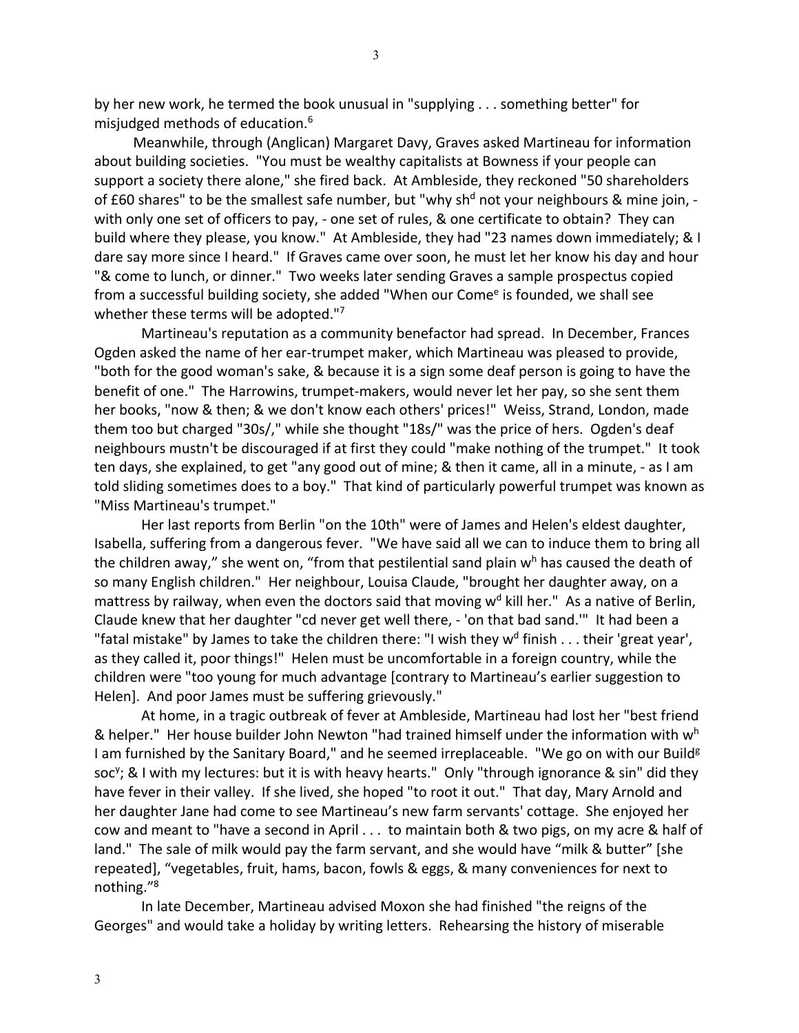by her new work, he termed the book unusual in "supplying . . . something better" for misjudged methods of education.[6]

Meanwhile, through (Anglican) Margaret Davy, Graves asked Martineau for information about building societies. "You must be wealthy capitalists at Bowness if your people can support a society there alone," she fired back. At Ambleside, they reckoned "50 shareholders of £60 shares" to be the smallest safe number, but "why sh[d] not your neighbours & mine join, - with only one set of officers to pay, - one set of rules, & one certificate to obtain? They can build where they please, you know." At Ambleside, they had "23 names down immediately; & I dare say more since I heard." If Graves came over soon, he must let her know his day and hour "& come to lunch, or dinner." Two weeks later sending Graves a sample prospectus copied from a successful building society, she added "When our Come[e] is founded, we shall see whether these terms will be adopted."[7]

Martineau's reputation as a community benefactor had spread. In December, Frances Ogden asked the name of her ear-trumpet maker, which Martineau was pleased to provide, "both for the good woman's sake, & because it is a sign some deaf person is going to have the benefit of one." The Harrowins, trumpet-makers, would never let her pay, so she sent them her books, "now & then; & we don't know each others' prices!" Weiss, Strand, London, made them too but charged "30s/," while she thought "18s/" was the price of hers. Ogden's deaf neighbours mustn't be discouraged if at first they could "make nothing of the trumpet." It took ten days, she explained, to get "any good out of mine; & then it came, all in a minute, - as I am told sliding sometimes does to a boy." That kind of particularly powerful trumpet was known as "Miss Martineau's trumpet."

Her last reports from Berlin "on the 10th" were of James and Helen's eldest daughter, Isabella, suffering from a dangerous fever. "We have said all we can to induce them to bring all the children away," she went on, "from that pestilential sand plain w[h] has caused the death of so many English children." Her neighbour, Louisa Claude, "brought her daughter away, on a mattress by railway, when even the doctors said that moving w[d] kill her." As a native of Berlin, Claude knew that her daughter "cd never get well there, - 'on that bad sand.'" It had been a "fatal mistake" by James to take the children there: "I wish they w[d] finish . . . their 'great year', as they called it, poor things!" Helen must be uncomfortable in a foreign country, while the children were "too young for much advantage [contrary to Martineau's earlier suggestion to Helen]. And poor James must be suffering grievously."

At home, in a tragic outbreak of fever at Ambleside, Martineau had lost her "best friend & helper." Her house builder John Newton "had trained himself under the information with w[h] I am furnished by the Sanitary Board," and he seemed irreplaceable. "We go on with our Build[g] soc[y]; & I with my lectures: but it is with heavy hearts." Only "through ignorance & sin" did they have fever in their valley. If she lived, she hoped "to root it out." That day, Mary Arnold and her daughter Jane had come to see Martineau's new farm servants' cottage. She enjoyed her cow and meant to "have a second in April . . . to maintain both & two pigs, on my acre & half of land." The sale of milk would pay the farm servant, and she would have "milk & butter" [she repeated], "vegetables, fruit, hams, bacon, fowls & eggs, & many conveniences for next to nothing."[8]

In late December, Martineau advised Moxon she had finished "the reigns of the Georges" and would take a holiday by writing letters. Rehearsing the history of miserable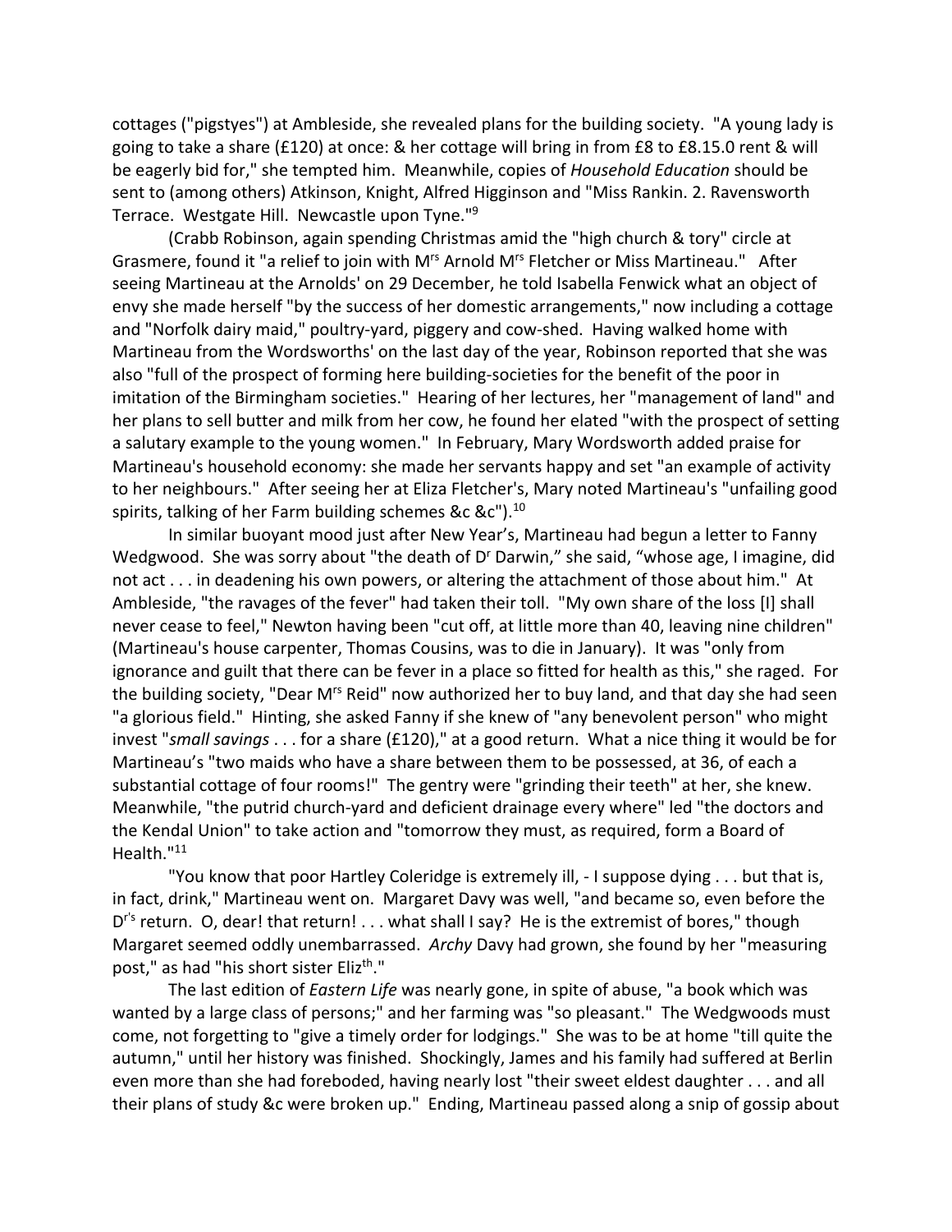cottages ("pigstyes") at Ambleside, she revealed plans for the building society. "A young lady is going to take a share (£120) at once: & her cottage will bring in from £8 to £8.15.0 rent & will be eagerly bid for," she tempted him. Meanwhile, copies of *Household Education* should be sent to (among others) Atkinson, Knight, Alfred Higginson and "Miss Rankin. 2. Ravensworth Terrace. Westgate Hill. Newcastle upon Tyne."[9]

(Crabb Robinson, again spending Christmas amid the "high church & tory" circle at Grasmere, found it "a relief to join with Mrs Arnold Mrs Fletcher or Miss Martineau." After seeing Martineau at the Arnolds' on 29 December, he told Isabella Fenwick what an object of envy she made herself "by the success of her domestic arrangements," now including a cottage and "Norfolk dairy maid," poultry-yard, piggery and cow-shed. Having walked home with Martineau from the Wordsworths' on the last day of the year, Robinson reported that she was also "full of the prospect of forming here building-societies for the benefit of the poor in imitation of the Birmingham societies." Hearing of her lectures, her "management of land" and her plans to sell butter and milk from her cow, he found her elated "with the prospect of setting a salutary example to the young women." In February, Mary Wordsworth added praise for Martineau's household economy: she made her servants happy and set "an example of activity to her neighbours." After seeing her at Eliza Fletcher's, Mary noted Martineau's "unfailing good spirits, talking of her Farm building schemes &c &c").[10]

In similar buoyant mood just after New Year's, Martineau had begun a letter to Fanny Wedgwood. She was sorry about "the death of Dr Darwin," she said, "whose age, I imagine, did not act . . . in deadening his own powers, or altering the attachment of those about him." At Ambleside, "the ravages of the fever" had taken their toll. "My own share of the loss [I] shall never cease to feel," Newton having been "cut off, at little more than 40, leaving nine children" (Martineau's house carpenter, Thomas Cousins, was to die in January). It was "only from ignorance and guilt that there can be fever in a place so fitted for health as this," she raged. For the building society, "Dear Mrs Reid" now authorized her to buy land, and that day she had seen "a glorious field." Hinting, she asked Fanny if she knew of "any benevolent person" who might invest "*small savings* . . . for a share (£120)," at a good return. What a nice thing it would be for Martineau's "two maids who have a share between them to be possessed, at 36, of each a substantial cottage of four rooms!" The gentry were "grinding their teeth" at her, she knew. Meanwhile, "the putrid church-yard and deficient drainage every where" led "the doctors and the Kendal Union" to take action and "tomorrow they must, as required, form a Board of Health."[11]

"You know that poor Hartley Coleridge is extremely ill, - I suppose dying . . . but that is, in fact, drink," Martineau went on. Margaret Davy was well, "and became so, even before the Dr's return. O, dear! that return! . . . what shall I say? He is the extremist of bores," though Margaret seemed oddly unembarrassed. *Archy* Davy had grown, she found by her "measuring post," as had "his short sister Elizth."

The last edition of *Eastern Life* was nearly gone, in spite of abuse, "a book which was wanted by a large class of persons;" and her farming was "so pleasant." The Wedgwoods must come, not forgetting to "give a timely order for lodgings." She was to be at home "till quite the autumn," until her history was finished. Shockingly, James and his family had suffered at Berlin even more than she had foreboded, having nearly lost "their sweet eldest daughter . . . and all their plans of study &c were broken up." Ending, Martineau passed along a snip of gossip about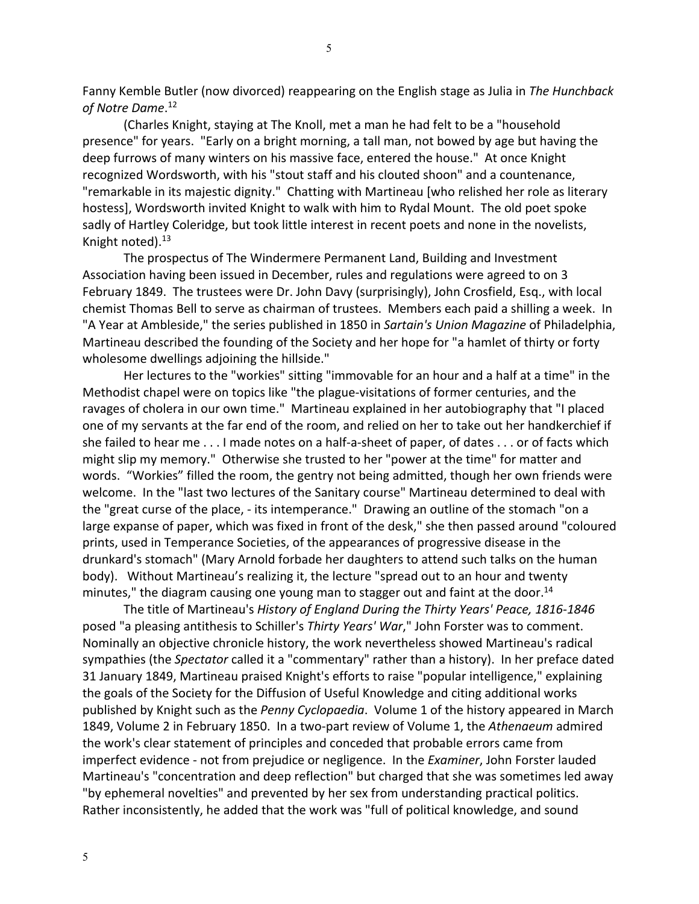Fanny Kemble Butler (now divorced) reappearing on the English stage as Julia in *The Hunchback of Notre Dame*.[12]

(Charles Knight, staying at The Knoll, met a man he had felt to be a "household presence" for years. "Early on a bright morning, a tall man, not bowed by age but having the deep furrows of many winters on his massive face, entered the house." At once Knight recognized Wordsworth, with his "stout staff and his clouted shoon" and a countenance, "remarkable in its majestic dignity." Chatting with Martineau [who relished her role as literary hostess], Wordsworth invited Knight to walk with him to Rydal Mount. The old poet spoke sadly of Hartley Coleridge, but took little interest in recent poets and none in the novelists, Knight noted).[13]

The prospectus of The Windermere Permanent Land, Building and Investment Association having been issued in December, rules and regulations were agreed to on 3 February 1849. The trustees were Dr. John Davy (surprisingly), John Crosfield, Esq., with local chemist Thomas Bell to serve as chairman of trustees. Members each paid a shilling a week. In "A Year at Ambleside," the series published in 1850 in *Sartain's Union Magazine* of Philadelphia, Martineau described the founding of the Society and her hope for "a hamlet of thirty or forty wholesome dwellings adjoining the hillside."

Her lectures to the "workies" sitting "immovable for an hour and a half at a time" in the Methodist chapel were on topics like "the plague-visitations of former centuries, and the ravages of cholera in our own time." Martineau explained in her autobiography that "I placed one of my servants at the far end of the room, and relied on her to take out her handkerchief if she failed to hear me . . . I made notes on a half-a-sheet of paper, of dates . . . or of facts which might slip my memory." Otherwise she trusted to her "power at the time" for matter and words. "Workies" filled the room, the gentry not being admitted, though her own friends were welcome. In the "last two lectures of the Sanitary course" Martineau determined to deal with the "great curse of the place, - its intemperance." Drawing an outline of the stomach "on a large expanse of paper, which was fixed in front of the desk," she then passed around "coloured prints, used in Temperance Societies, of the appearances of progressive disease in the drunkard's stomach" (Mary Arnold forbade her daughters to attend such talks on the human body). Without Martineau's realizing it, the lecture "spread out to an hour and twenty minutes," the diagram causing one young man to stagger out and faint at the door.[14]

The title of Martineau's *History of England During the Thirty Years' Peace, 1816-1846* posed "a pleasing antithesis to Schiller's *Thirty Years' War*," John Forster was to comment. Nominally an objective chronicle history, the work nevertheless showed Martineau's radical sympathies (the *Spectator* called it a "commentary" rather than a history). In her preface dated 31 January 1849, Martineau praised Knight's efforts to raise "popular intelligence," explaining the goals of the Society for the Diffusion of Useful Knowledge and citing additional works published by Knight such as the *Penny Cyclopaedia*. Volume 1 of the history appeared in March 1849, Volume 2 in February 1850. In a two-part review of Volume 1, the *Athenaeum* admired the work's clear statement of principles and conceded that probable errors came from imperfect evidence - not from prejudice or negligence. In the *Examiner*, John Forster lauded Martineau's "concentration and deep reflection" but charged that she was sometimes led away "by ephemeral novelties" and prevented by her sex from understanding practical politics. Rather inconsistently, he added that the work was "full of political knowledge, and sound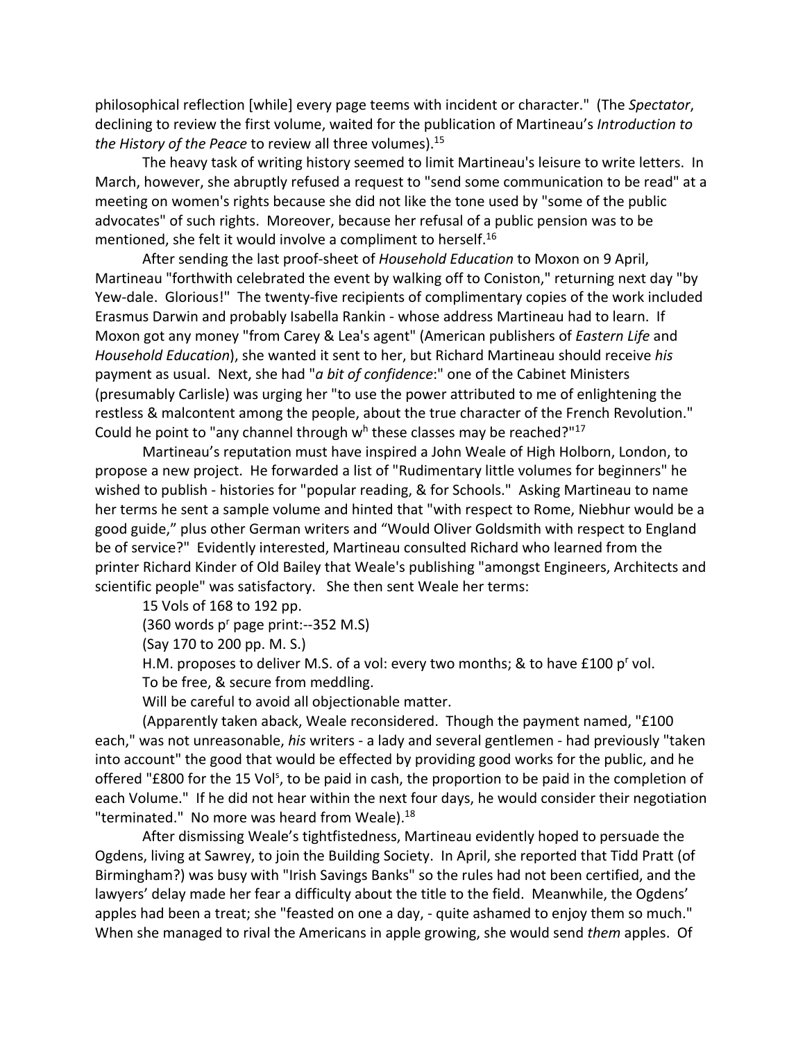philosophical reflection [while] every page teems with incident or character." (The *Spectator*, declining to review the first volume, waited for the publication of Martineau's *Introduction to the History of the Peace* to review all three volumes).[15]

The heavy task of writing history seemed to limit Martineau's leisure to write letters. In March, however, she abruptly refused a request to "send some communication to be read" at a meeting on women's rights because she did not like the tone used by "some of the public advocates" of such rights. Moreover, because her refusal of a public pension was to be mentioned, she felt it would involve a compliment to herself.[16]

After sending the last proof-sheet of *Household Education* to Moxon on 9 April, Martineau "forthwith celebrated the event by walking off to Coniston," returning next day "by Yew-dale. Glorious!" The twenty-five recipients of complimentary copies of the work included Erasmus Darwin and probably Isabella Rankin - whose address Martineau had to learn. If Moxon got any money "from Carey & Lea's agent" (American publishers of *Eastern Life* and *Household Education*), she wanted it sent to her, but Richard Martineau should receive *his* payment as usual. Next, she had "*a bit of confidence*:" one of the Cabinet Ministers (presumably Carlisle) was urging her "to use the power attributed to me of enlightening the restless & malcontent among the people, about the true character of the French Revolution." Could he point to "any channel through w[h] these classes may be reached?"[17]

Martineau's reputation must have inspired a John Weale of High Holborn, London, to propose a new project. He forwarded a list of "Rudimentary little volumes for beginners" he wished to publish - histories for "popular reading, & for Schools." Asking Martineau to name her terms he sent a sample volume and hinted that "with respect to Rome, Niebhur would be a good guide," plus other German writers and "Would Oliver Goldsmith with respect to England be of service?" Evidently interested, Martineau consulted Richard who learned from the printer Richard Kinder of Old Bailey that Weale's publishing "amongst Engineers, Architects and scientific people" was satisfactory. She then sent Weale her terms:

15 Vols of 168 to 192 pp.

(360 words p[r] page print:--352 M.S)

(Say 170 to 200 pp. M. S.)

H.M. proposes to deliver M.S. of a vol: every two months; & to have £100 p[r] vol.

To be free, & secure from meddling.

Will be careful to avoid all objectionable matter.

(Apparently taken aback, Weale reconsidered. Though the payment named, "£100 each," was not unreasonable, *his* writers - a lady and several gentlemen - had previously "taken into account" the good that would be effected by providing good works for the public, and he offered "£800 for the 15 Vol[s], to be paid in cash, the proportion to be paid in the completion of each Volume." If he did not hear within the next four days, he would consider their negotiation "terminated." No more was heard from Weale).[18]

After dismissing Weale's tightfistedness, Martineau evidently hoped to persuade the Ogdens, living at Sawrey, to join the Building Society. In April, she reported that Tidd Pratt (of Birmingham?) was busy with "Irish Savings Banks" so the rules had not been certified, and the lawyers' delay made her fear a difficulty about the title to the field. Meanwhile, the Ogdens' apples had been a treat; she "feasted on one a day, - quite ashamed to enjoy them so much." When she managed to rival the Americans in apple growing, she would send *them* apples. Of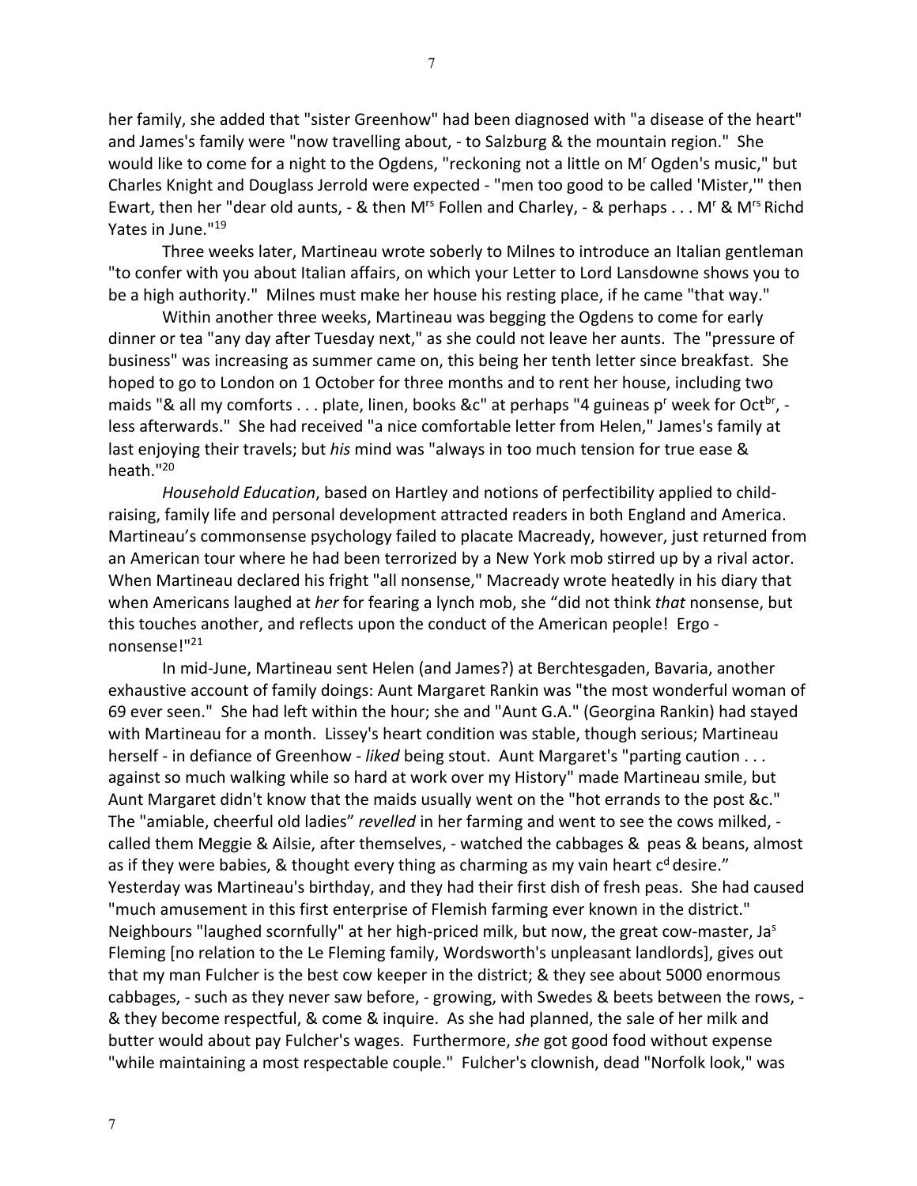her family, she added that "sister Greenhow" had been diagnosed with "a disease of the heart" and James's family were "now travelling about, - to Salzburg & the mountain region." She would like to come for a night to the Ogdens, "reckoning not a little on M$^{r}$ Ogden's music," but Charles Knight and Douglass Jerrold were expected - "men too good to be called 'Mister,'" then Ewart, then her "dear old aunts, - & then M$^{rs}$ Follen and Charley, - & perhaps . . . M$^{r}$ & M$^{rs}$ Richd Yates in June."[19]

Three weeks later, Martineau wrote soberly to Milnes to introduce an Italian gentleman "to confer with you about Italian affairs, on which your Letter to Lord Lansdowne shows you to be a high authority." Milnes must make her house his resting place, if he came "that way."

Within another three weeks, Martineau was begging the Ogdens to come for early dinner or tea "any day after Tuesday next," as she could not leave her aunts. The "pressure of business" was increasing as summer came on, this being her tenth letter since breakfast. She hoped to go to London on 1 October for three months and to rent her house, including two maids "& all my comforts . . . plate, linen, books &c" at perhaps "4 guineas p$^{r}$ week for Oct$^{br}$, - less afterwards." She had received "a nice comfortable letter from Helen," James's family at last enjoying their travels; but *his* mind was "always in too much tension for true ease & heath."[20]

*Household Education*, based on Hartley and notions of perfectibility applied to child-raising, family life and personal development attracted readers in both England and America. Martineau's commonsense psychology failed to placate Macready, however, just returned from an American tour where he had been terrorized by a New York mob stirred up by a rival actor. When Martineau declared his fright "all nonsense," Macready wrote heatedly in his diary that when Americans laughed at *her* for fearing a lynch mob, she "did not think *that* nonsense, but this touches another, and reflects upon the conduct of the American people! Ergo - nonsense!"[21]

In mid-June, Martineau sent Helen (and James?) at Berchtesgaden, Bavaria, another exhaustive account of family doings: Aunt Margaret Rankin was "the most wonderful woman of 69 ever seen." She had left within the hour; she and "Aunt G.A." (Georgina Rankin) had stayed with Martineau for a month. Lissey's heart condition was stable, though serious; Martineau herself - in defiance of Greenhow - *liked* being stout. Aunt Margaret's "parting caution . . . against so much walking while so hard at work over my History" made Martineau smile, but Aunt Margaret didn't know that the maids usually went on the "hot errands to the post &c." The "amiable, cheerful old ladies" *revelled* in her farming and went to see the cows milked, - called them Meggie & Ailsie, after themselves, - watched the cabbages & peas & beans, almost as if they were babies, & thought every thing as charming as my vain heart c$^{d}$ desire." Yesterday was Martineau's birthday, and they had their first dish of fresh peas. She had caused "much amusement in this first enterprise of Flemish farming ever known in the district." Neighbours "laughed scornfully" at her high-priced milk, but now, the great cow-master, Ja$^{s}$ Fleming [no relation to the Le Fleming family, Wordsworth's unpleasant landlords], gives out that my man Fulcher is the best cow keeper in the district; & they see about 5000 enormous cabbages, - such as they never saw before, - growing, with Swedes & beets between the rows, - & they become respectful, & come & inquire. As she had planned, the sale of her milk and butter would about pay Fulcher's wages. Furthermore, *she* got good food without expense "while maintaining a most respectable couple." Fulcher's clownish, dead "Norfolk look," was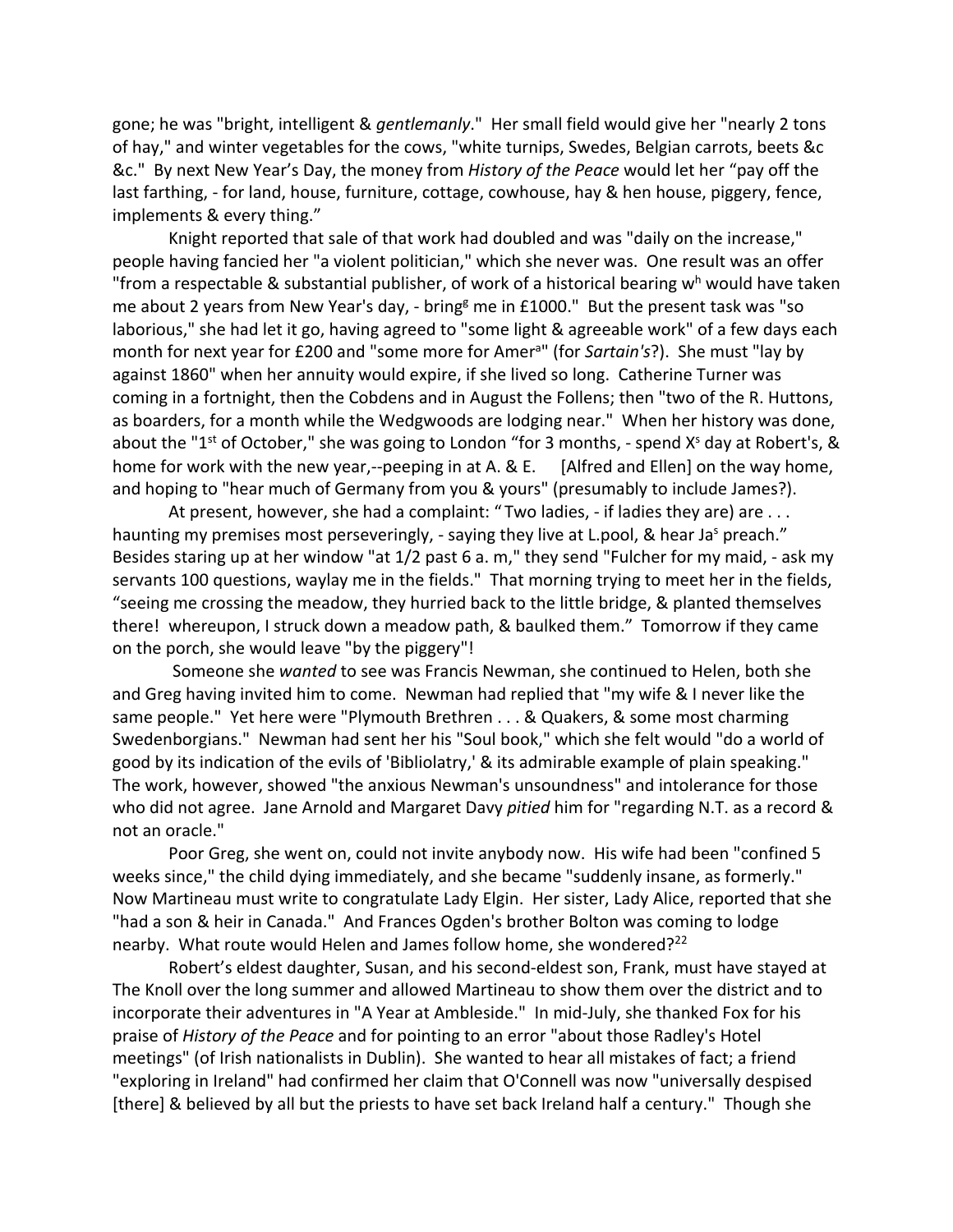gone; he was "bright, intelligent & *gentlemanly*." Her small field would give her "nearly 2 tons of hay," and winter vegetables for the cows, "white turnips, Swedes, Belgian carrots, beets &c &c." By next New Year's Day, the money from *History of the Peace* would let her "pay off the last farthing, - for land, house, furniture, cottage, cowhouse, hay & hen house, piggery, fence, implements & every thing."

Knight reported that sale of that work had doubled and was "daily on the increase," people having fancied her "a violent politician," which she never was. One result was an offer "from a respectable & substantial publisher, of work of a historical bearing w[h] would have taken me about 2 years from New Year's day, - bring[g] me in £1000." But the present task was "so laborious," she had let it go, having agreed to "some light & agreeable work" of a few days each month for next year for £200 and "some more for Amer[a]" (for *Sartain's*?). She must "lay by against 1860" when her annuity would expire, if she lived so long. Catherine Turner was coming in a fortnight, then the Cobdens and in August the Follens; then "two of the R. Huttons, as boarders, for a month while the Wedgwoods are lodging near." When her history was done, about the "1[st] of October," she was going to London "for 3 months, - spend X[s] day at Robert's, & home for work with the new year,--peeping in at A. & E. [Alfred and Ellen] on the way home, and hoping to "hear much of Germany from you & yours" (presumably to include James?).

At present, however, she had a complaint: "Two ladies, - if ladies they are) are . . . haunting my premises most perseveringly, - saying they live at L.pool, & hear Ja[s] preach." Besides staring up at her window "at 1/2 past 6 a. m," they send "Fulcher for my maid, - ask my servants 100 questions, waylay me in the fields." That morning trying to meet her in the fields, "seeing me crossing the meadow, they hurried back to the little bridge, & planted themselves there! whereupon, I struck down a meadow path, & baulked them." Tomorrow if they came on the porch, she would leave "by the piggery"!

Someone she *wanted* to see was Francis Newman, she continued to Helen, both she and Greg having invited him to come. Newman had replied that "my wife & I never like the same people." Yet here were "Plymouth Brethren . . . & Quakers, & some most charming Swedenborgians." Newman had sent her his "Soul book," which she felt would "do a world of good by its indication of the evils of 'Bibliolatry,' & its admirable example of plain speaking." The work, however, showed "the anxious Newman's unsoundness" and intolerance for those who did not agree. Jane Arnold and Margaret Davy *pitied* him for "regarding N.T. as a record & not an oracle."

Poor Greg, she went on, could not invite anybody now. His wife had been "confined 5 weeks since," the child dying immediately, and she became "suddenly insane, as formerly." Now Martineau must write to congratulate Lady Elgin. Her sister, Lady Alice, reported that she "had a son & heir in Canada." And Frances Ogden's brother Bolton was coming to lodge nearby. What route would Helen and James follow home, she wondered?[22]

Robert's eldest daughter, Susan, and his second-eldest son, Frank, must have stayed at The Knoll over the long summer and allowed Martineau to show them over the district and to incorporate their adventures in "A Year at Ambleside." In mid-July, she thanked Fox for his praise of *History of the Peace* and for pointing to an error "about those Radley's Hotel meetings" (of Irish nationalists in Dublin). She wanted to hear all mistakes of fact; a friend "exploring in Ireland" had confirmed her claim that O'Connell was now "universally despised [there] & believed by all but the priests to have set back Ireland half a century." Though she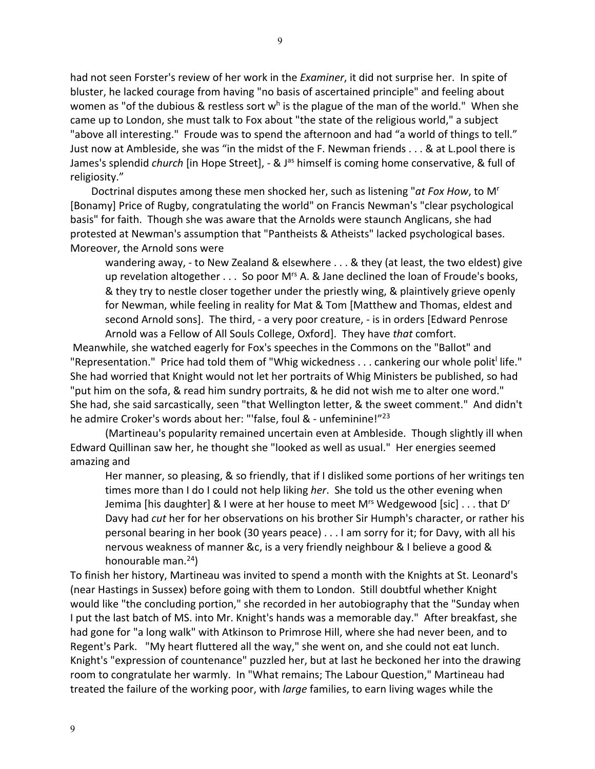had not seen Forster's review of her work in the *Examiner*, it did not surprise her. In spite of bluster, he lacked courage from having "no basis of ascertained principle" and feeling about women as "of the dubious & restless sort w[h] is the plague of the man of the world." When she came up to London, she must talk to Fox about "the state of the religious world," a subject "above all interesting." Froude was to spend the afternoon and had "a world of things to tell." Just now at Ambleside, she was "in the midst of the F. Newman friends . . . & at L.pool there is James's splendid *church* [in Hope Street], - & J[as] himself is coming home conservative, & full of religiosity."

Doctrinal disputes among these men shocked her, such as listening "*at Fox How*, to M[r] [Bonamy] Price of Rugby, congratulating the world" on Francis Newman's "clear psychological basis" for faith. Though she was aware that the Arnolds were staunch Anglicans, she had protested at Newman's assumption that "Pantheists & Atheists" lacked psychological bases. Moreover, the Arnold sons were

> wandering away, - to New Zealand & elsewhere . . . & they (at least, the two eldest) give up revelation altogether . . . So poor M[rs] A. & Jane declined the loan of Froude's books, & they try to nestle closer together under the priestly wing, & plaintively grieve openly for Newman, while feeling in reality for Mat & Tom [Matthew and Thomas, eldest and second Arnold sons]. The third, - a very poor creature, - is in orders [Edward Penrose Arnold was a Fellow of All Souls College, Oxford]. They have *that* comfort.

Meanwhile, she watched eagerly for Fox's speeches in the Commons on the "Ballot" and "Representation." Price had told them of "Whig wickedness . . . cankering our whole polit[l] life." She had worried that Knight would not let her portraits of Whig Ministers be published, so had "put him on the sofa, & read him sundry portraits, & he did not wish me to alter one word." She had, she said sarcastically, seen "that Wellington letter, & the sweet comment." And didn't he admire Croker's words about her: "'false, foul & - unfeminine!"[23]

(Martineau's popularity remained uncertain even at Ambleside. Though slightly ill when Edward Quillinan saw her, he thought she "looked as well as usual." Her energies seemed amazing and

> Her manner, so pleasing, & so friendly, that if I disliked some portions of her writings ten times more than I do I could not help liking *her*. She told us the other evening when Jemima [his daughter] & I were at her house to meet M[rs] Wedgewood [sic] . . . that D[r] Davy had *cut* her for her observations on his brother Sir Humph's character, or rather his personal bearing in her book (30 years peace) . . . I am sorry for it; for Davy, with all his nervous weakness of manner &c, is a very friendly neighbour & I believe a good & honourable man.[24])

To finish her history, Martineau was invited to spend a month with the Knights at St. Leonard's (near Hastings in Sussex) before going with them to London. Still doubtful whether Knight would like "the concluding portion," she recorded in her autobiography that the "Sunday when I put the last batch of MS. into Mr. Knight's hands was a memorable day." After breakfast, she had gone for "a long walk" with Atkinson to Primrose Hill, where she had never been, and to Regent's Park. "My heart fluttered all the way," she went on, and she could not eat lunch. Knight's "expression of countenance" puzzled her, but at last he beckoned her into the drawing room to congratulate her warmly. In "What remains; The Labour Question," Martineau had treated the failure of the working poor, with *large* families, to earn living wages while the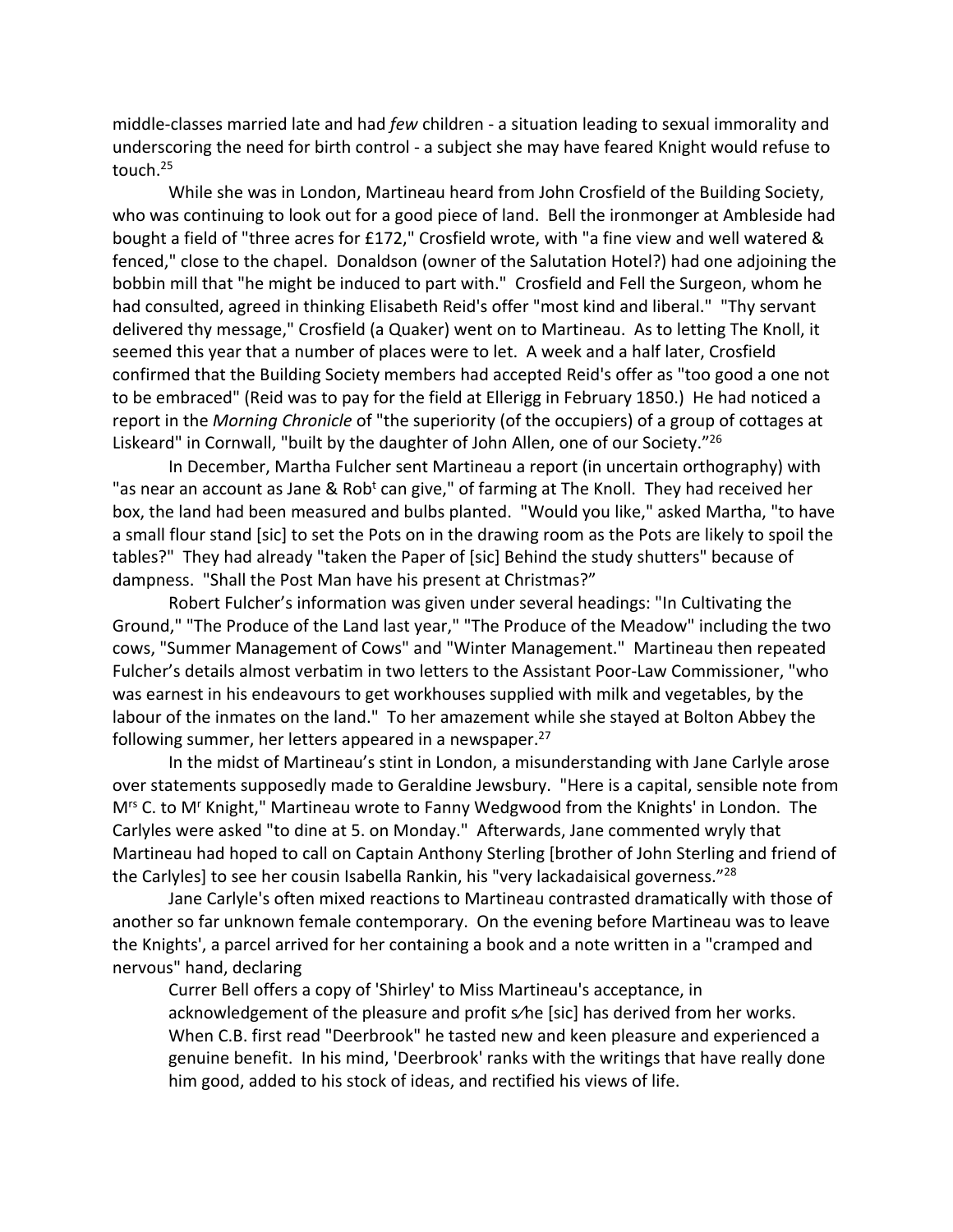middle-classes married late and had *few* children - a situation leading to sexual immorality and underscoring the need for birth control - a subject she may have feared Knight would refuse to touch.[25]

While she was in London, Martineau heard from John Crosfield of the Building Society, who was continuing to look out for a good piece of land. Bell the ironmonger at Ambleside had bought a field of "three acres for £172," Crosfield wrote, with "a fine view and well watered & fenced," close to the chapel. Donaldson (owner of the Salutation Hotel?) had one adjoining the bobbin mill that "he might be induced to part with." Crosfield and Fell the Surgeon, whom he had consulted, agreed in thinking Elisabeth Reid's offer "most kind and liberal." "Thy servant delivered thy message," Crosfield (a Quaker) went on to Martineau. As to letting The Knoll, it seemed this year that a number of places were to let. A week and a half later, Crosfield confirmed that the Building Society members had accepted Reid's offer as "too good a one not to be embraced" (Reid was to pay for the field at Ellerigg in February 1850.) He had noticed a report in the *Morning Chronicle* of "the superiority (of the occupiers) of a group of cottages at Liskeard" in Cornwall, "built by the daughter of John Allen, one of our Society."[26]

In December, Martha Fulcher sent Martineau a report (in uncertain orthography) with "as near an account as Jane & Rob[t] can give," of farming at The Knoll. They had received her box, the land had been measured and bulbs planted. "Would you like," asked Martha, "to have a small flour stand [sic] to set the Pots on in the drawing room as the Pots are likely to spoil the tables?" They had already "taken the Paper of [sic] Behind the study shutters" because of dampness. "Shall the Post Man have his present at Christmas?"

Robert Fulcher's information was given under several headings: "In Cultivating the Ground," "The Produce of the Land last year," "The Produce of the Meadow" including the two cows, "Summer Management of Cows" and "Winter Management." Martineau then repeated Fulcher's details almost verbatim in two letters to the Assistant Poor-Law Commissioner, "who was earnest in his endeavours to get workhouses supplied with milk and vegetables, by the labour of the inmates on the land." To her amazement while she stayed at Bolton Abbey the following summer, her letters appeared in a newspaper.[27]

In the midst of Martineau's stint in London, a misunderstanding with Jane Carlyle arose over statements supposedly made to Geraldine Jewsbury. "Here is a capital, sensible note from M[rs] C. to M[r] Knight," Martineau wrote to Fanny Wedgwood from the Knights' in London. The Carlyles were asked "to dine at 5. on Monday." Afterwards, Jane commented wryly that Martineau had hoped to call on Captain Anthony Sterling [brother of John Sterling and friend of the Carlyles] to see her cousin Isabella Rankin, his "very lackadaisical governess."[28]

Jane Carlyle's often mixed reactions to Martineau contrasted dramatically with those of another so far unknown female contemporary. On the evening before Martineau was to leave the Knights', a parcel arrived for her containing a book and a note written in a "cramped and nervous" hand, declaring

> Currer Bell offers a copy of 'Shirley' to Miss Martineau's acceptance, in acknowledgement of the pleasure and profit s⁄he [sic] has derived from her works. When C.B. first read "Deerbrook" he tasted new and keen pleasure and experienced a genuine benefit. In his mind, 'Deerbrook' ranks with the writings that have really done him good, added to his stock of ideas, and rectified his views of life.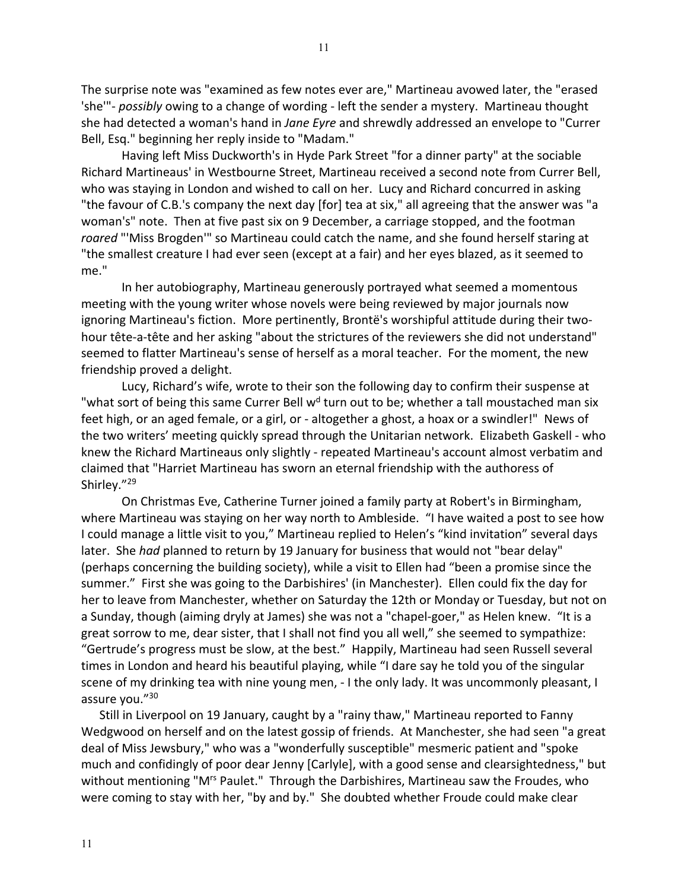The surprise note was "examined as few notes ever are," Martineau avowed later, the "erased 'she'"- *possibly* owing to a change of wording - left the sender a mystery. Martineau thought she had detected a woman's hand in *Jane Eyre* and shrewdly addressed an envelope to "Currer Bell, Esq." beginning her reply inside to "Madam."

Having left Miss Duckworth's in Hyde Park Street "for a dinner party" at the sociable Richard Martineaus' in Westbourne Street, Martineau received a second note from Currer Bell, who was staying in London and wished to call on her. Lucy and Richard concurred in asking "the favour of C.B.'s company the next day [for] tea at six," all agreeing that the answer was "a woman's" note. Then at five past six on 9 December, a carriage stopped, and the footman *roared* "'Miss Brogden'" so Martineau could catch the name, and she found herself staring at "the smallest creature I had ever seen (except at a fair) and her eyes blazed, as it seemed to me."

In her autobiography, Martineau generously portrayed what seemed a momentous meeting with the young writer whose novels were being reviewed by major journals now ignoring Martineau's fiction. More pertinently, Brontë's worshipful attitude during their two-hour tête-a-tête and her asking "about the strictures of the reviewers she did not understand" seemed to flatter Martineau's sense of herself as a moral teacher. For the moment, the new friendship proved a delight.

Lucy, Richard's wife, wrote to their son the following day to confirm their suspense at "what sort of being this same Currer Bell w[d] turn out to be; whether a tall moustached man six feet high, or an aged female, or a girl, or - altogether a ghost, a hoax or a swindler!" News of the two writers' meeting quickly spread through the Unitarian network. Elizabeth Gaskell - who knew the Richard Martineaus only slightly - repeated Martineau's account almost verbatim and claimed that "Harriet Martineau has sworn an eternal friendship with the authoress of Shirley."[29]

On Christmas Eve, Catherine Turner joined a family party at Robert's in Birmingham, where Martineau was staying on her way north to Ambleside. "I have waited a post to see how I could manage a little visit to you," Martineau replied to Helen's "kind invitation" several days later. She *had* planned to return by 19 January for business that would not "bear delay" (perhaps concerning the building society), while a visit to Ellen had "been a promise since the summer." First she was going to the Darbishires' (in Manchester). Ellen could fix the day for her to leave from Manchester, whether on Saturday the 12th or Monday or Tuesday, but not on a Sunday, though (aiming dryly at James) she was not a "chapel-goer," as Helen knew. "It is a great sorrow to me, dear sister, that I shall not find you all well," she seemed to sympathize: "Gertrude's progress must be slow, at the best." Happily, Martineau had seen Russell several times in London and heard his beautiful playing, while "I dare say he told you of the singular scene of my drinking tea with nine young men, - I the only lady. It was uncommonly pleasant, I assure you."[30]

Still in Liverpool on 19 January, caught by a "rainy thaw," Martineau reported to Fanny Wedgwood on herself and on the latest gossip of friends. At Manchester, she had seen "a great deal of Miss Jewsbury," who was a "wonderfully susceptible" mesmeric patient and "spoke much and confidingly of poor dear Jenny [Carlyle], with a good sense and clearsightedness," but without mentioning "M[rs] Paulet." Through the Darbishires, Martineau saw the Froudes, who were coming to stay with her, "by and by." She doubted whether Froude could make clear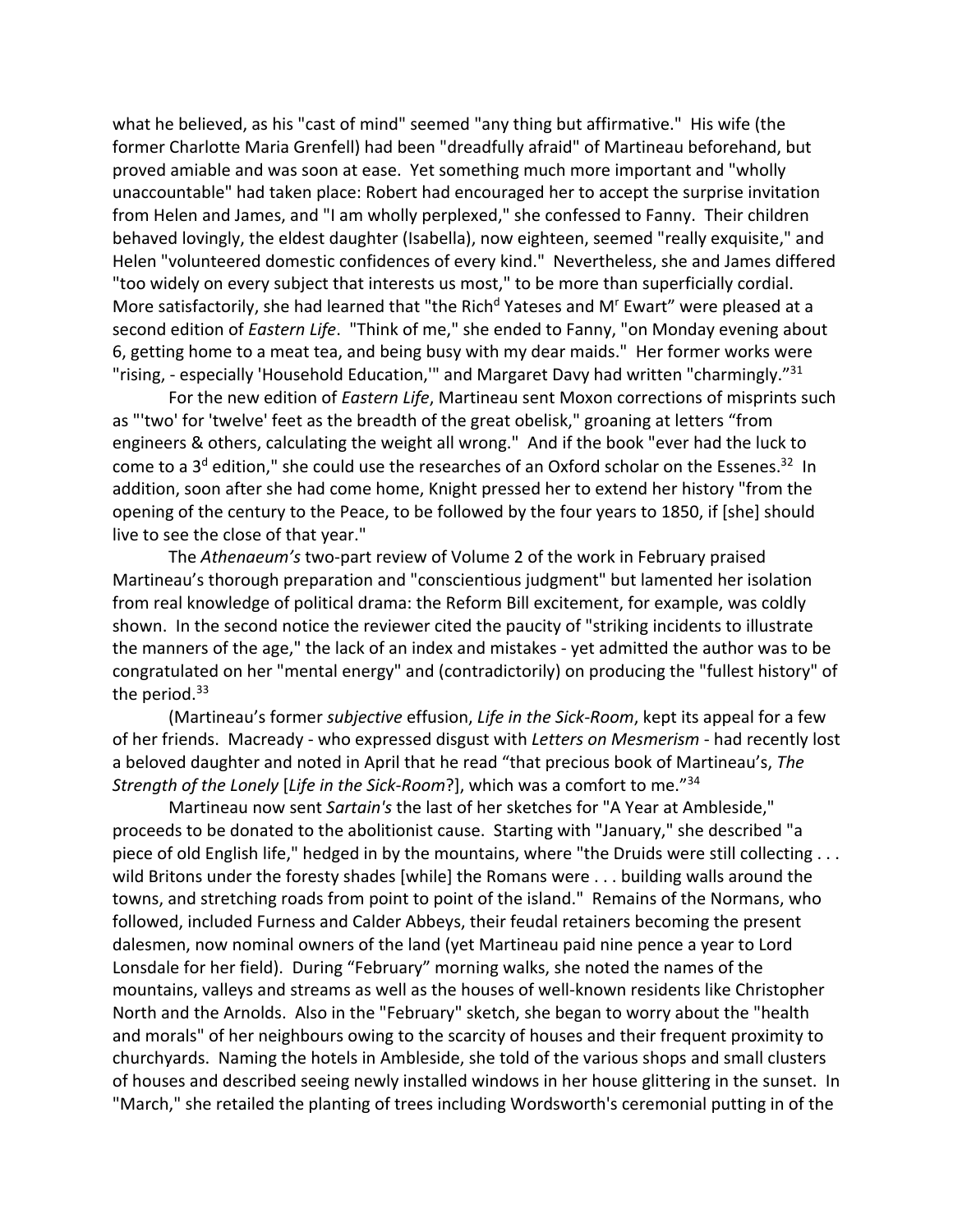what he believed, as his "cast of mind" seemed "any thing but affirmative." His wife (the former Charlotte Maria Grenfell) had been "dreadfully afraid" of Martineau beforehand, but proved amiable and was soon at ease. Yet something much more important and "wholly unaccountable" had taken place: Robert had encouraged her to accept the surprise invitation from Helen and James, and "I am wholly perplexed," she confessed to Fanny. Their children behaved lovingly, the eldest daughter (Isabella), now eighteen, seemed "really exquisite," and Helen "volunteered domestic confidences of every kind." Nevertheless, she and James differed "too widely on every subject that interests us most," to be more than superficially cordial. More satisfactorily, she had learned that "the Rich[d] Yateses and M[r] Ewart" were pleased at a second edition of *Eastern Life*. "Think of me," she ended to Fanny, "on Monday evening about 6, getting home to a meat tea, and being busy with my dear maids." Her former works were "rising, - especially 'Household Education,'" and Margaret Davy had written "charmingly."[31]

For the new edition of *Eastern Life*, Martineau sent Moxon corrections of misprints such as "'two' for 'twelve' feet as the breadth of the great obelisk," groaning at letters "from engineers & others, calculating the weight all wrong." And if the book "ever had the luck to come to a 3[d] edition," she could use the researches of an Oxford scholar on the Essenes.[32] In addition, soon after she had come home, Knight pressed her to extend her history "from the opening of the century to the Peace, to be followed by the four years to 1850, if [she] should live to see the close of that year."

The *Athenaeum's* two-part review of Volume 2 of the work in February praised Martineau's thorough preparation and "conscientious judgment" but lamented her isolation from real knowledge of political drama: the Reform Bill excitement, for example, was coldly shown. In the second notice the reviewer cited the paucity of "striking incidents to illustrate the manners of the age," the lack of an index and mistakes - yet admitted the author was to be congratulated on her "mental energy" and (contradictorily) on producing the "fullest history" of the period.[33]

(Martineau's former *subjective* effusion, *Life in the Sick-Room*, kept its appeal for a few of her friends. Macready - who expressed disgust with *Letters on Mesmerism* - had recently lost a beloved daughter and noted in April that he read "that precious book of Martineau's, *The Strength of the Lonely* [*Life in the Sick-Room*?], which was a comfort to me."[34]

Martineau now sent *Sartain's* the last of her sketches for "A Year at Ambleside," proceeds to be donated to the abolitionist cause. Starting with "January," she described "a piece of old English life," hedged in by the mountains, where "the Druids were still collecting . . . wild Britons under the foresty shades [while] the Romans were . . . building walls around the towns, and stretching roads from point to point of the island." Remains of the Normans, who followed, included Furness and Calder Abbeys, their feudal retainers becoming the present dalesmen, now nominal owners of the land (yet Martineau paid nine pence a year to Lord Lonsdale for her field). During "February" morning walks, she noted the names of the mountains, valleys and streams as well as the houses of well-known residents like Christopher North and the Arnolds. Also in the "February" sketch, she began to worry about the "health and morals" of her neighbours owing to the scarcity of houses and their frequent proximity to churchyards. Naming the hotels in Ambleside, she told of the various shops and small clusters of houses and described seeing newly installed windows in her house glittering in the sunset. In "March," she retailed the planting of trees including Wordsworth's ceremonial putting in of the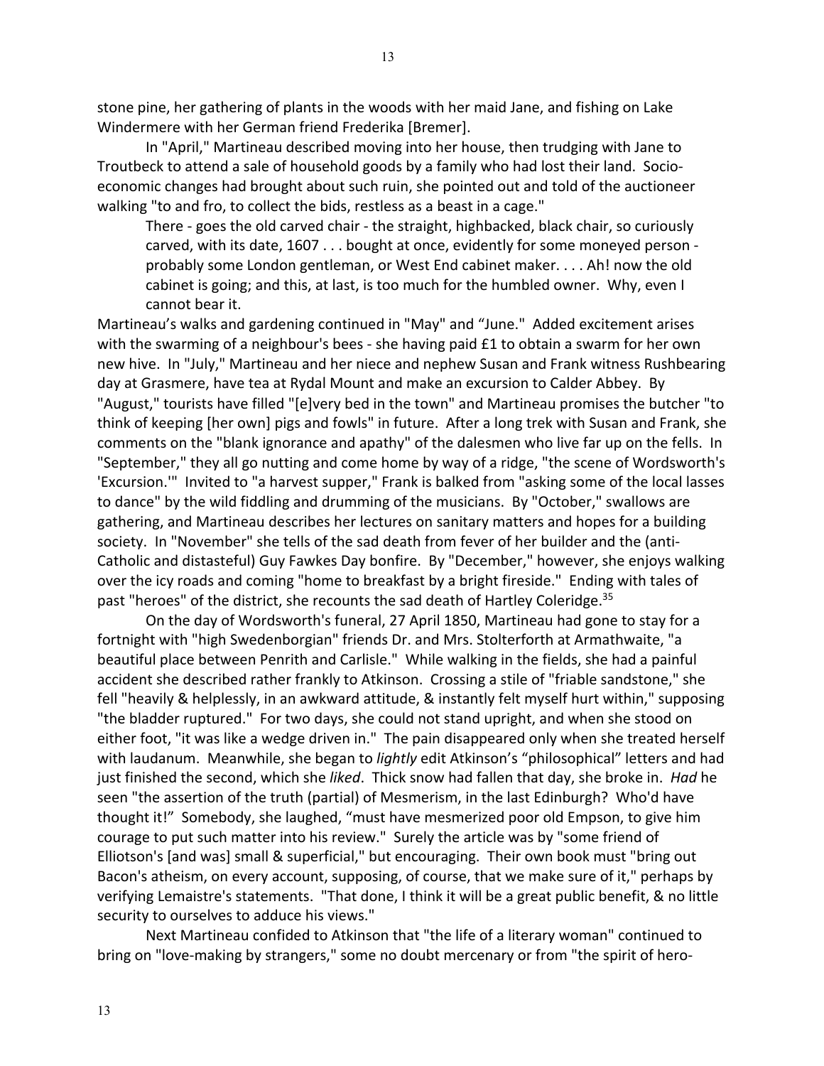stone pine, her gathering of plants in the woods with her maid Jane, and fishing on Lake Windermere with her German friend Frederika [Bremer].

In "April," Martineau described moving into her house, then trudging with Jane to Troutbeck to attend a sale of household goods by a family who had lost their land. Socio-economic changes had brought about such ruin, she pointed out and told of the auctioneer walking "to and fro, to collect the bids, restless as a beast in a cage."

> There - goes the old carved chair - the straight, highbacked, black chair, so curiously carved, with its date, 1607 . . . bought at once, evidently for some moneyed person - probably some London gentleman, or West End cabinet maker. . . . Ah! now the old cabinet is going; and this, at last, is too much for the humbled owner. Why, even I cannot bear it.

Martineau's walks and gardening continued in "May" and "June." Added excitement arises with the swarming of a neighbour's bees - she having paid £1 to obtain a swarm for her own new hive. In "July," Martineau and her niece and nephew Susan and Frank witness Rushbearing day at Grasmere, have tea at Rydal Mount and make an excursion to Calder Abbey. By "August," tourists have filled "[e]very bed in the town" and Martineau promises the butcher "to think of keeping [her own] pigs and fowls" in future. After a long trek with Susan and Frank, she comments on the "blank ignorance and apathy" of the dalesmen who live far up on the fells. In "September," they all go nutting and come home by way of a ridge, "the scene of Wordsworth's 'Excursion.'" Invited to "a harvest supper," Frank is balked from "asking some of the local lasses to dance" by the wild fiddling and drumming of the musicians. By "October," swallows are gathering, and Martineau describes her lectures on sanitary matters and hopes for a building society. In "November" she tells of the sad death from fever of her builder and the (anti-Catholic and distasteful) Guy Fawkes Day bonfire. By "December," however, she enjoys walking over the icy roads and coming "home to breakfast by a bright fireside." Ending with tales of past "heroes" of the district, she recounts the sad death of Hartley Coleridge.[35]

On the day of Wordsworth's funeral, 27 April 1850, Martineau had gone to stay for a fortnight with "high Swedenborgian" friends Dr. and Mrs. Stolterforth at Armathwaite, "a beautiful place between Penrith and Carlisle." While walking in the fields, she had a painful accident she described rather frankly to Atkinson. Crossing a stile of "friable sandstone," she fell "heavily & helplessly, in an awkward attitude, & instantly felt myself hurt within," supposing "the bladder ruptured." For two days, she could not stand upright, and when she stood on either foot, "it was like a wedge driven in." The pain disappeared only when she treated herself with laudanum. Meanwhile, she began to *lightly* edit Atkinson's "philosophical" letters and had just finished the second, which she *liked*. Thick snow had fallen that day, she broke in. *Had* he seen "the assertion of the truth (partial) of Mesmerism, in the last Edinburgh? Who'd have thought it!" Somebody, she laughed, "must have mesmerized poor old Empson, to give him courage to put such matter into his review." Surely the article was by "some friend of Elliotson's [and was] small & superficial," but encouraging. Their own book must "bring out Bacon's atheism, on every account, supposing, of course, that we make sure of it," perhaps by verifying Lemaistre's statements. "That done, I think it will be a great public benefit, & no little security to ourselves to adduce his views."

Next Martineau confided to Atkinson that "the life of a literary woman" continued to bring on "love-making by strangers," some no doubt mercenary or from "the spirit of hero-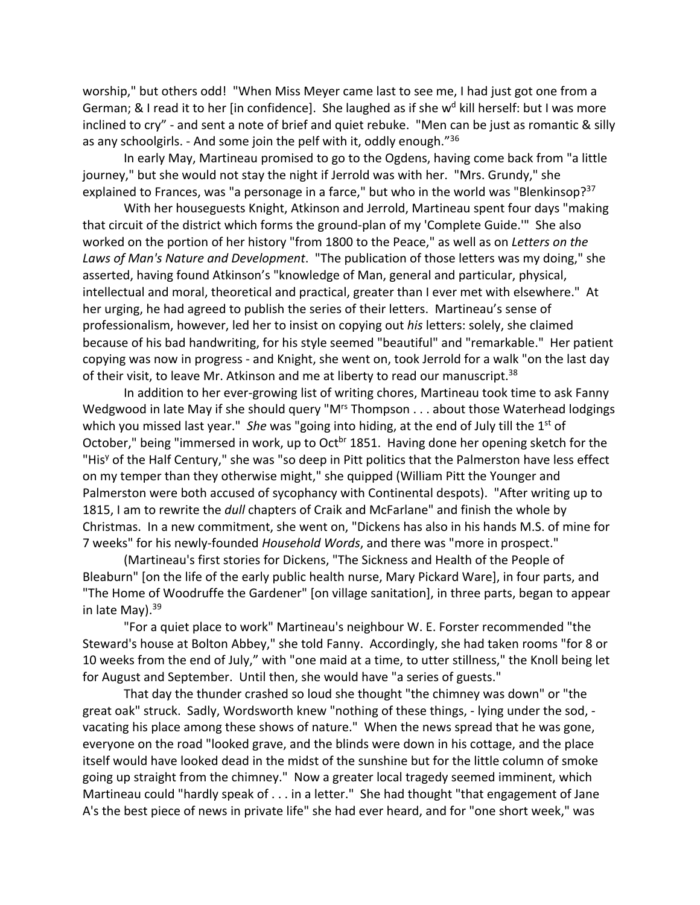worship," but others odd! "When Miss Meyer came last to see me, I had just got one from a German; & I read it to her [in confidence]. She laughed as if she w[d] kill herself: but I was more inclined to cry" - and sent a note of brief and quiet rebuke. "Men can be just as romantic & silly as any schoolgirls. - And some join the pelf with it, oddly enough."[36]

In early May, Martineau promised to go to the Ogdens, having come back from "a little journey," but she would not stay the night if Jerrold was with her. "Mrs. Grundy," she explained to Frances, was "a personage in a farce," but who in the world was "Blenkinsop?[37]

With her houseguests Knight, Atkinson and Jerrold, Martineau spent four days "making that circuit of the district which forms the ground-plan of my 'Complete Guide.'" She also worked on the portion of her history "from 1800 to the Peace," as well as on *Letters on the Laws of Man's Nature and Development*. "The publication of those letters was my doing," she asserted, having found Atkinson's "knowledge of Man, general and particular, physical, intellectual and moral, theoretical and practical, greater than I ever met with elsewhere." At her urging, he had agreed to publish the series of their letters. Martineau's sense of professionalism, however, led her to insist on copying out *his* letters: solely, she claimed because of his bad handwriting, for his style seemed "beautiful" and "remarkable." Her patient copying was now in progress - and Knight, she went on, took Jerrold for a walk "on the last day of their visit, to leave Mr. Atkinson and me at liberty to read our manuscript.[38]

In addition to her ever-growing list of writing chores, Martineau took time to ask Fanny Wedgwood in late May if she should query "M[rs] Thompson . . . about those Waterhead lodgings which you missed last year." *She* was "going into hiding, at the end of July till the 1[st] of October," being "immersed in work, up to Oct[br] 1851. Having done her opening sketch for the "His[y] of the Half Century," she was "so deep in Pitt politics that the Palmerston have less effect on my temper than they otherwise might," she quipped (William Pitt the Younger and Palmerston were both accused of sycophancy with Continental despots). "After writing up to 1815, I am to rewrite the *dull* chapters of Craik and McFarlane" and finish the whole by Christmas. In a new commitment, she went on, "Dickens has also in his hands M.S. of mine for 7 weeks" for his newly-founded *Household Words*, and there was "more in prospect."

(Martineau's first stories for Dickens, "The Sickness and Health of the People of Bleaburn" [on the life of the early public health nurse, Mary Pickard Ware], in four parts, and "The Home of Woodruffe the Gardener" [on village sanitation], in three parts, began to appear in late May).[39]

"For a quiet place to work" Martineau's neighbour W. E. Forster recommended "the Steward's house at Bolton Abbey," she told Fanny. Accordingly, she had taken rooms "for 8 or 10 weeks from the end of July," with "one maid at a time, to utter stillness," the Knoll being let for August and September. Until then, she would have "a series of guests."

That day the thunder crashed so loud she thought "the chimney was down" or "the great oak" struck. Sadly, Wordsworth knew "nothing of these things, - lying under the sod, - vacating his place among these shows of nature." When the news spread that he was gone, everyone on the road "looked grave, and the blinds were down in his cottage, and the place itself would have looked dead in the midst of the sunshine but for the little column of smoke going up straight from the chimney." Now a greater local tragedy seemed imminent, which Martineau could "hardly speak of . . . in a letter." She had thought "that engagement of Jane A's the best piece of news in private life" she had ever heard, and for "one short week," was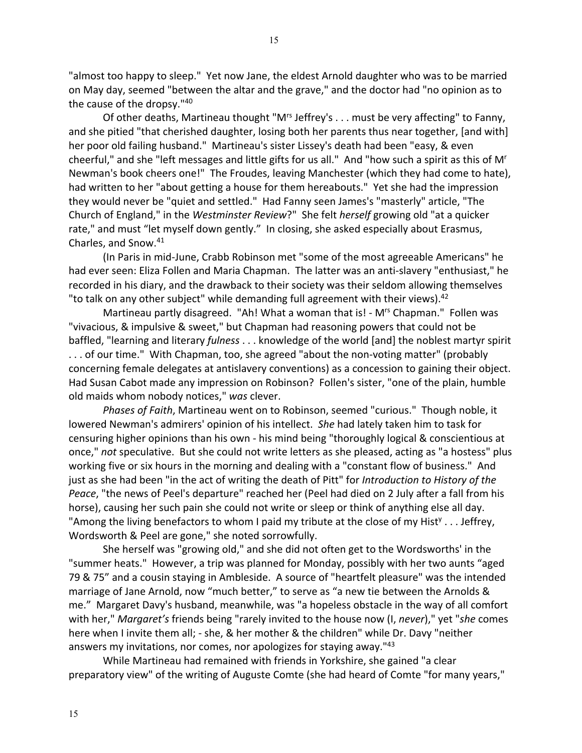"almost too happy to sleep." Yet now Jane, the eldest Arnold daughter who was to be married on May day, seemed "between the altar and the grave," and the doctor had "no opinion as to the cause of the dropsy."[40]

Of other deaths, Martineau thought "M^rs^ Jeffrey's . . . must be very affecting" to Fanny, and she pitied "that cherished daughter, losing both her parents thus near together, [and with] her poor old failing husband." Martineau's sister Lissey's death had been "easy, & even cheerful," and she "left messages and little gifts for us all." And "how such a spirit as this of M^r^ Newman's book cheers one!" The Froudes, leaving Manchester (which they had come to hate), had written to her "about getting a house for them hereabouts." Yet she had the impression they would never be "quiet and settled." Had Fanny seen James's "masterly" article, "The Church of England," in the *Westminster Review*?" She felt *herself* growing old "at a quicker rate," and must "let myself down gently." In closing, she asked especially about Erasmus, Charles, and Snow.[41]

(In Paris in mid-June, Crabb Robinson met "some of the most agreeable Americans" he had ever seen: Eliza Follen and Maria Chapman. The latter was an anti-slavery "enthusiast," he recorded in his diary, and the drawback to their society was their seldom allowing themselves "to talk on any other subject" while demanding full agreement with their views).[42]

Martineau partly disagreed. "Ah! What a woman that is! - M^rs^ Chapman." Follen was "vivacious, & impulsive & sweet," but Chapman had reasoning powers that could not be baffled, "learning and literary *fulness* . . . knowledge of the world [and] the noblest martyr spirit . . . of our time." With Chapman, too, she agreed "about the non-voting matter" (probably concerning female delegates at antislavery conventions) as a concession to gaining their object. Had Susan Cabot made any impression on Robinson? Follen's sister, "one of the plain, humble old maids whom nobody notices," *was* clever.

*Phases of Faith*, Martineau went on to Robinson, seemed "curious." Though noble, it lowered Newman's admirers' opinion of his intellect. *She* had lately taken him to task for censuring higher opinions than his own - his mind being "thoroughly logical & conscientious at once," *not* speculative. But she could not write letters as she pleased, acting as "a hostess" plus working five or six hours in the morning and dealing with a "constant flow of business." And just as she had been "in the act of writing the death of Pitt" for *Introduction to History of the Peace*, "the news of Peel's departure" reached her (Peel had died on 2 July after a fall from his horse), causing her such pain she could not write or sleep or think of anything else all day. "Among the living benefactors to whom I paid my tribute at the close of my Hist^y^ . . . Jeffrey, Wordsworth & Peel are gone," she noted sorrowfully.

She herself was "growing old," and she did not often get to the Wordsworths' in the "summer heats." However, a trip was planned for Monday, possibly with her two aunts "aged 79 & 75" and a cousin staying in Ambleside. A source of "heartfelt pleasure" was the intended marriage of Jane Arnold, now "much better," to serve as "a new tie between the Arnolds & me." Margaret Davy's husband, meanwhile, was "a hopeless obstacle in the way of all comfort with her," *Margaret's* friends being "rarely invited to the house now (I, *never*)," yet "*she* comes here when I invite them all; - she, & her mother & the children" while Dr. Davy "neither answers my invitations, nor comes, nor apologizes for staying away."[43]

While Martineau had remained with friends in Yorkshire, she gained "a clear preparatory view" of the writing of Auguste Comte (she had heard of Comte "for many years,"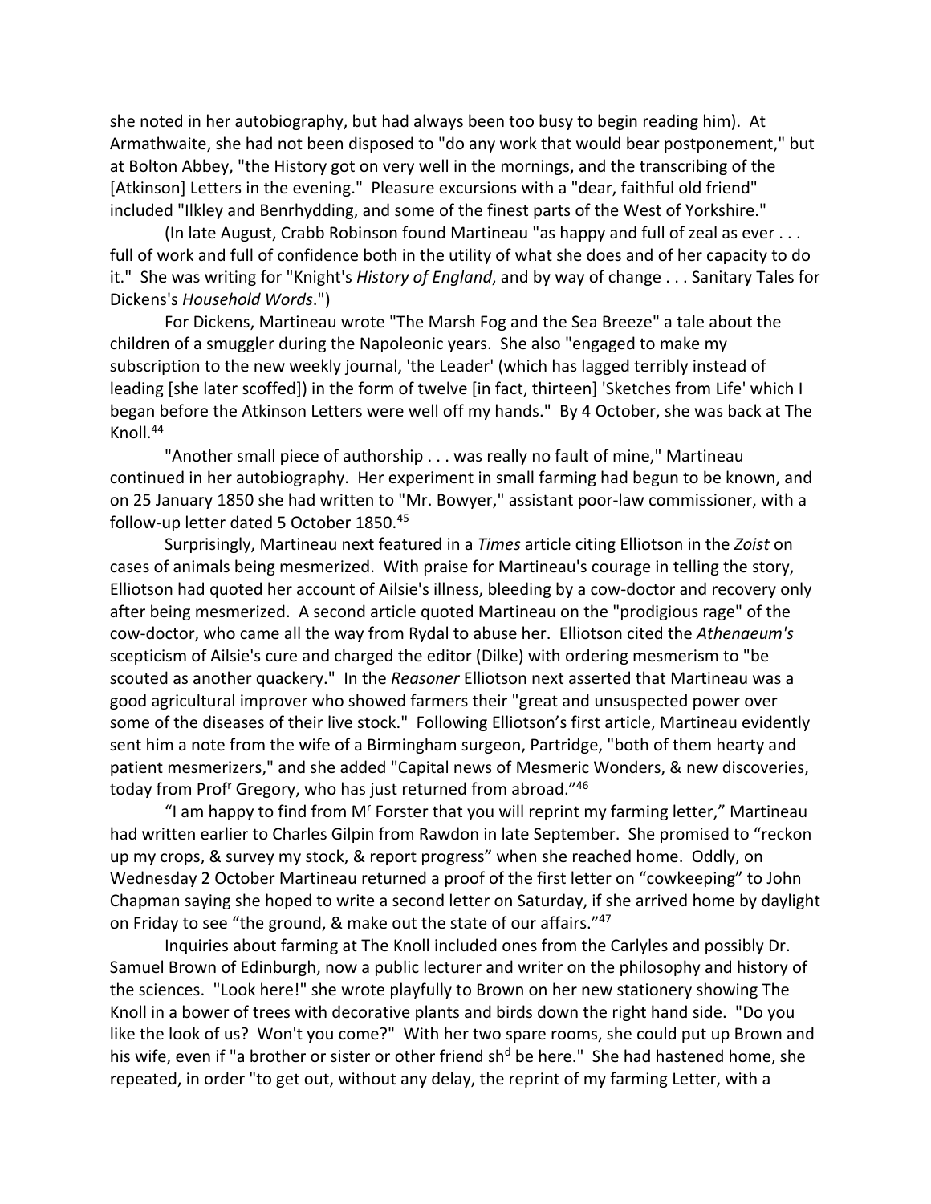she noted in her autobiography, but had always been too busy to begin reading him). At Armathwaite, she had not been disposed to "do any work that would bear postponement," but at Bolton Abbey, "the History got on very well in the mornings, and the transcribing of the [Atkinson] Letters in the evening." Pleasure excursions with a "dear, faithful old friend" included "Ilkley and Benrhydding, and some of the finest parts of the West of Yorkshire."

(In late August, Crabb Robinson found Martineau "as happy and full of zeal as ever . . . full of work and full of confidence both in the utility of what she does and of her capacity to do it." She was writing for "Knight's *History of England*, and by way of change . . . Sanitary Tales for Dickens's *Household Words*.")

For Dickens, Martineau wrote "The Marsh Fog and the Sea Breeze" a tale about the children of a smuggler during the Napoleonic years. She also "engaged to make my subscription to the new weekly journal, 'the Leader' (which has lagged terribly instead of leading [she later scoffed]) in the form of twelve [in fact, thirteen] 'Sketches from Life' which I began before the Atkinson Letters were well off my hands." By 4 October, she was back at The Knoll.[44]

"Another small piece of authorship . . . was really no fault of mine," Martineau continued in her autobiography. Her experiment in small farming had begun to be known, and on 25 January 1850 she had written to "Mr. Bowyer," assistant poor-law commissioner, with a follow-up letter dated 5 October 1850.[45]

Surprisingly, Martineau next featured in a *Times* article citing Elliotson in the *Zoist* on cases of animals being mesmerized. With praise for Martineau's courage in telling the story, Elliotson had quoted her account of Ailsie's illness, bleeding by a cow-doctor and recovery only after being mesmerized. A second article quoted Martineau on the "prodigious rage" of the cow-doctor, who came all the way from Rydal to abuse her. Elliotson cited the *Athenaeum's* scepticism of Ailsie's cure and charged the editor (Dilke) with ordering mesmerism to "be scouted as another quackery." In the *Reasoner* Elliotson next asserted that Martineau was a good agricultural improver who showed farmers their "great and unsuspected power over some of the diseases of their live stock." Following Elliotson's first article, Martineau evidently sent him a note from the wife of a Birmingham surgeon, Partridge, "both of them hearty and patient mesmerizers," and she added "Capital news of Mesmeric Wonders, & new discoveries, today from Prof^r Gregory, who has just returned from abroad."[46]

"I am happy to find from M^r Forster that you will reprint my farming letter," Martineau had written earlier to Charles Gilpin from Rawdon in late September. She promised to "reckon up my crops, & survey my stock, & report progress" when she reached home. Oddly, on Wednesday 2 October Martineau returned a proof of the first letter on "cowkeeping" to John Chapman saying she hoped to write a second letter on Saturday, if she arrived home by daylight on Friday to see "the ground, & make out the state of our affairs."[47]

Inquiries about farming at The Knoll included ones from the Carlyles and possibly Dr. Samuel Brown of Edinburgh, now a public lecturer and writer on the philosophy and history of the sciences. "Look here!" she wrote playfully to Brown on her new stationery showing The Knoll in a bower of trees with decorative plants and birds down the right hand side. "Do you like the look of us? Won't you come?" With her two spare rooms, she could put up Brown and his wife, even if "a brother or sister or other friend sh^d be here." She had hastened home, she repeated, in order "to get out, without any delay, the reprint of my farming Letter, with a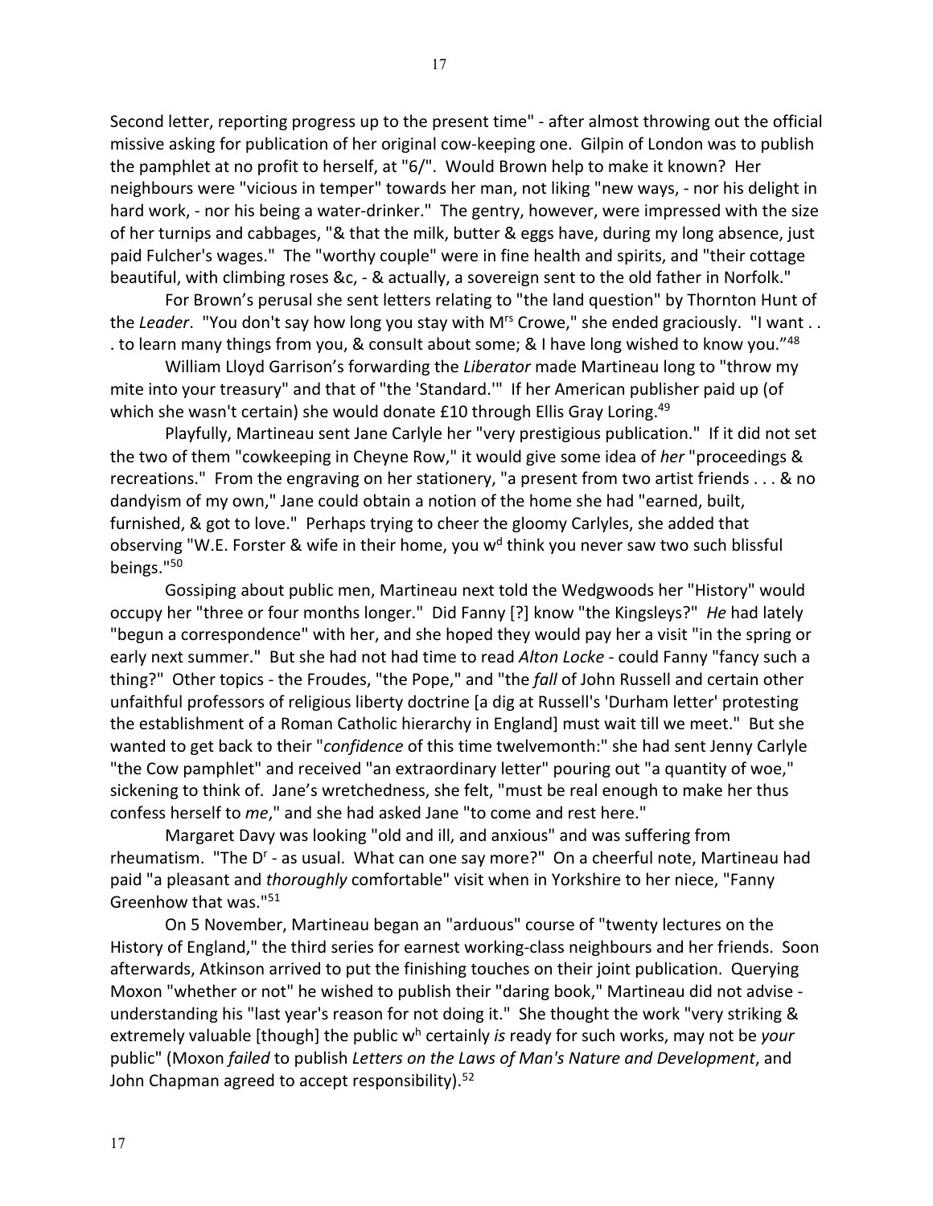Second letter, reporting progress up to the present time" - after almost throwing out the official missive asking for publication of her original cow-keeping one. Gilpin of London was to publish the pamphlet at no profit to herself, at "6/". Would Brown help to make it known? Her neighbours were "vicious in temper" towards her man, not liking "new ways, - nor his delight in hard work, - nor his being a water-drinker." The gentry, however, were impressed with the size of her turnips and cabbages, "& that the milk, butter & eggs have, during my long absence, just paid Fulcher's wages." The "worthy couple" were in fine health and spirits, and "their cottage beautiful, with climbing roses &c, - & actually, a sovereign sent to the old father in Norfolk."

For Brown's perusal she sent letters relating to "the land question" by Thornton Hunt of the *Leader*. "You don't say how long you stay with M[rs] Crowe," she ended graciously. "I want . . . to learn many things from you, & consult about some; & I have long wished to know you."[48]

William Lloyd Garrison's forwarding the *Liberator* made Martineau long to "throw my mite into your treasury" and that of "the 'Standard.'" If her American publisher paid up (of which she wasn't certain) she would donate £10 through Ellis Gray Loring.[49]

Playfully, Martineau sent Jane Carlyle her "very prestigious publication." If it did not set the two of them "cowkeeping in Cheyne Row," it would give some idea of *her* "proceedings & recreations." From the engraving on her stationery, "a present from two artist friends . . . & no dandyism of my own," Jane could obtain a notion of the home she had "earned, built, furnished, & got to love." Perhaps trying to cheer the gloomy Carlyles, she added that observing "W.E. Forster & wife in their home, you w[d] think you never saw two such blissful beings."[50]

Gossiping about public men, Martineau next told the Wedgwoods her "History" would occupy her "three or four months longer." Did Fanny [?] know "the Kingsleys?" *He* had lately "begun a correspondence" with her, and she hoped they would pay her a visit "in the spring or early next summer." But she had not had time to read *Alton Locke* - could Fanny "fancy such a thing?" Other topics - the Froudes, "the Pope," and "the *fall* of John Russell and certain other unfaithful professors of religious liberty doctrine [a dig at Russell's 'Durham letter' protesting the establishment of a Roman Catholic hierarchy in England] must wait till we meet." But she wanted to get back to their "*confidence* of this time twelvemonth:" she had sent Jenny Carlyle "the Cow pamphlet" and received "an extraordinary letter" pouring out "a quantity of woe," sickening to think of. Jane's wretchedness, she felt, "must be real enough to make her thus confess herself to *me*," and she had asked Jane "to come and rest here."

Margaret Davy was looking "old and ill, and anxious" and was suffering from rheumatism. "The D[r] - as usual. What can one say more?" On a cheerful note, Martineau had paid "a pleasant and *thoroughly* comfortable" visit when in Yorkshire to her niece, "Fanny Greenhow that was."[51]

On 5 November, Martineau began an "arduous" course of "twenty lectures on the History of England," the third series for earnest working-class neighbours and her friends. Soon afterwards, Atkinson arrived to put the finishing touches on their joint publication. Querying Moxon "whether or not" he wished to publish their "daring book," Martineau did not advise - understanding his "last year's reason for not doing it." She thought the work "very striking & extremely valuable [though] the public w[h] certainly *is* ready for such works, may not be *your* public" (Moxon *failed* to publish *Letters on the Laws of Man's Nature and Development*, and John Chapman agreed to accept responsibility).[52]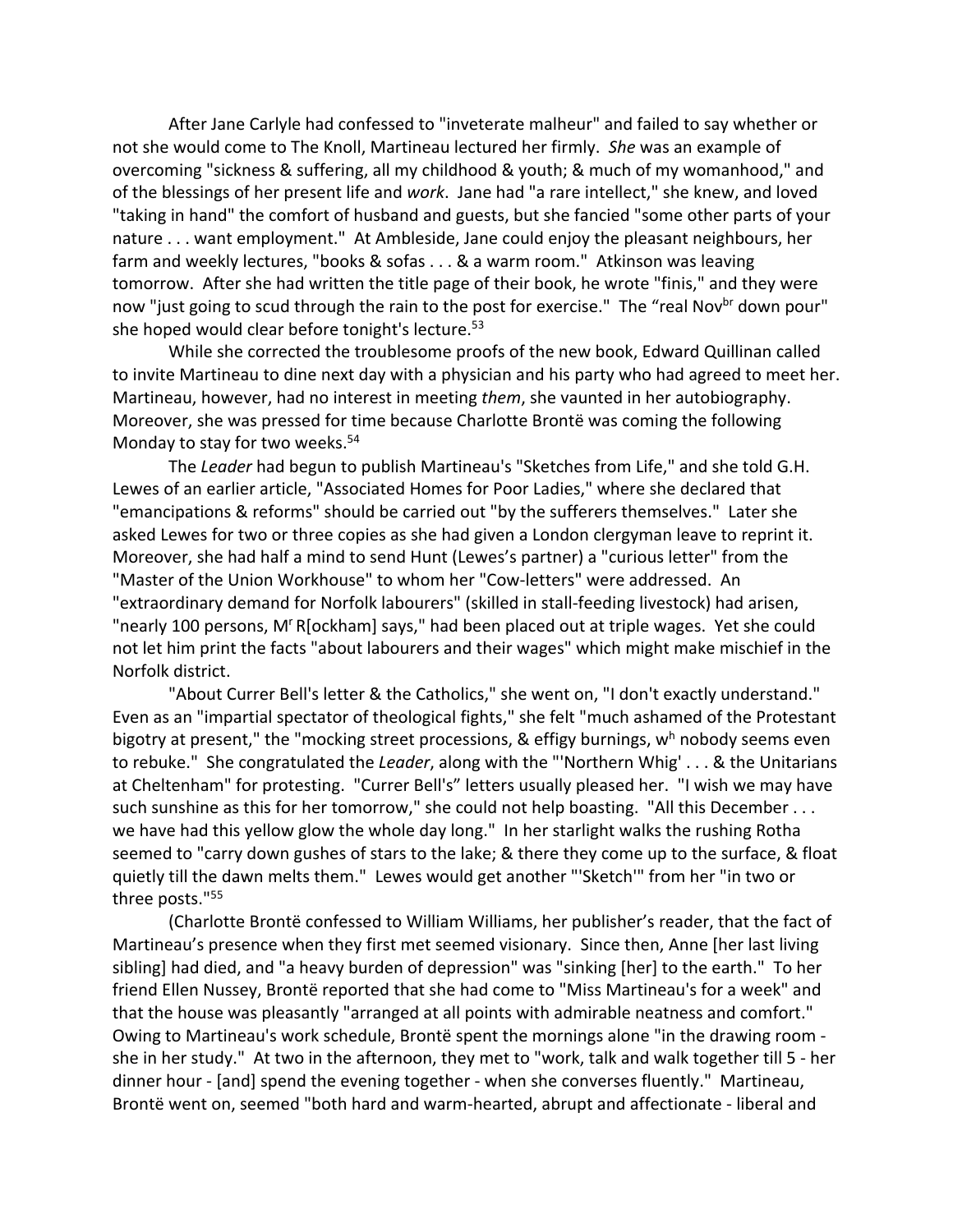After Jane Carlyle had confessed to "inveterate malheur" and failed to say whether or not she would come to The Knoll, Martineau lectured her firmly. *She* was an example of overcoming "sickness & suffering, all my childhood & youth; & much of my womanhood," and of the blessings of her present life and *work*. Jane had "a rare intellect," she knew, and loved "taking in hand" the comfort of husband and guests, but she fancied "some other parts of your nature . . . want employment." At Ambleside, Jane could enjoy the pleasant neighbours, her farm and weekly lectures, "books & sofas . . . & a warm room." Atkinson was leaving tomorrow. After she had written the title page of their book, he wrote "finis," and they were now "just going to scud through the rain to the post for exercise." The "real Nov^br down pour" she hoped would clear before tonight's lecture.[53]

While she corrected the troublesome proofs of the new book, Edward Quillinan called to invite Martineau to dine next day with a physician and his party who had agreed to meet her. Martineau, however, had no interest in meeting *them*, she vaunted in her autobiography. Moreover, she was pressed for time because Charlotte Brontë was coming the following Monday to stay for two weeks.[54]

The *Leader* had begun to publish Martineau's "Sketches from Life," and she told G.H. Lewes of an earlier article, "Associated Homes for Poor Ladies," where she declared that "emancipations & reforms" should be carried out "by the sufferers themselves." Later she asked Lewes for two or three copies as she had given a London clergyman leave to reprint it. Moreover, she had half a mind to send Hunt (Lewes's partner) a "curious letter" from the "Master of the Union Workhouse" to whom her "Cow-letters" were addressed. An "extraordinary demand for Norfolk labourers" (skilled in stall-feeding livestock) had arisen, "nearly 100 persons, M^r R[ockham] says," had been placed out at triple wages. Yet she could not let him print the facts "about labourers and their wages" which might make mischief in the Norfolk district.

"About Currer Bell's letter & the Catholics," she went on, "I don't exactly understand." Even as an "impartial spectator of theological fights," she felt "much ashamed of the Protestant bigotry at present," the "mocking street processions, & effigy burnings, w^h nobody seems even to rebuke." She congratulated the *Leader*, along with the "'Northern Whig' . . . & the Unitarians at Cheltenham" for protesting. "Currer Bell's" letters usually pleased her. "I wish we may have such sunshine as this for her tomorrow," she could not help boasting. "All this December . . . we have had this yellow glow the whole day long." In her starlight walks the rushing Rotha seemed to "carry down gushes of stars to the lake; & there they come up to the surface, & float quietly till the dawn melts them." Lewes would get another "'Sketch'" from her "in two or three posts."[55]

(Charlotte Brontë confessed to William Williams, her publisher's reader, that the fact of Martineau's presence when they first met seemed visionary. Since then, Anne [her last living sibling] had died, and "a heavy burden of depression" was "sinking [her] to the earth." To her friend Ellen Nussey, Brontë reported that she had come to "Miss Martineau's for a week" and that the house was pleasantly "arranged at all points with admirable neatness and comfort." Owing to Martineau's work schedule, Brontë spent the mornings alone "in the drawing room - she in her study." At two in the afternoon, they met to "work, talk and walk together till 5 - her dinner hour - [and] spend the evening together - when she converses fluently." Martineau, Brontë went on, seemed "both hard and warm-hearted, abrupt and affectionate - liberal and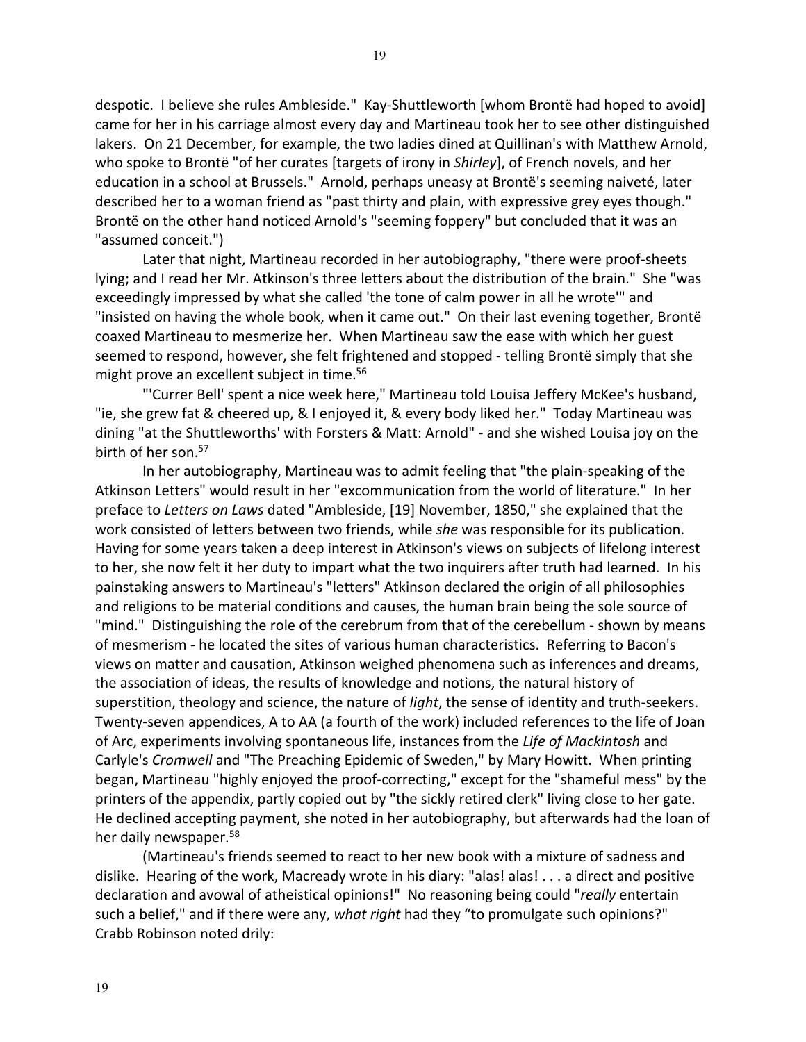despotic. I believe she rules Ambleside." Kay-Shuttleworth [whom Brontë had hoped to avoid] came for her in his carriage almost every day and Martineau took her to see other distinguished lakers. On 21 December, for example, the two ladies dined at Quillinan's with Matthew Arnold, who spoke to Brontë "of her curates [targets of irony in *Shirley*], of French novels, and her education in a school at Brussels." Arnold, perhaps uneasy at Brontë's seeming naiveté, later described her to a woman friend as "past thirty and plain, with expressive grey eyes though." Brontë on the other hand noticed Arnold's "seeming foppery" but concluded that it was an "assumed conceit.")

Later that night, Martineau recorded in her autobiography, "there were proof-sheets lying; and I read her Mr. Atkinson's three letters about the distribution of the brain." She "was exceedingly impressed by what she called 'the tone of calm power in all he wrote'" and "insisted on having the whole book, when it came out." On their last evening together, Brontë coaxed Martineau to mesmerize her. When Martineau saw the ease with which her guest seemed to respond, however, she felt frightened and stopped - telling Brontë simply that she might prove an excellent subject in time.[56]

"'Currer Bell' spent a nice week here," Martineau told Louisa Jeffery McKee's husband, "ie, she grew fat & cheered up, & I enjoyed it, & every body liked her." Today Martineau was dining "at the Shuttleworths' with Forsters & Matt: Arnold" - and she wished Louisa joy on the birth of her son.[57]

In her autobiography, Martineau was to admit feeling that "the plain-speaking of the Atkinson Letters" would result in her "excommunication from the world of literature." In her preface to *Letters on Laws* dated "Ambleside, [19] November, 1850," she explained that the work consisted of letters between two friends, while *she* was responsible for its publication. Having for some years taken a deep interest in Atkinson's views on subjects of lifelong interest to her, she now felt it her duty to impart what the two inquirers after truth had learned. In his painstaking answers to Martineau's "letters" Atkinson declared the origin of all philosophies and religions to be material conditions and causes, the human brain being the sole source of "mind." Distinguishing the role of the cerebrum from that of the cerebellum - shown by means of mesmerism - he located the sites of various human characteristics. Referring to Bacon's views on matter and causation, Atkinson weighed phenomena such as inferences and dreams, the association of ideas, the results of knowledge and notions, the natural history of superstition, theology and science, the nature of *light*, the sense of identity and truth-seekers. Twenty-seven appendices, A to AA (a fourth of the work) included references to the life of Joan of Arc, experiments involving spontaneous life, instances from the *Life of Mackintosh* and Carlyle's *Cromwell* and "The Preaching Epidemic of Sweden," by Mary Howitt. When printing began, Martineau "highly enjoyed the proof-correcting," except for the "shameful mess" by the printers of the appendix, partly copied out by "the sickly retired clerk" living close to her gate. He declined accepting payment, she noted in her autobiography, but afterwards had the loan of her daily newspaper.[58]

(Martineau's friends seemed to react to her new book with a mixture of sadness and dislike. Hearing of the work, Macready wrote in his diary: "alas! alas! . . . a direct and positive declaration and avowal of atheistical opinions!" No reasoning being could "*really* entertain such a belief," and if there were any, *what right* had they "to promulgate such opinions?" Crabb Robinson noted drily: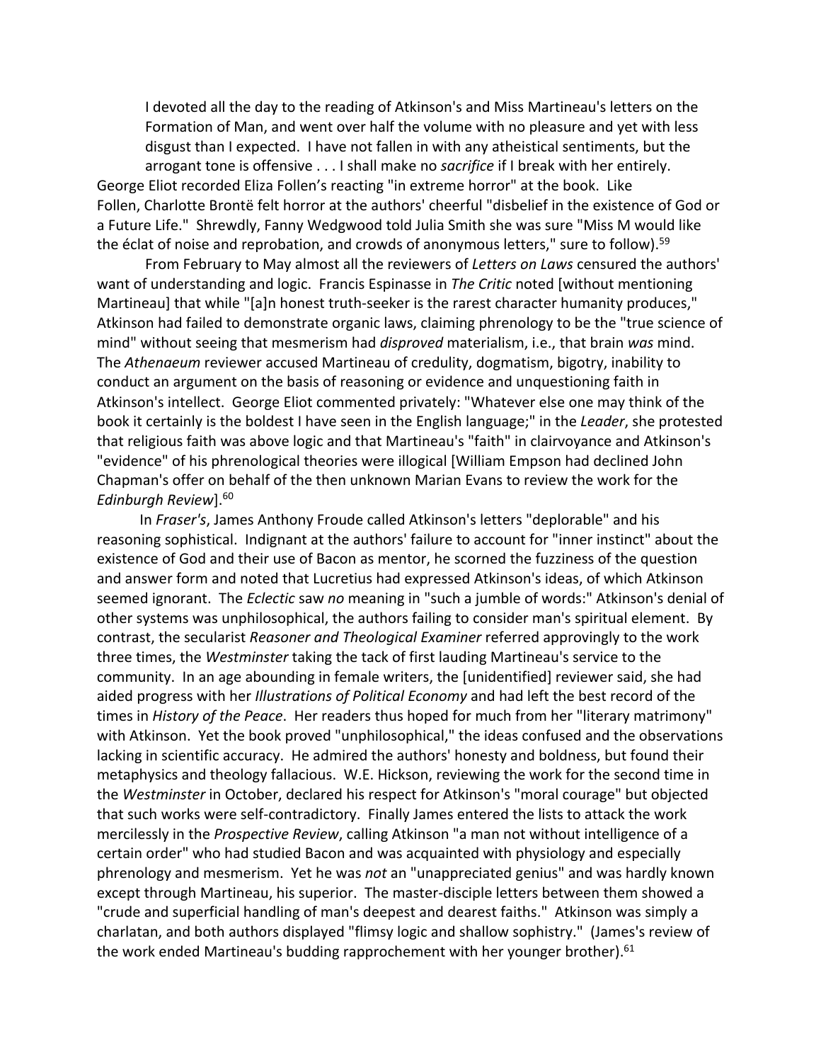> I devoted all the day to the reading of Atkinson's and Miss Martineau's letters on the Formation of Man, and went over half the volume with no pleasure and yet with less disgust than I expected. I have not fallen in with any atheistical sentiments, but the arrogant tone is offensive . . . I shall make no *sacrifice* if I break with her entirely.

George Eliot recorded Eliza Follen's reacting "in extreme horror" at the book. Like Follen, Charlotte Brontë felt horror at the authors' cheerful "disbelief in the existence of God or a Future Life." Shrewdly, Fanny Wedgwood told Julia Smith she was sure "Miss M would like the éclat of noise and reprobation, and crowds of anonymous letters," sure to follow).[59]

From February to May almost all the reviewers of *Letters on Laws* censured the authors' want of understanding and logic. Francis Espinasse in *The Critic* noted [without mentioning Martineau] that while "[a]n honest truth-seeker is the rarest character humanity produces," Atkinson had failed to demonstrate organic laws, claiming phrenology to be the "true science of mind" without seeing that mesmerism had *disproved* materialism, i.e., that brain *was* mind. The *Athenaeum* reviewer accused Martineau of credulity, dogmatism, bigotry, inability to conduct an argument on the basis of reasoning or evidence and unquestioning faith in Atkinson's intellect. George Eliot commented privately: "Whatever else one may think of the book it certainly is the boldest I have seen in the English language;" in the *Leader*, she protested that religious faith was above logic and that Martineau's "faith" in clairvoyance and Atkinson's "evidence" of his phrenological theories were illogical [William Empson had declined John Chapman's offer on behalf of the then unknown Marian Evans to review the work for the *Edinburgh Review*].[60]

In *Fraser's*, James Anthony Froude called Atkinson's letters "deplorable" and his reasoning sophistical. Indignant at the authors' failure to account for "inner instinct" about the existence of God and their use of Bacon as mentor, he scorned the fuzziness of the question and answer form and noted that Lucretius had expressed Atkinson's ideas, of which Atkinson seemed ignorant. The *Eclectic* saw *no* meaning in "such a jumble of words:" Atkinson's denial of other systems was unphilosophical, the authors failing to consider man's spiritual element. By contrast, the secularist *Reasoner and Theological Examiner* referred approvingly to the work three times, the *Westminster* taking the tack of first lauding Martineau's service to the community. In an age abounding in female writers, the [unidentified] reviewer said, she had aided progress with her *Illustrations of Political Economy* and had left the best record of the times in *History of the Peace*. Her readers thus hoped for much from her "literary matrimony" with Atkinson. Yet the book proved "unphilosophical," the ideas confused and the observations lacking in scientific accuracy. He admired the authors' honesty and boldness, but found their metaphysics and theology fallacious. W.E. Hickson, reviewing the work for the second time in the *Westminster* in October, declared his respect for Atkinson's "moral courage" but objected that such works were self-contradictory. Finally James entered the lists to attack the work mercilessly in the *Prospective Review*, calling Atkinson "a man not without intelligence of a certain order" who had studied Bacon and was acquainted with physiology and especially phrenology and mesmerism. Yet he was *not* an "unappreciated genius" and was hardly known except through Martineau, his superior. The master-disciple letters between them showed a "crude and superficial handling of man's deepest and dearest faiths." Atkinson was simply a charlatan, and both authors displayed "flimsy logic and shallow sophistry." (James's review of the work ended Martineau's budding rapprochement with her younger brother).[61]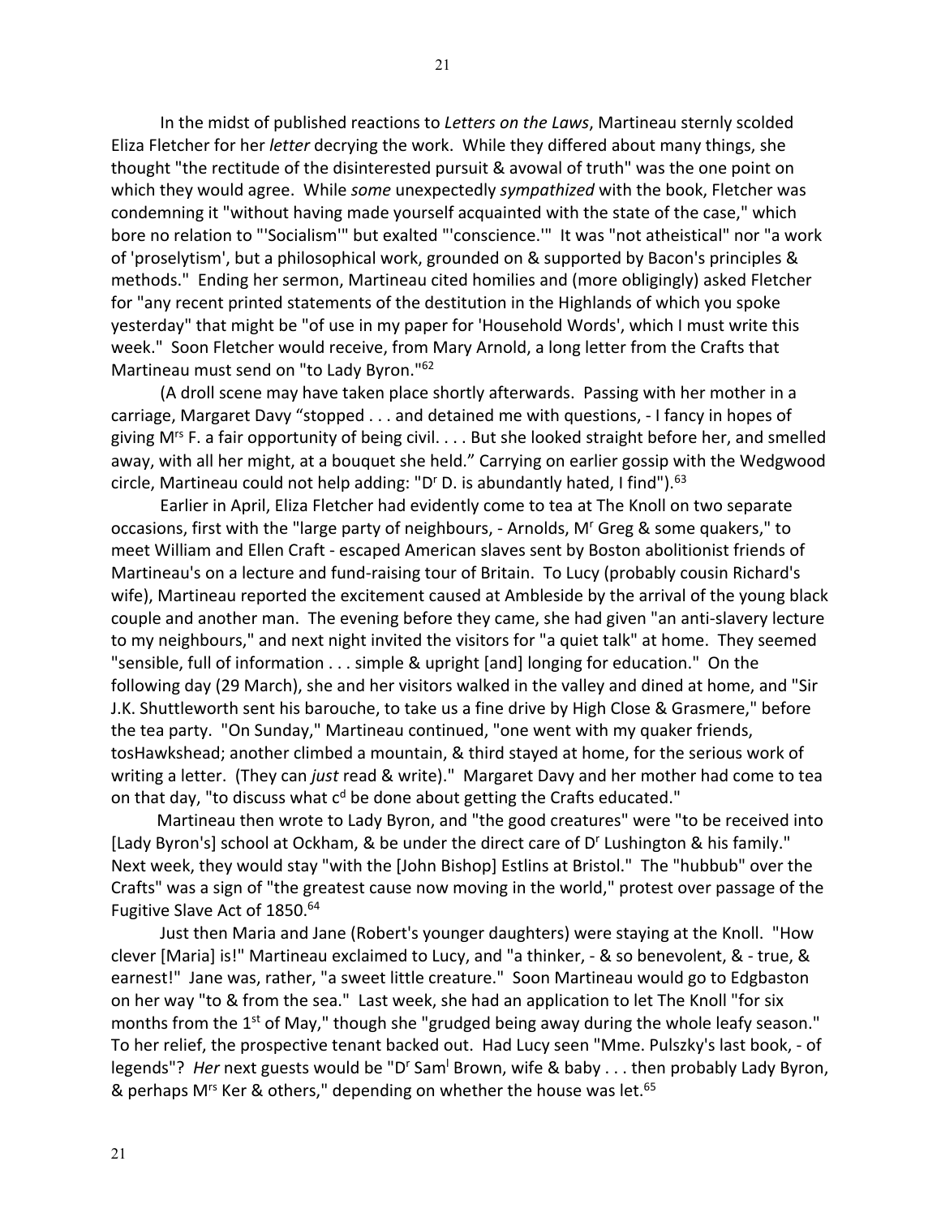In the midst of published reactions to *Letters on the Laws*, Martineau sternly scolded Eliza Fletcher for her *letter* decrying the work. While they differed about many things, she thought "the rectitude of the disinterested pursuit & avowal of truth" was the one point on which they would agree. While *some* unexpectedly *sympathized* with the book, Fletcher was condemning it "without having made yourself acquainted with the state of the case," which bore no relation to "'Socialism'" but exalted "'conscience.'" It was "not atheistical" nor "a work of 'proselytism', but a philosophical work, grounded on & supported by Bacon's principles & methods." Ending her sermon, Martineau cited homilies and (more obligingly) asked Fletcher for "any recent printed statements of the destitution in the Highlands of which you spoke yesterday" that might be "of use in my paper for 'Household Words', which I must write this week." Soon Fletcher would receive, from Mary Arnold, a long letter from the Crafts that Martineau must send on "to Lady Byron."[62]

(A droll scene may have taken place shortly afterwards. Passing with her mother in a carriage, Margaret Davy "stopped . . . and detained me with questions, - I fancy in hopes of giving M^rs F. a fair opportunity of being civil. . . . But she looked straight before her, and smelled away, with all her might, at a bouquet she held." Carrying on earlier gossip with the Wedgwood circle, Martineau could not help adding: "D^r D. is abundantly hated, I find").[63]

Earlier in April, Eliza Fletcher had evidently come to tea at The Knoll on two separate occasions, first with the "large party of neighbours, - Arnolds, M^r Greg & some quakers," to meet William and Ellen Craft - escaped American slaves sent by Boston abolitionist friends of Martineau's on a lecture and fund-raising tour of Britain. To Lucy (probably cousin Richard's wife), Martineau reported the excitement caused at Ambleside by the arrival of the young black couple and another man. The evening before they came, she had given "an anti-slavery lecture to my neighbours," and next night invited the visitors for "a quiet talk" at home. They seemed "sensible, full of information . . . simple & upright [and] longing for education." On the following day (29 March), she and her visitors walked in the valley and dined at home, and "Sir J.K. Shuttleworth sent his barouche, to take us a fine drive by High Close & Grasmere," before the tea party. "On Sunday," Martineau continued, "one went with my quaker friends, tosHawkshead; another climbed a mountain, & third stayed at home, for the serious work of writing a letter. (They can *just* read & write)." Margaret Davy and her mother had come to tea on that day, "to discuss what c^d be done about getting the Crafts educated."

Martineau then wrote to Lady Byron, and "the good creatures" were "to be received into [Lady Byron's] school at Ockham, & be under the direct care of D^r Lushington & his family." Next week, they would stay "with the [John Bishop] Estlins at Bristol." The "hubbub" over the Crafts" was a sign of "the greatest cause now moving in the world," protest over passage of the Fugitive Slave Act of 1850.[64]

Just then Maria and Jane (Robert's younger daughters) were staying at the Knoll. "How clever [Maria] is!" Martineau exclaimed to Lucy, and "a thinker, - & so benevolent, & - true, & earnest!" Jane was, rather, "a sweet little creature." Soon Martineau would go to Edgbaston on her way "to & from the sea." Last week, she had an application to let The Knoll "for six months from the 1st of May," though she "grudged being away during the whole leafy season." To her relief, the prospective tenant backed out. Had Lucy seen "Mme. Pulszky's last book, - of legends"? *Her* next guests would be "D^r Sam^l Brown, wife & baby . . . then probably Lady Byron, & perhaps M^rs Ker & others," depending on whether the house was let.[65]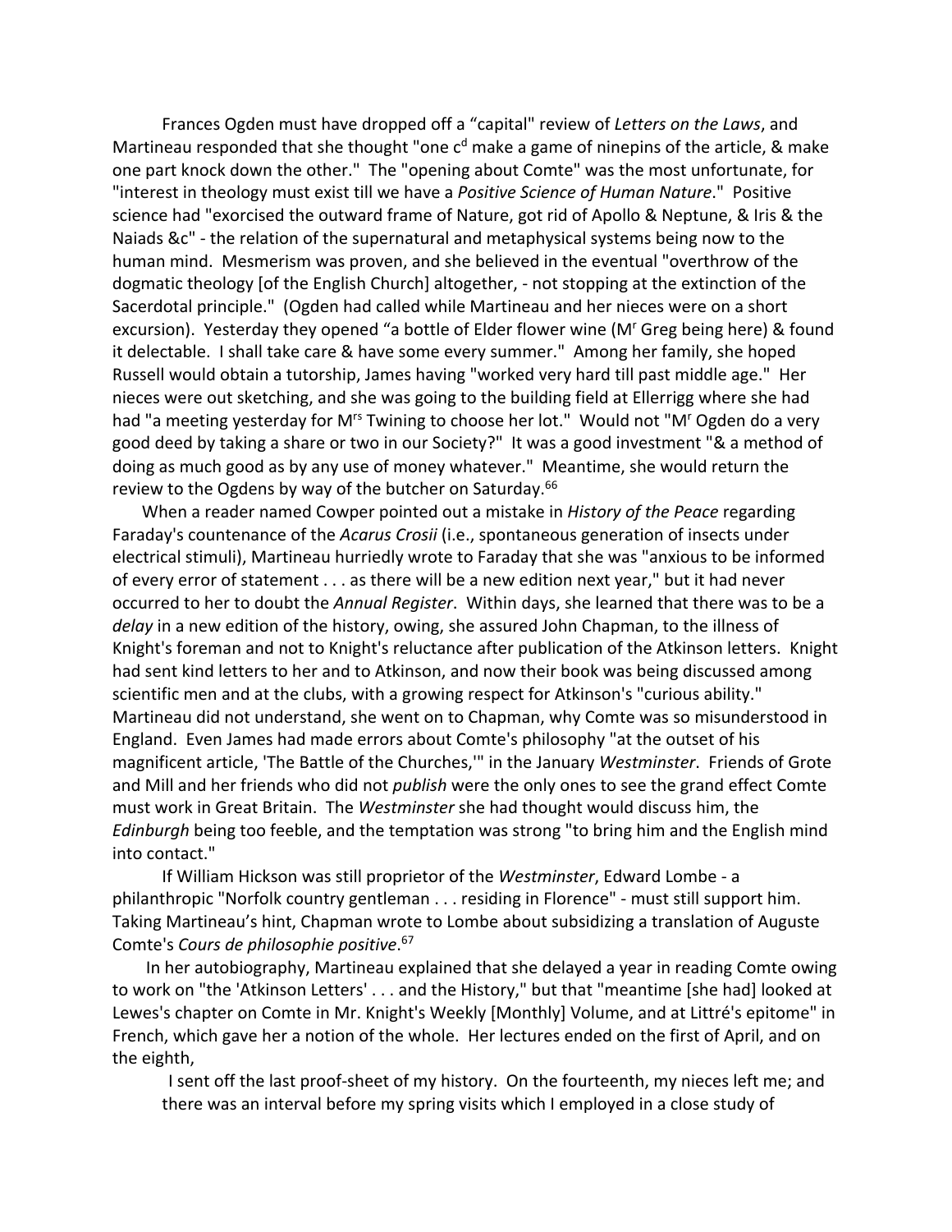Frances Ogden must have dropped off a “capital" review of *Letters on the Laws*, and Martineau responded that she thought "one c$^{d}$ make a game of ninepins of the article, & make one part knock down the other." The "opening about Comte" was the most unfortunate, for "interest in theology must exist till we have a *Positive Science of Human Nature*." Positive science had "exorcised the outward frame of Nature, got rid of Apollo & Neptune, & Iris & the Naiads &c" - the relation of the supernatural and metaphysical systems being now to the human mind. Mesmerism was proven, and she believed in the eventual "overthrow of the dogmatic theology [of the English Church] altogether, - not stopping at the extinction of the Sacerdotal principle." (Ogden had called while Martineau and her nieces were on a short excursion). Yesterday they opened “a bottle of Elder flower wine (M$^{r}$ Greg being here) & found it delectable. I shall take care & have some every summer." Among her family, she hoped Russell would obtain a tutorship, James having "worked very hard till past middle age." Her nieces were out sketching, and she was going to the building field at Ellerrigg where she had had "a meeting yesterday for M$^{rs}$ Twining to choose her lot." Would not "M$^{r}$ Ogden do a very good deed by taking a share or two in our Society?" It was a good investment "& a method of doing as much good as by any use of money whatever." Meantime, she would return the review to the Ogdens by way of the butcher on Saturday.[66]

When a reader named Cowper pointed out a mistake in *History of the Peace* regarding Faraday's countenance of the *Acarus Crosii* (i.e., spontaneous generation of insects under electrical stimuli), Martineau hurriedly wrote to Faraday that she was "anxious to be informed of every error of statement . . . as there will be a new edition next year," but it had never occurred to her to doubt the *Annual Register*. Within days, she learned that there was to be a *delay* in a new edition of the history, owing, she assured John Chapman, to the illness of Knight's foreman and not to Knight's reluctance after publication of the Atkinson letters. Knight had sent kind letters to her and to Atkinson, and now their book was being discussed among scientific men and at the clubs, with a growing respect for Atkinson's "curious ability." Martineau did not understand, she went on to Chapman, why Comte was so misunderstood in England. Even James had made errors about Comte's philosophy "at the outset of his magnificent article, 'The Battle of the Churches,'" in the January *Westminster*. Friends of Grote and Mill and her friends who did not *publish* were the only ones to see the grand effect Comte must work in Great Britain. The *Westminster* she had thought would discuss him, the *Edinburgh* being too feeble, and the temptation was strong "to bring him and the English mind into contact."

If William Hickson was still proprietor of the *Westminster*, Edward Lombe - a philanthropic "Norfolk country gentleman . . . residing in Florence" - must still support him. Taking Martineau’s hint, Chapman wrote to Lombe about subsidizing a translation of Auguste Comte's *Cours de philosophie positive*.[67]

In her autobiography, Martineau explained that she delayed a year in reading Comte owing to work on "the 'Atkinson Letters' . . . and the History," but that "meantime [she had] looked at Lewes's chapter on Comte in Mr. Knight's Weekly [Monthly] Volume, and at Littré's epitome" in French, which gave her a notion of the whole. Her lectures ended on the first of April, and on the eighth,

> I sent off the last proof-sheet of my history. On the fourteenth, my nieces left me; and there was an interval before my spring visits which I employed in a close study of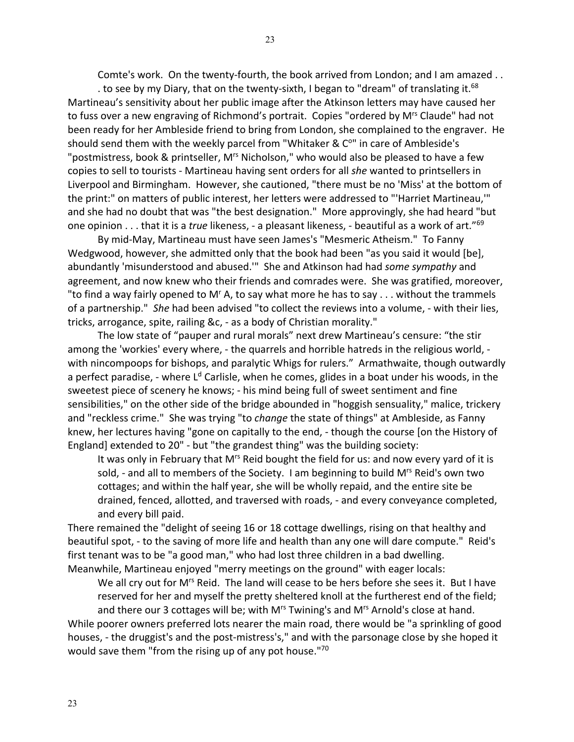Comte's work. On the twenty-fourth, the book arrived from London; and I am amazed . . . to see by my Diary, that on the twenty-sixth, I began to "dream" of translating it.[68]

Martineau's sensitivity about her public image after the Atkinson letters may have caused her to fuss over a new engraving of Richmond's portrait. Copies "ordered by Mrs Claude" had not been ready for her Ambleside friend to bring from London, she complained to the engraver. He should send them with the weekly parcel from "Whitaker & Co" in care of Ambleside's "postmistress, book & printseller, Mrs Nicholson," who would also be pleased to have a few copies to sell to tourists - Martineau having sent orders for all *she* wanted to printsellers in Liverpool and Birmingham. However, she cautioned, "there must be no 'Miss' at the bottom of the print:" on matters of public interest, her letters were addressed to "'Harriet Martineau,'" and she had no doubt that was "the best designation." More approvingly, she had heard "but one opinion . . . that it is a *true* likeness, - a pleasant likeness, - beautiful as a work of art."[69]

By mid-May, Martineau must have seen James's "Mesmeric Atheism." To Fanny Wedgwood, however, she admitted only that the book had been "as you said it would [be], abundantly 'misunderstood and abused.'" She and Atkinson had had *some sympathy* and agreement, and now knew who their friends and comrades were. She was gratified, moreover, "to find a way fairly opened to Mr A, to say what more he has to say . . . without the trammels of a partnership." *She* had been advised "to collect the reviews into a volume, - with their lies, tricks, arrogance, spite, railing &c, - as a body of Christian morality."

The low state of "pauper and rural morals" next drew Martineau's censure: "the stir among the 'workies' every where, - the quarrels and horrible hatreds in the religious world, - with nincompoops for bishops, and paralytic Whigs for rulers." Armathwaite, though outwardly a perfect paradise, - where Ld Carlisle, when he comes, glides in a boat under his woods, in the sweetest piece of scenery he knows; - his mind being full of sweet sentiment and fine sensibilities," on the other side of the bridge abounded in "hoggish sensuality," malice, trickery and "reckless crime." She was trying "to *change* the state of things" at Ambleside, as Fanny knew, her lectures having "gone on capitally to the end, - though the course [on the History of England] extended to 20" - but "the grandest thing" was the building society:

> It was only in February that Mrs Reid bought the field for us: and now every yard of it is sold, - and all to members of the Society. I am beginning to build Mrs Reid's own two cottages; and within the half year, she will be wholly repaid, and the entire site be drained, fenced, allotted, and traversed with roads, - and every conveyance completed, and every bill paid.

There remained the "delight of seeing 16 or 18 cottage dwellings, rising on that healthy and beautiful spot, - to the saving of more life and health than any one will dare compute." Reid's first tenant was to be "a good man," who had lost three children in a bad dwelling. Meanwhile, Martineau enjoyed "merry meetings on the ground" with eager locals:

> We all cry out for Mrs Reid. The land will cease to be hers before she sees it. But I have reserved for her and myself the pretty sheltered knoll at the furtherest end of the field; and there our 3 cottages will be; with Mrs Twining's and Mrs Arnold's close at hand.

While poorer owners preferred lots nearer the main road, there would be "a sprinkling of good houses, - the druggist's and the post-mistress's," and with the parsonage close by she hoped it would save them "from the rising up of any pot house."[70]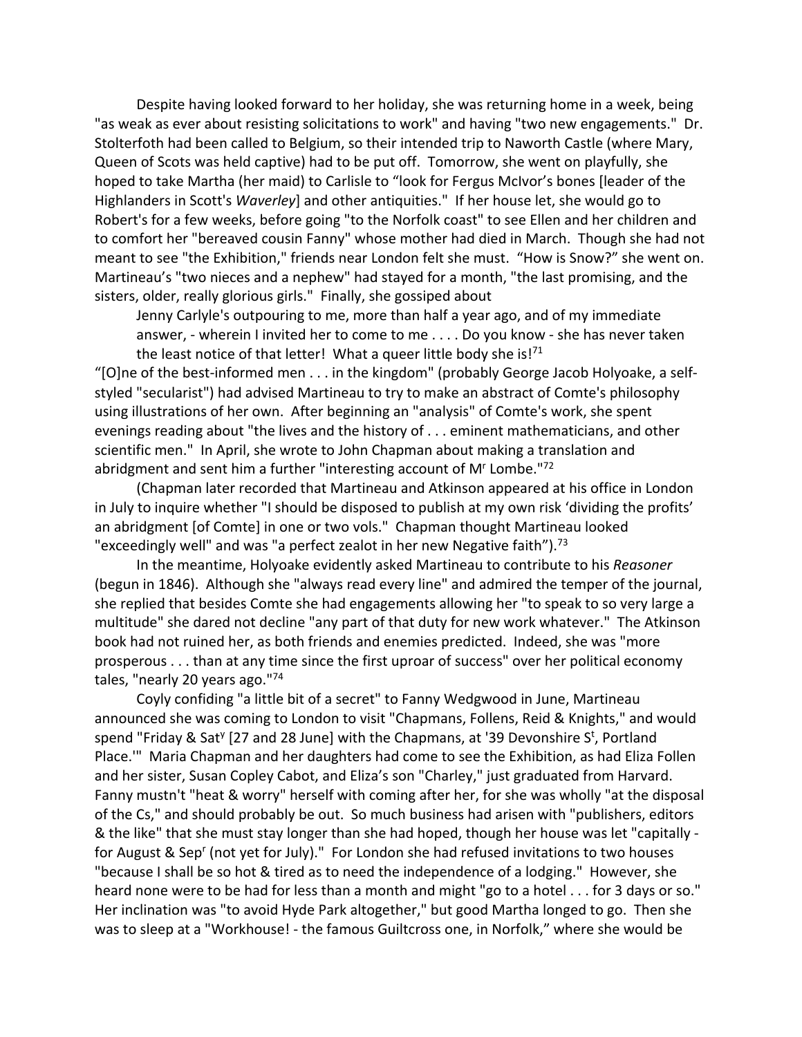Despite having looked forward to her holiday, she was returning home in a week, being "as weak as ever about resisting solicitations to work" and having "two new engagements." Dr. Stolterfoth had been called to Belgium, so their intended trip to Naworth Castle (where Mary, Queen of Scots was held captive) had to be put off. Tomorrow, she went on playfully, she hoped to take Martha (her maid) to Carlisle to "look for Fergus McIvor's bones [leader of the Highlanders in Scott's *Waverley*] and other antiquities." If her house let, she would go to Robert's for a few weeks, before going "to the Norfolk coast" to see Ellen and her children and to comfort her "bereaved cousin Fanny" whose mother had died in March. Though she had not meant to see "the Exhibition," friends near London felt she must. "How is Snow?" she went on. Martineau's "two nieces and a nephew" had stayed for a month, "the last promising, and the sisters, older, really glorious girls." Finally, she gossiped about

> Jenny Carlyle's outpouring to me, more than half a year ago, and of my immediate answer, - wherein I invited her to come to me . . . . Do you know - she has never taken the least notice of that letter! What a queer little body she is![71]

"[O]ne of the best-informed men . . . in the kingdom" (probably George Jacob Holyoake, a self-styled "secularist") had advised Martineau to try to make an abstract of Comte's philosophy using illustrations of her own. After beginning an "analysis" of Comte's work, she spent evenings reading about "the lives and the history of . . . eminent mathematicians, and other scientific men." In April, she wrote to John Chapman about making a translation and abridgment and sent him a further "interesting account of M^r^ Lombe."[72]

(Chapman later recorded that Martineau and Atkinson appeared at his office in London in July to inquire whether "I should be disposed to publish at my own risk 'dividing the profits' an abridgment [of Comte] in one or two vols." Chapman thought Martineau looked "exceedingly well" and was "a perfect zealot in her new Negative faith").[73]

In the meantime, Holyoake evidently asked Martineau to contribute to his *Reasoner* (begun in 1846). Although she "always read every line" and admired the temper of the journal, she replied that besides Comte she had engagements allowing her "to speak to so very large a multitude" she dared not decline "any part of that duty for new work whatever." The Atkinson book had not ruined her, as both friends and enemies predicted. Indeed, she was "more prosperous . . . than at any time since the first uproar of success" over her political economy tales, "nearly 20 years ago."[74]

Coyly confiding "a little bit of a secret" to Fanny Wedgwood in June, Martineau announced she was coming to London to visit "Chapmans, Follens, Reid & Knights," and would spend "Friday & Sat^y^ [27 and 28 June] with the Chapmans, at '39 Devonshire S^t^, Portland Place.'" Maria Chapman and her daughters had come to see the Exhibition, as had Eliza Follen and her sister, Susan Copley Cabot, and Eliza's son "Charley," just graduated from Harvard. Fanny mustn't "heat & worry" herself with coming after her, for she was wholly "at the disposal of the Cs," and should probably be out. So much business had arisen with "publishers, editors & the like" that she must stay longer than she had hoped, though her house was let "capitally - for August & Sep^r^ (not yet for July)." For London she had refused invitations to two houses "because I shall be so hot & tired as to need the independence of a lodging." However, she heard none were to be had for less than a month and might "go to a hotel . . . for 3 days or so." Her inclination was "to avoid Hyde Park altogether," but good Martha longed to go. Then she was to sleep at a "Workhouse! - the famous Guiltcross one, in Norfolk," where she would be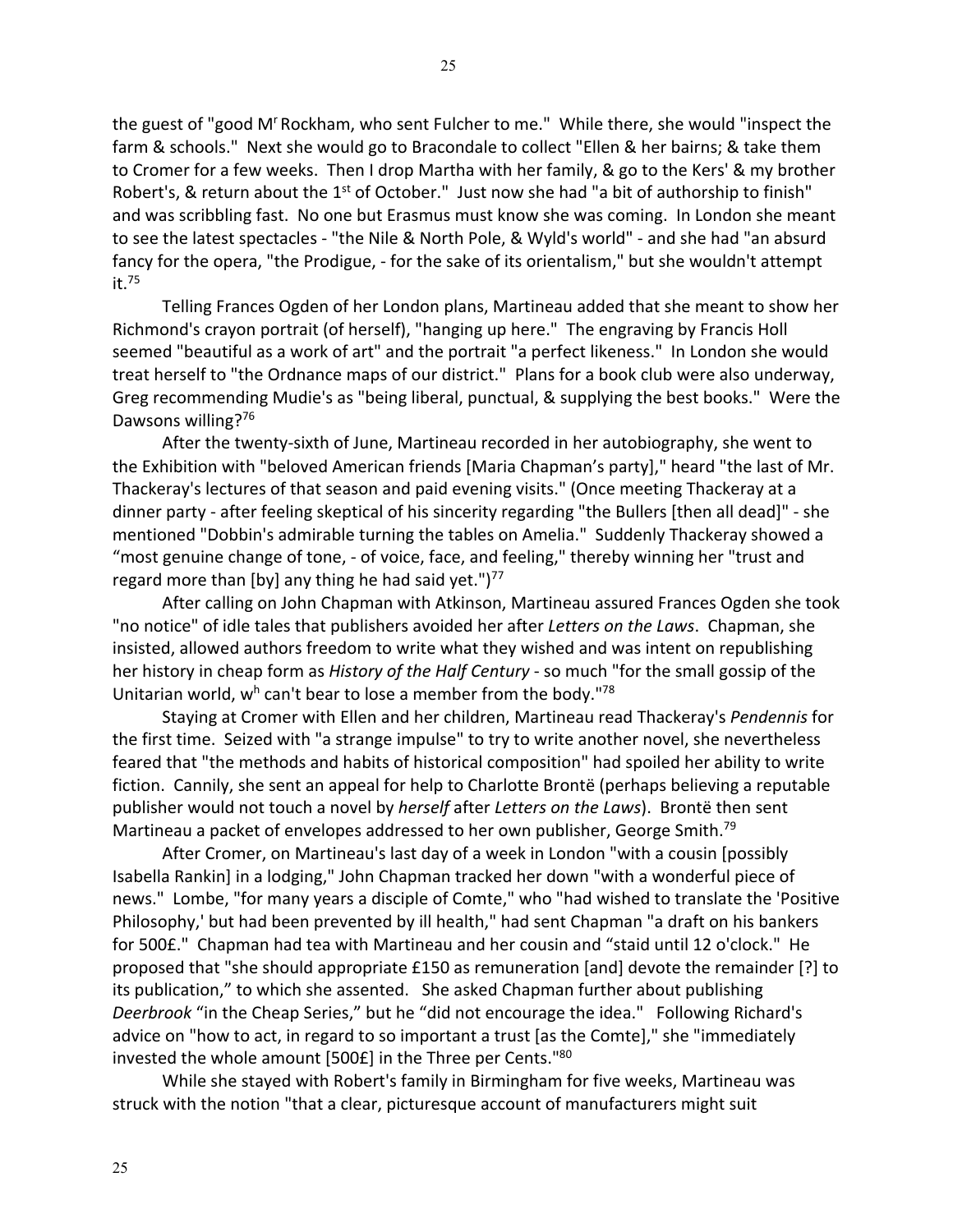the guest of "good Mr Rockham, who sent Fulcher to me." While there, she would "inspect the farm & schools." Next she would go to Bracondale to collect "Ellen & her bairns; & take them to Cromer for a few weeks. Then I drop Martha with her family, & go to the Kers' & my brother Robert's, & return about the 1st of October." Just now she had "a bit of authorship to finish" and was scribbling fast. No one but Erasmus must know she was coming. In London she meant to see the latest spectacles - "the Nile & North Pole, & Wyld's world" - and she had "an absurd fancy for the opera, "the Prodigue, - for the sake of its orientalism," but she wouldn't attempt it.[75]

Telling Frances Ogden of her London plans, Martineau added that she meant to show her Richmond's crayon portrait (of herself), "hanging up here." The engraving by Francis Holl seemed "beautiful as a work of art" and the portrait "a perfect likeness." In London she would treat herself to "the Ordnance maps of our district." Plans for a book club were also underway, Greg recommending Mudie's as "being liberal, punctual, & supplying the best books." Were the Dawsons willing?[76]

After the twenty-sixth of June, Martineau recorded in her autobiography, she went to the Exhibition with "beloved American friends [Maria Chapman's party]," heard "the last of Mr. Thackeray's lectures of that season and paid evening visits." (Once meeting Thackeray at a dinner party - after feeling skeptical of his sincerity regarding "the Bullers [then all dead]" - she mentioned "Dobbin's admirable turning the tables on Amelia." Suddenly Thackeray showed a "most genuine change of tone, - of voice, face, and feeling," thereby winning her "trust and regard more than [by] any thing he had said yet.")[77]

After calling on John Chapman with Atkinson, Martineau assured Frances Ogden she took "no notice" of idle tales that publishers avoided her after *Letters on the Laws*. Chapman, she insisted, allowed authors freedom to write what they wished and was intent on republishing her history in cheap form as *History of the Half Century* - so much "for the small gossip of the Unitarian world, wh can't bear to lose a member from the body."[78]

Staying at Cromer with Ellen and her children, Martineau read Thackeray's *Pendennis* for the first time. Seized with "a strange impulse" to try to write another novel, she nevertheless feared that "the methods and habits of historical composition" had spoiled her ability to write fiction. Cannily, she sent an appeal for help to Charlotte Brontë (perhaps believing a reputable publisher would not touch a novel by *herself* after *Letters on the Laws*). Brontë then sent Martineau a packet of envelopes addressed to her own publisher, George Smith.[79]

After Cromer, on Martineau's last day of a week in London "with a cousin [possibly Isabella Rankin] in a lodging," John Chapman tracked her down "with a wonderful piece of news." Lombe, "for many years a disciple of Comte," who "had wished to translate the 'Positive Philosophy,' but had been prevented by ill health," had sent Chapman "a draft on his bankers for 500£." Chapman had tea with Martineau and her cousin and "staid until 12 o'clock." He proposed that "she should appropriate £150 as remuneration [and] devote the remainder [?] to its publication," to which she assented. She asked Chapman further about publishing *Deerbrook* "in the Cheap Series," but he "did not encourage the idea." Following Richard's advice on "how to act, in regard to so important a trust [as the Comte]," she "immediately invested the whole amount [500£] in the Three per Cents."[80]

While she stayed with Robert's family in Birmingham for five weeks, Martineau was struck with the notion "that a clear, picturesque account of manufacturers might suit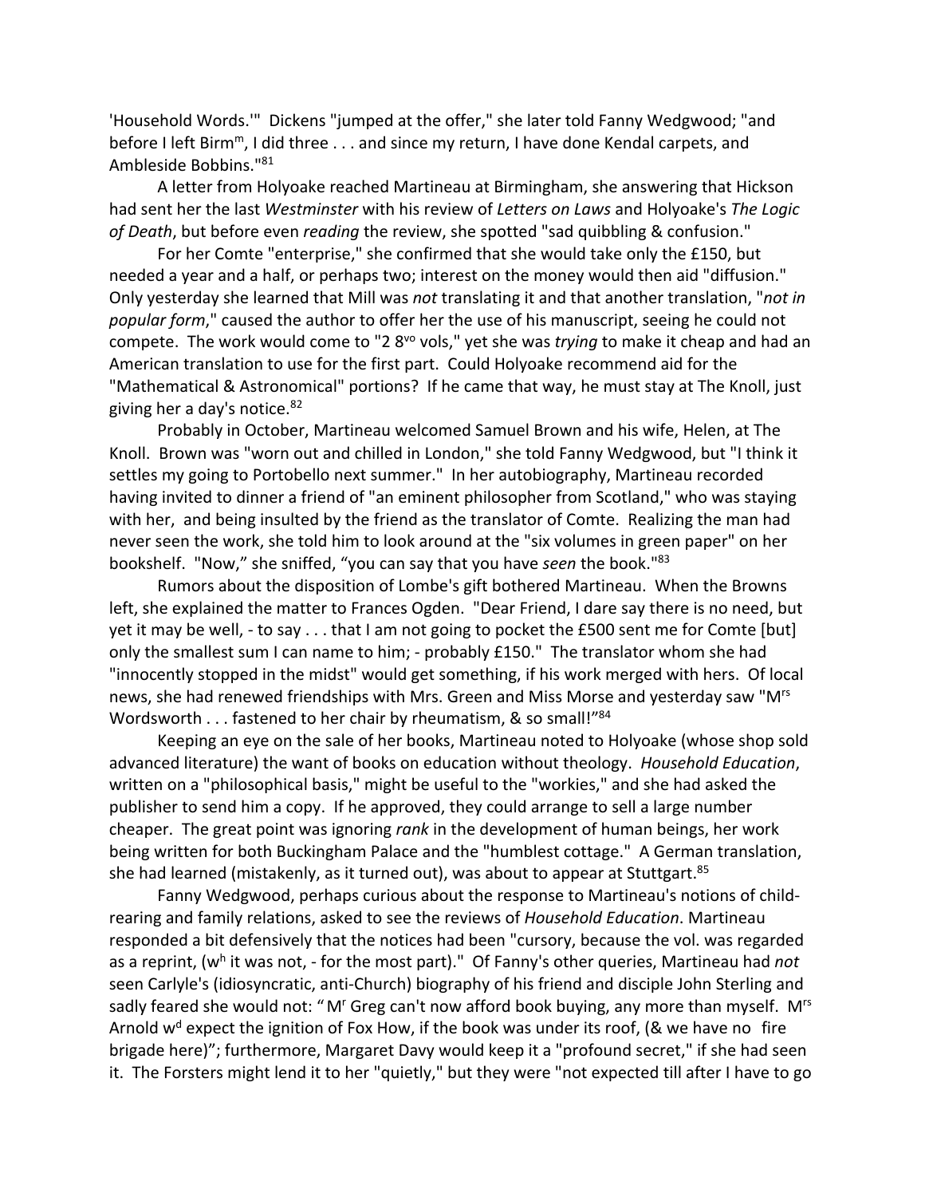'Household Words.'" Dickens "jumped at the offer," she later told Fanny Wedgwood; "and before I left Birm[m], I did three . . . and since my return, I have done Kendal carpets, and Ambleside Bobbins."[81]

A letter from Holyoake reached Martineau at Birmingham, she answering that Hickson had sent her the last *Westminster* with his review of *Letters on Laws* and Holyoake's *The Logic of Death*, but before even *reading* the review, she spotted "sad quibbling & confusion."

For her Comte "enterprise," she confirmed that she would take only the £150, but needed a year and a half, or perhaps two; interest on the money would then aid "diffusion." Only yesterday she learned that Mill was *not* translating it and that another translation, "*not in popular form*," caused the author to offer her the use of his manuscript, seeing he could not compete. The work would come to "2 8[vo] vols," yet she was *trying* to make it cheap and had an American translation to use for the first part. Could Holyoake recommend aid for the "Mathematical & Astronomical" portions? If he came that way, he must stay at The Knoll, just giving her a day's notice.[82]

Probably in October, Martineau welcomed Samuel Brown and his wife, Helen, at The Knoll. Brown was "worn out and chilled in London," she told Fanny Wedgwood, but "I think it settles my going to Portobello next summer." In her autobiography, Martineau recorded having invited to dinner a friend of "an eminent philosopher from Scotland," who was staying with her, and being insulted by the friend as the translator of Comte. Realizing the man had never seen the work, she told him to look around at the "six volumes in green paper" on her bookshelf. "Now," she sniffed, "you can say that you have *seen* the book."[83]

Rumors about the disposition of Lombe's gift bothered Martineau. When the Browns left, she explained the matter to Frances Ogden. "Dear Friend, I dare say there is no need, but yet it may be well, - to say . . . that I am not going to pocket the £500 sent me for Comte [but] only the smallest sum I can name to him; - probably £150." The translator whom she had "innocently stopped in the midst" would get something, if his work merged with hers. Of local news, she had renewed friendships with Mrs. Green and Miss Morse and yesterday saw "M[rs] Wordsworth . . . fastened to her chair by rheumatism, & so small!"[84]

Keeping an eye on the sale of her books, Martineau noted to Holyoake (whose shop sold advanced literature) the want of books on education without theology. *Household Education*, written on a "philosophical basis," might be useful to the "workies," and she had asked the publisher to send him a copy. If he approved, they could arrange to sell a large number cheaper. The great point was ignoring *rank* in the development of human beings, her work being written for both Buckingham Palace and the "humblest cottage." A German translation, she had learned (mistakenly, as it turned out), was about to appear at Stuttgart.[85]

Fanny Wedgwood, perhaps curious about the response to Martineau's notions of child-rearing and family relations, asked to see the reviews of *Household Education*. Martineau responded a bit defensively that the notices had been "cursory, because the vol. was regarded as a reprint, (w[h] it was not, - for the most part)." Of Fanny's other queries, Martineau had *not* seen Carlyle's (idiosyncratic, anti-Church) biography of his friend and disciple John Sterling and sadly feared she would not: "M[r] Greg can't now afford book buying, any more than myself. M[rs] Arnold w[d] expect the ignition of Fox How, if the book was under its roof, (& we have no fire brigade here)"; furthermore, Margaret Davy would keep it a "profound secret," if she had seen it. The Forsters might lend it to her "quietly," but they were "not expected till after I have to go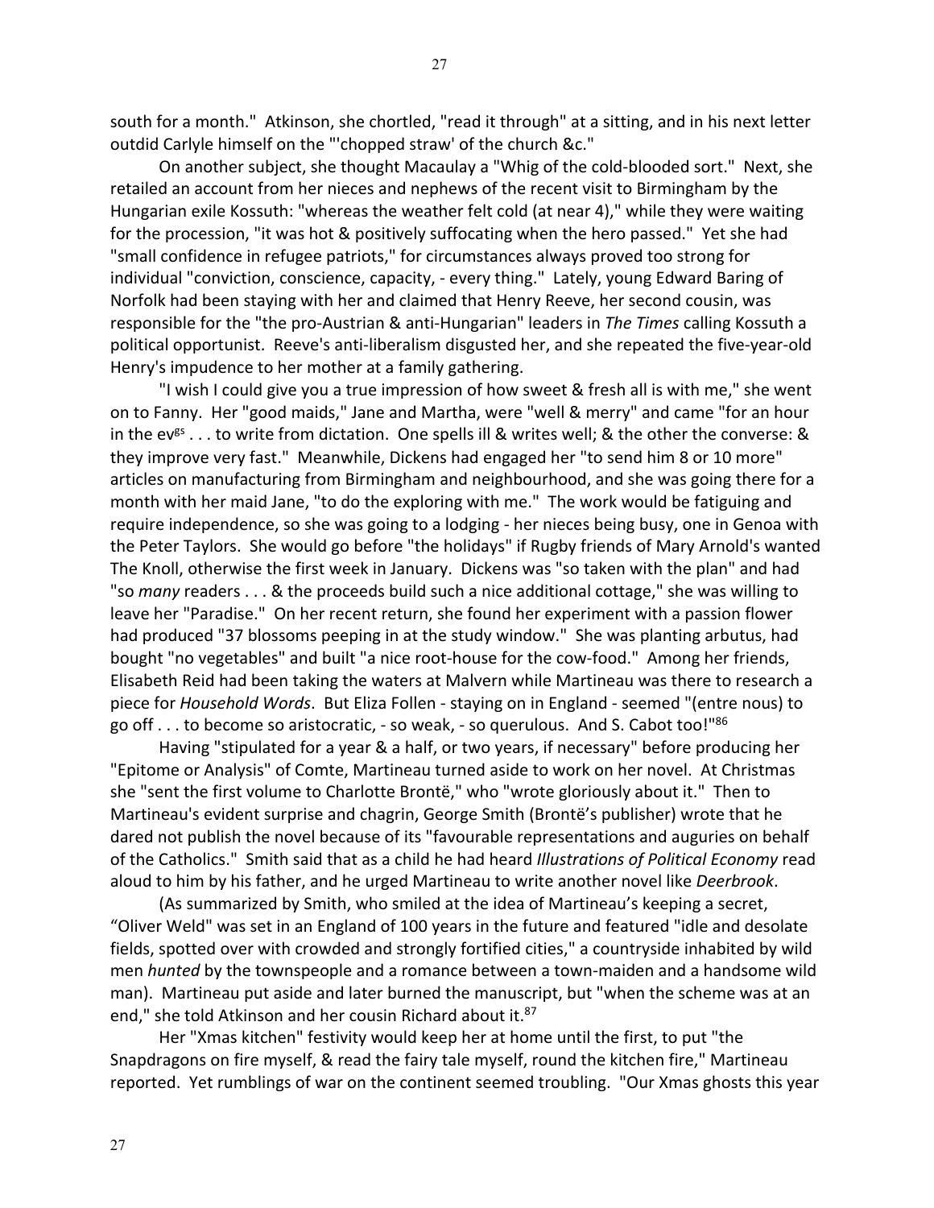south for a month." Atkinson, she chortled, "read it through" at a sitting, and in his next letter outdid Carlyle himself on the "'chopped straw' of the church &c."

On another subject, she thought Macaulay a "Whig of the cold-blooded sort." Next, she retailed an account from her nieces and nephews of the recent visit to Birmingham by the Hungarian exile Kossuth: "whereas the weather felt cold (at near 4)," while they were waiting for the procession, "it was hot & positively suffocating when the hero passed." Yet she had "small confidence in refugee patriots," for circumstances always proved too strong for individual "conviction, conscience, capacity, - every thing." Lately, young Edward Baring of Norfolk had been staying with her and claimed that Henry Reeve, her second cousin, was responsible for the "the pro-Austrian & anti-Hungarian" leaders in *The Times* calling Kossuth a political opportunist. Reeve's anti-liberalism disgusted her, and she repeated the five-year-old Henry's impudence to her mother at a family gathering.

"I wish I could give you a true impression of how sweet & fresh all is with me," she went on to Fanny. Her "good maids," Jane and Martha, were "well & merry" and came "for an hour in the ev^gs . . . to write from dictation. One spells ill & writes well; & the other the converse: & they improve very fast." Meanwhile, Dickens had engaged her "to send him 8 or 10 more" articles on manufacturing from Birmingham and neighbourhood, and she was going there for a month with her maid Jane, "to do the exploring with me." The work would be fatiguing and require independence, so she was going to a lodging - her nieces being busy, one in Genoa with the Peter Taylors. She would go before "the holidays" if Rugby friends of Mary Arnold's wanted The Knoll, otherwise the first week in January. Dickens was "so taken with the plan" and had "so *many* readers . . . & the proceeds build such a nice additional cottage," she was willing to leave her "Paradise." On her recent return, she found her experiment with a passion flower had produced "37 blossoms peeping in at the study window." She was planting arbutus, had bought "no vegetables" and built "a nice root-house for the cow-food." Among her friends, Elisabeth Reid had been taking the waters at Malvern while Martineau was there to research a piece for *Household Words*. But Eliza Follen - staying on in England - seemed "(entre nous) to go off . . . to become so aristocratic, - so weak, - so querulous. And S. Cabot too!"[86]

Having "stipulated for a year & a half, or two years, if necessary" before producing her "Epitome or Analysis" of Comte, Martineau turned aside to work on her novel. At Christmas she "sent the first volume to Charlotte Brontë," who "wrote gloriously about it." Then to Martineau's evident surprise and chagrin, George Smith (Brontë's publisher) wrote that he dared not publish the novel because of its "favourable representations and auguries on behalf of the Catholics." Smith said that as a child he had heard *Illustrations of Political Economy* read aloud to him by his father, and he urged Martineau to write another novel like *Deerbrook*.

(As summarized by Smith, who smiled at the idea of Martineau's keeping a secret, "Oliver Weld" was set in an England of 100 years in the future and featured "idle and desolate fields, spotted over with crowded and strongly fortified cities," a countryside inhabited by wild men *hunted* by the townspeople and a romance between a town-maiden and a handsome wild man). Martineau put aside and later burned the manuscript, but "when the scheme was at an end," she told Atkinson and her cousin Richard about it.[87]

Her "Xmas kitchen" festivity would keep her at home until the first, to put "the Snapdragons on fire myself, & read the fairy tale myself, round the kitchen fire," Martineau reported. Yet rumblings of war on the continent seemed troubling. "Our Xmas ghosts this year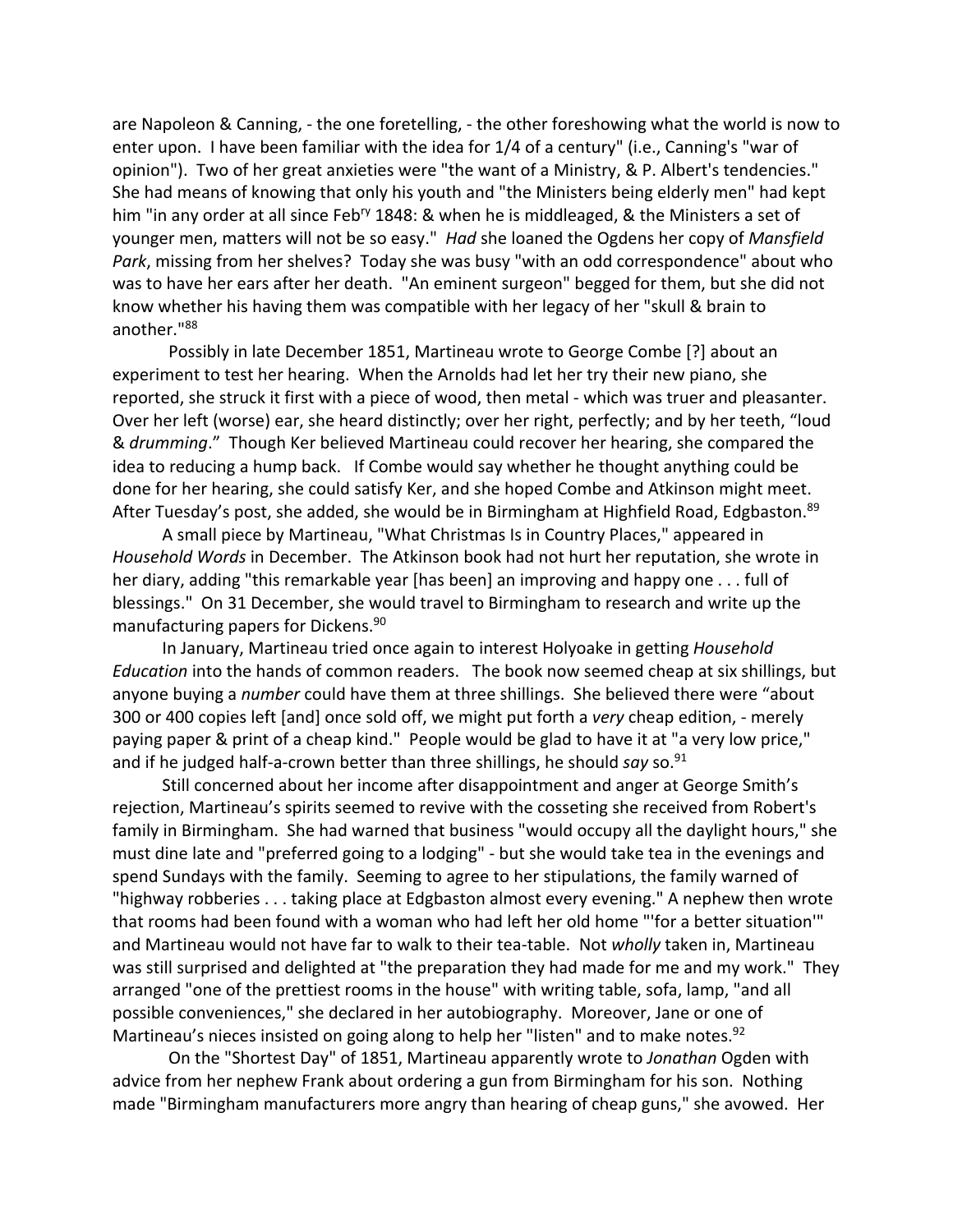are Napoleon & Canning, - the one foretelling, - the other foreshowing what the world is now to enter upon. I have been familiar with the idea for 1/4 of a century" (i.e., Canning's "war of opinion"). Two of her great anxieties were "the want of a Ministry, & P. Albert's tendencies." She had means of knowing that only his youth and "the Ministers being elderly men" had kept him "in any order at all since Feb$^{ry}$ 1848: & when he is middleaged, & the Ministers a set of younger men, matters will not be so easy." *Had* she loaned the Ogdens her copy of *Mansfield Park*, missing from her shelves? Today she was busy "with an odd correspondence" about who was to have her ears after her death. "An eminent surgeon" begged for them, but she did not know whether his having them was compatible with her legacy of her "skull & brain to another."[88]

Possibly in late December 1851, Martineau wrote to George Combe [?] about an experiment to test her hearing. When the Arnolds had let her try their new piano, she reported, she struck it first with a piece of wood, then metal - which was truer and pleasanter. Over her left (worse) ear, she heard distinctly; over her right, perfectly; and by her teeth, "loud & *drumming*." Though Ker believed Martineau could recover her hearing, she compared the idea to reducing a hump back. If Combe would say whether he thought anything could be done for her hearing, she could satisfy Ker, and she hoped Combe and Atkinson might meet. After Tuesday's post, she added, she would be in Birmingham at Highfield Road, Edgbaston.[89]

A small piece by Martineau, "What Christmas Is in Country Places," appeared in *Household Words* in December. The Atkinson book had not hurt her reputation, she wrote in her diary, adding "this remarkable year [has been] an improving and happy one . . . full of blessings." On 31 December, she would travel to Birmingham to research and write up the manufacturing papers for Dickens.[90]

In January, Martineau tried once again to interest Holyoake in getting *Household Education* into the hands of common readers. The book now seemed cheap at six shillings, but anyone buying a *number* could have them at three shillings. She believed there were "about 300 or 400 copies left [and] once sold off, we might put forth a *very* cheap edition, - merely paying paper & print of a cheap kind." People would be glad to have it at "a very low price," and if he judged half-a-crown better than three shillings, he should *say* so.[91]

Still concerned about her income after disappointment and anger at George Smith's rejection, Martineau's spirits seemed to revive with the cosseting she received from Robert's family in Birmingham. She had warned that business "would occupy all the daylight hours," she must dine late and "preferred going to a lodging" - but she would take tea in the evenings and spend Sundays with the family. Seeming to agree to her stipulations, the family warned of "highway robberies . . . taking place at Edgbaston almost every evening." A nephew then wrote that rooms had been found with a woman who had left her old home "'for a better situation'" and Martineau would not have far to walk to their tea-table. Not *wholly* taken in, Martineau was still surprised and delighted at "the preparation they had made for me and my work." They arranged "one of the prettiest rooms in the house" with writing table, sofa, lamp, "and all possible conveniences," she declared in her autobiography. Moreover, Jane or one of Martineau's nieces insisted on going along to help her "listen" and to make notes.[92]

On the "Shortest Day" of 1851, Martineau apparently wrote to *Jonathan* Ogden with advice from her nephew Frank about ordering a gun from Birmingham for his son. Nothing made "Birmingham manufacturers more angry than hearing of cheap guns," she avowed. Her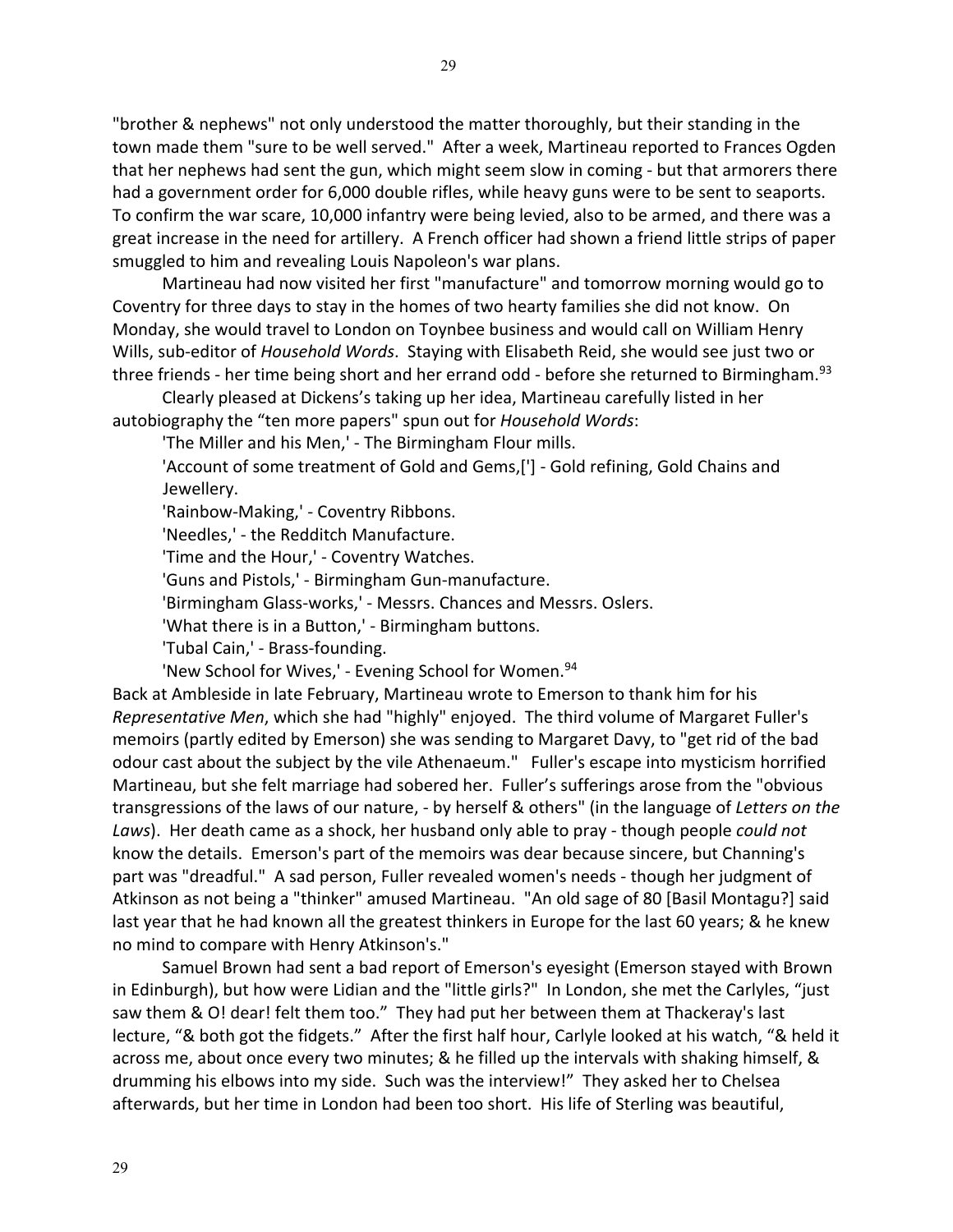"brother & nephews" not only understood the matter thoroughly, but their standing in the town made them "sure to be well served." After a week, Martineau reported to Frances Ogden that her nephews had sent the gun, which might seem slow in coming - but that armorers there had a government order for 6,000 double rifles, while heavy guns were to be sent to seaports. To confirm the war scare, 10,000 infantry were being levied, also to be armed, and there was a great increase in the need for artillery. A French officer had shown a friend little strips of paper smuggled to him and revealing Louis Napoleon's war plans.

Martineau had now visited her first "manufacture" and tomorrow morning would go to Coventry for three days to stay in the homes of two hearty families she did not know. On Monday, she would travel to London on Toynbee business and would call on William Henry Wills, sub-editor of *Household Words*. Staying with Elisabeth Reid, she would see just two or three friends - her time being short and her errand odd - before she returned to Birmingham.[93]

Clearly pleased at Dickens's taking up her idea, Martineau carefully listed in her autobiography the "ten more papers" spun out for *Household Words*:

'The Miller and his Men,' - The Birmingham Flour mills.

'Account of some treatment of Gold and Gems,['] - Gold refining, Gold Chains and Jewellery.

'Rainbow-Making,' - Coventry Ribbons.

'Needles,' - the Redditch Manufacture.

'Time and the Hour,' - Coventry Watches.

'Guns and Pistols,' - Birmingham Gun-manufacture.

'Birmingham Glass-works,' - Messrs. Chances and Messrs. Oslers.

'What there is in a Button,' - Birmingham buttons.

'Tubal Cain,' - Brass-founding.

'New School for Wives,' - Evening School for Women.[94]

Back at Ambleside in late February, Martineau wrote to Emerson to thank him for his *Representative Men*, which she had "highly" enjoyed. The third volume of Margaret Fuller's memoirs (partly edited by Emerson) she was sending to Margaret Davy, to "get rid of the bad odour cast about the subject by the vile Athenaeum." Fuller's escape into mysticism horrified Martineau, but she felt marriage had sobered her. Fuller's sufferings arose from the "obvious transgressions of the laws of our nature, - by herself & others" (in the language of *Letters on the Laws*). Her death came as a shock, her husband only able to pray - though people *could not* know the details. Emerson's part of the memoirs was dear because sincere, but Channing's part was "dreadful." A sad person, Fuller revealed women's needs - though her judgment of Atkinson as not being a "thinker" amused Martineau. "An old sage of 80 [Basil Montagu?] said last year that he had known all the greatest thinkers in Europe for the last 60 years; & he knew no mind to compare with Henry Atkinson's."

Samuel Brown had sent a bad report of Emerson's eyesight (Emerson stayed with Brown in Edinburgh), but how were Lidian and the "little girls?" In London, she met the Carlyles, "just saw them & O! dear! felt them too." They had put her between them at Thackeray's last lecture, "& both got the fidgets." After the first half hour, Carlyle looked at his watch, "& held it across me, about once every two minutes; & he filled up the intervals with shaking himself, & drumming his elbows into my side. Such was the interview!" They asked her to Chelsea afterwards, but her time in London had been too short. His life of Sterling was beautiful,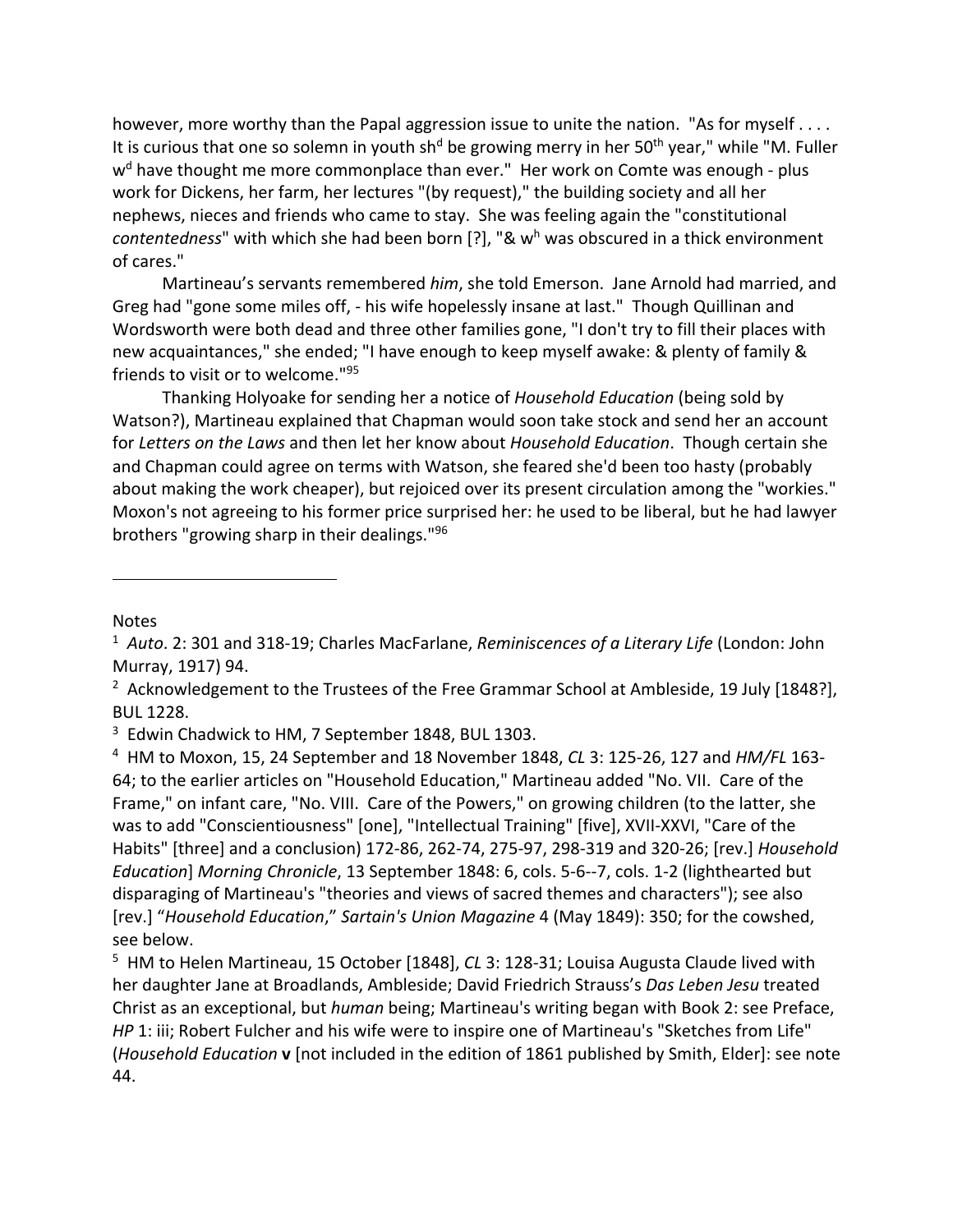however, more worthy than the Papal aggression issue to unite the nation. "As for myself . . . . It is curious that one so solemn in youth sh[d] be growing merry in her 50[th] year," while "M. Fuller w[d] have thought me more commonplace than ever." Her work on Comte was enough - plus work for Dickens, her farm, her lectures "(by request)," the building society and all her nephews, nieces and friends who came to stay. She was feeling again the "constitutional *contentedness*" with which she had been born [?], "& w[h] was obscured in a thick environment of cares."

Martineau's servants remembered *him*, she told Emerson. Jane Arnold had married, and Greg had "gone some miles off, - his wife hopelessly insane at last." Though Quillinan and Wordsworth were both dead and three other families gone, "I don't try to fill their places with new acquaintances," she ended; "I have enough to keep myself awake: & plenty of family & friends to visit or to welcome."[95]

Thanking Holyoake for sending her a notice of *Household Education* (being sold by Watson?), Martineau explained that Chapman would soon take stock and send her an account for *Letters on the Laws* and then let her know about *Household Education*. Though certain she and Chapman could agree on terms with Watson, she feared she'd been too hasty (probably about making the work cheaper), but rejoiced over its present circulation among the "workies." Moxon's not agreeing to his former price surprised her: he used to be liberal, but he had lawyer brothers "growing sharp in their dealings."[96]

---

Notes

[1] *Auto*. 2: 301 and 318-19; Charles MacFarlane, *Reminiscences of a Literary Life* (London: John Murray, 1917) 94.

[2] Acknowledgement to the Trustees of the Free Grammar School at Ambleside, 19 July [1848?], BUL 1228.

[3] Edwin Chadwick to HM, 7 September 1848, BUL 1303.

[4] HM to Moxon, 15, 24 September and 18 November 1848, *CL* 3: 125-26, 127 and *HM/FL* 163-64; to the earlier articles on "Household Education," Martineau added "No. VII. Care of the Frame," on infant care, "No. VIII. Care of the Powers," on growing children (to the latter, she was to add "Conscientiousness" [one], "Intellectual Training" [five], XVII-XXVI, "Care of the Habits" [three] and a conclusion) 172-86, 262-74, 275-97, 298-319 and 320-26; [rev.] *Household Education*] *Morning Chronicle*, 13 September 1848: 6, cols. 5-6--7, cols. 1-2 (lighthearted but disparaging of Martineau's "theories and views of sacred themes and characters"); see also [rev.] "*Household Education*," *Sartain's Union Magazine* 4 (May 1849): 350; for the cowshed, see below.

[5] HM to Helen Martineau, 15 October [1848], *CL* 3: 128-31; Louisa Augusta Claude lived with her daughter Jane at Broadlands, Ambleside; David Friedrich Strauss's *Das Leben Jesu* treated Christ as an exceptional, but *human* being; Martineau's writing began with Book 2: see Preface, *HP* 1: iii; Robert Fulcher and his wife were to inspire one of Martineau's "Sketches from Life" (*Household Education* **v** [not included in the edition of 1861 published by Smith, Elder]: see note 44.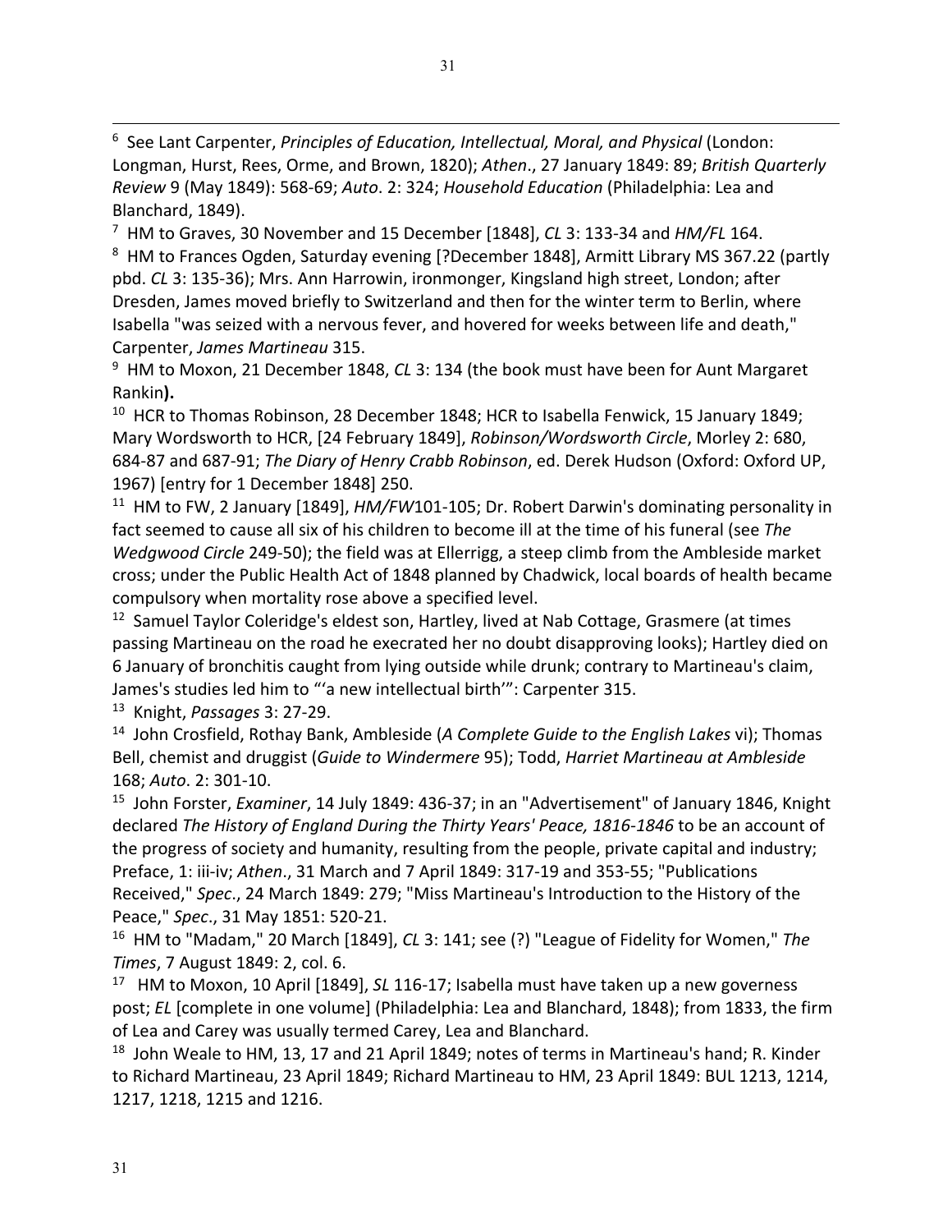[6] See Lant Carpenter, *Principles of Education, Intellectual, Moral, and Physical* (London: Longman, Hurst, Rees, Orme, and Brown, 1820); *Athen*., 27 January 1849: 89; *British Quarterly Review* 9 (May 1849): 568-69; *Auto*. 2: 324; *Household Education* (Philadelphia: Lea and Blanchard, 1849).

[7] HM to Graves, 30 November and 15 December [1848], *CL* 3: 133-34 and *HM/FL* 164.

[8] HM to Frances Ogden, Saturday evening [?December 1848], Armitt Library MS 367.22 (partly pbd. *CL* 3: 135-36); Mrs. Ann Harrowin, ironmonger, Kingsland high street, London; after Dresden, James moved briefly to Switzerland and then for the winter term to Berlin, where Isabella "was seized with a nervous fever, and hovered for weeks between life and death," Carpenter, *James Martineau* 315.

[9] HM to Moxon, 21 December 1848, *CL* 3: 134 (the book must have been for Aunt Margaret Rankin**).**

[10] HCR to Thomas Robinson, 28 December 1848; HCR to Isabella Fenwick, 15 January 1849; Mary Wordsworth to HCR, [24 February 1849], *Robinson/Wordsworth Circle*, Morley 2: 680, 684-87 and 687-91; *The Diary of Henry Crabb Robinson*, ed. Derek Hudson (Oxford: Oxford UP, 1967) [entry for 1 December 1848] 250.

[11] HM to FW, 2 January [1849], *HM/FW*101-105; Dr. Robert Darwin's dominating personality in fact seemed to cause all six of his children to become ill at the time of his funeral (see *The Wedgwood Circle* 249-50); the field was at Ellerrigg, a steep climb from the Ambleside market cross; under the Public Health Act of 1848 planned by Chadwick, local boards of health became compulsory when mortality rose above a specified level.

[12] Samuel Taylor Coleridge's eldest son, Hartley, lived at Nab Cottage, Grasmere (at times passing Martineau on the road he execrated her no doubt disapproving looks); Hartley died on 6 January of bronchitis caught from lying outside while drunk; contrary to Martineau's claim, James's studies led him to "'a new intellectual birth'": Carpenter 315.

[13] Knight, *Passages* 3: 27-29.

[14] John Crosfield, Rothay Bank, Ambleside (*A Complete Guide to the English Lakes* vi); Thomas Bell, chemist and druggist (*Guide to Windermere* 95); Todd, *Harriet Martineau at Ambleside* 168; *Auto*. 2: 301-10.

[15] John Forster, *Examiner*, 14 July 1849: 436-37; in an "Advertisement" of January 1846, Knight declared *The History of England During the Thirty Years' Peace, 1816-1846* to be an account of the progress of society and humanity, resulting from the people, private capital and industry; Preface, 1: iii-iv; *Athen*., 31 March and 7 April 1849: 317-19 and 353-55; "Publications Received," *Spec*., 24 March 1849: 279; "Miss Martineau's Introduction to the History of the Peace," *Spec*., 31 May 1851: 520-21.

[16] HM to "Madam," 20 March [1849], *CL* 3: 141; see (?) "League of Fidelity for Women," *The Times*, 7 August 1849: 2, col. 6.

[17] HM to Moxon, 10 April [1849], *SL* 116-17; Isabella must have taken up a new governess post; *EL* [complete in one volume] (Philadelphia: Lea and Blanchard, 1848); from 1833, the firm of Lea and Carey was usually termed Carey, Lea and Blanchard.

[18] John Weale to HM, 13, 17 and 21 April 1849; notes of terms in Martineau's hand; R. Kinder to Richard Martineau, 23 April 1849; Richard Martineau to HM, 23 April 1849: BUL 1213, 1214, 1217, 1218, 1215 and 1216.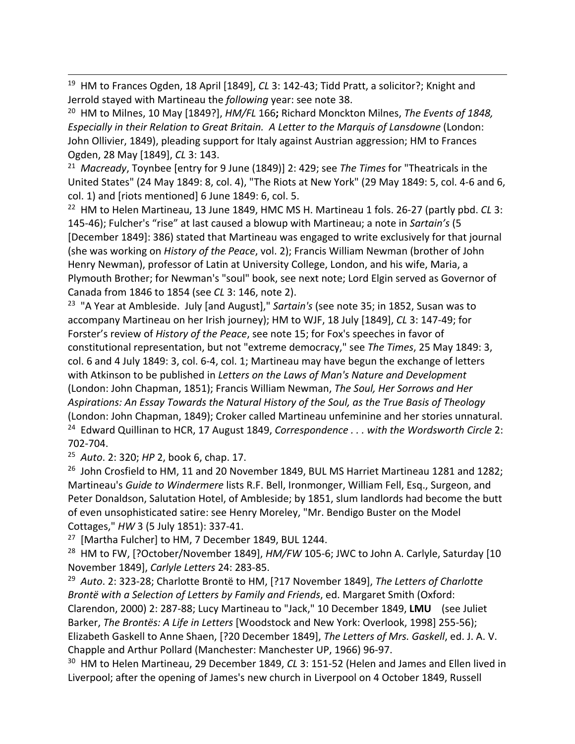[19] HM to Frances Ogden, 18 April [1849], *CL* 3: 142-43; Tidd Pratt, a solicitor?; Knight and Jerrold stayed with Martineau the *following* year: see note 38.

[20] HM to Milnes, 10 May [1849?], *HM/FL* 166**;** Richard Monckton Milnes, *The Events of 1848, Especially in their Relation to Great Britain. A Letter to the Marquis of Lansdowne* (London: John Ollivier, 1849), pleading support for Italy against Austrian aggression; HM to Frances Ogden, 28 May [1849], *CL* 3: 143.

[21] *Macready*, Toynbee [entry for 9 June (1849)] 2: 429; see *The Times* for "Theatricals in the United States" (24 May 1849: 8, col. 4), "The Riots at New York" (29 May 1849: 5, col. 4-6 and 6, col. 1) and [riots mentioned] 6 June 1849: 6, col. 5.

[22] HM to Helen Martineau, 13 June 1849, HMC MS H. Martineau 1 fols. 26-27 (partly pbd. *CL* 3: 145-46); Fulcher's "rise" at last caused a blowup with Martineau; a note in *Sartain's* (5 [December 1849]: 386) stated that Martineau was engaged to write exclusively for that journal (she was working on *History of the Peace*, vol. 2); Francis William Newman (brother of John Henry Newman), professor of Latin at University College, London, and his wife, Maria, a Plymouth Brother; for Newman's "soul" book, see next note; Lord Elgin served as Governor of Canada from 1846 to 1854 (see *CL* 3: 146, note 2).

[23] "A Year at Ambleside. July [and August]," *Sartain's* (see note 35; in 1852, Susan was to accompany Martineau on her Irish journey); HM to WJF, 18 July [1849], *CL* 3: 147-49; for Forster's review of *History of the Peace*, see note 15; for Fox's speeches in favor of constitutional representation, but not "extreme democracy," see *The Times*, 25 May 1849: 3, col. 6 and 4 July 1849: 3, col. 6-4, col. 1; Martineau may have begun the exchange of letters with Atkinson to be published in *Letters on the Laws of Man's Nature and Development* (London: John Chapman, 1851); Francis William Newman, *The Soul, Her Sorrows and Her Aspirations: An Essay Towards the Natural History of the Soul, as the True Basis of Theology* (London: John Chapman, 1849); Croker called Martineau unfeminine and her stories unnatural.

[24] Edward Quillinan to HCR, 17 August 1849, *Correspondence . . . with the Wordsworth Circle* 2: 702-704.

[25] *Auto*. 2: 320; *HP* 2, book 6, chap. 17.

[26] John Crosfield to HM, 11 and 20 November 1849, BUL MS Harriet Martineau 1281 and 1282; Martineau's *Guide to Windermere* lists R.F. Bell, Ironmonger, William Fell, Esq., Surgeon, and Peter Donaldson, Salutation Hotel, of Ambleside; by 1851, slum landlords had become the butt of even unsophisticated satire: see Henry Moreley, "Mr. Bendigo Buster on the Model Cottages," *HW* 3 (5 July 1851): 337-41.

[27] [Martha Fulcher] to HM, 7 December 1849, BUL 1244.

[28] HM to FW, [?October/November 1849], *HM/FW* 105-6; JWC to John A. Carlyle, Saturday [10 November 1849], *Carlyle Letters* 24: 283-85.

[29] *Auto*. 2: 323-28; Charlotte Brontë to HM, [?17 November 1849], *The Letters of Charlotte Brontë with a Selection of Letters by Family and Friends*, ed. Margaret Smith (Oxford: Clarendon, 2000) 2: 287-88; Lucy Martineau to "Jack," 10 December 1849, **LMU** (see Juliet Barker, *The Brontës: A Life in Letters* [Woodstock and New York: Overlook, 1998] 255-56); Elizabeth Gaskell to Anne Shaen, [?20 December 1849], *The Letters of Mrs. Gaskell*, ed. J. A. V. Chapple and Arthur Pollard (Manchester: Manchester UP, 1966) 96-97.

[30] HM to Helen Martineau, 29 December 1849, *CL* 3: 151-52 (Helen and James and Ellen lived in Liverpool; after the opening of James's new church in Liverpool on 4 October 1849, Russell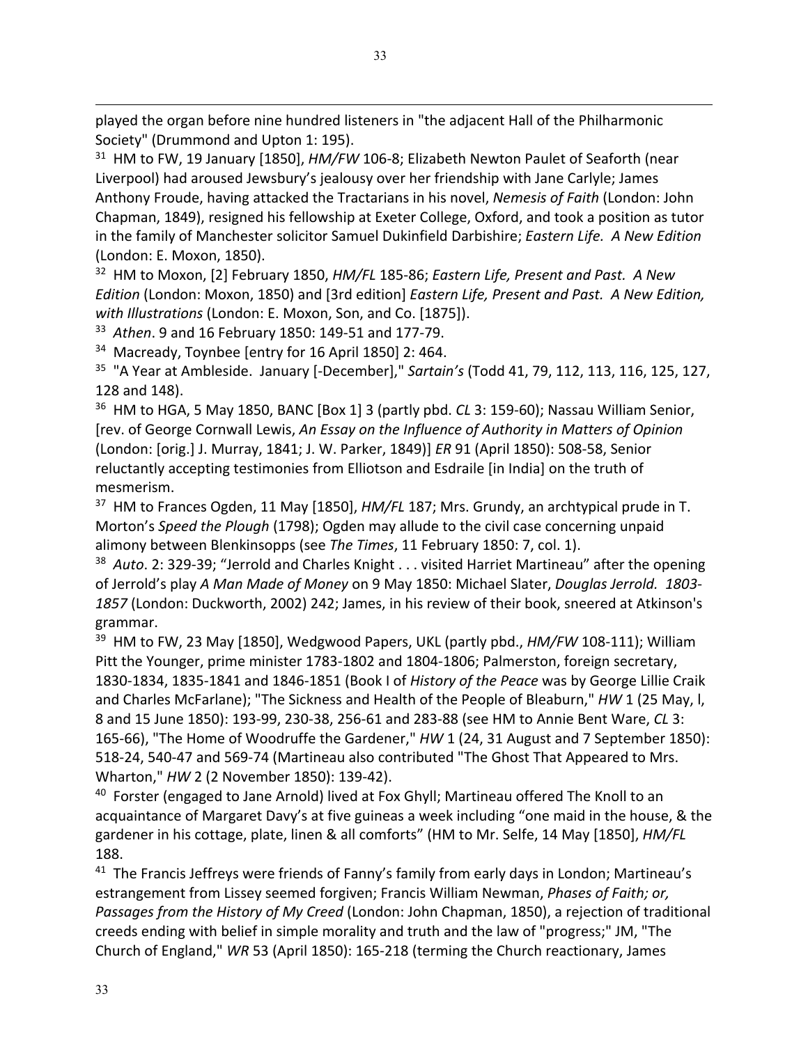played the organ before nine hundred listeners in "the adjacent Hall of the Philharmonic Society" (Drummond and Upton 1: 195).

[31] HM to FW, 19 January [1850], *HM/FW* 106-8; Elizabeth Newton Paulet of Seaforth (near Liverpool) had aroused Jewsbury's jealousy over her friendship with Jane Carlyle; James Anthony Froude, having attacked the Tractarians in his novel, *Nemesis of Faith* (London: John Chapman, 1849), resigned his fellowship at Exeter College, Oxford, and took a position as tutor in the family of Manchester solicitor Samuel Dukinfield Darbishire; *Eastern Life. A New Edition* (London: E. Moxon, 1850).

[32] HM to Moxon, [2] February 1850, *HM/FL* 185-86; *Eastern Life, Present and Past. A New Edition* (London: Moxon, 1850) and [3rd edition] *Eastern Life, Present and Past. A New Edition, with Illustrations* (London: E. Moxon, Son, and Co. [1875]).

[33] *Athen*. 9 and 16 February 1850: 149-51 and 177-79.

[34] Macready, Toynbee [entry for 16 April 1850] 2: 464.

[35] "A Year at Ambleside. January [-December]," *Sartain's* (Todd 41, 79, 112, 113, 116, 125, 127, 128 and 148).

[36] HM to HGA, 5 May 1850, BANC [Box 1] 3 (partly pbd. *CL* 3: 159-60); Nassau William Senior, [rev. of George Cornwall Lewis, *An Essay on the Influence of Authority in Matters of Opinion* (London: [orig.] J. Murray, 1841; J. W. Parker, 1849)] *ER* 91 (April 1850): 508-58, Senior reluctantly accepting testimonies from Elliotson and Esdraile [in India] on the truth of mesmerism.

[37] HM to Frances Ogden, 11 May [1850], *HM/FL* 187; Mrs. Grundy, an archtypical prude in T. Morton's *Speed the Plough* (1798); Ogden may allude to the civil case concerning unpaid alimony between Blenkinsopps (see *The Times*, 11 February 1850: 7, col. 1).

[38] *Auto*. 2: 329-39; "Jerrold and Charles Knight . . . visited Harriet Martineau" after the opening of Jerrold's play *A Man Made of Money* on 9 May 1850: Michael Slater, *Douglas Jerrold. 1803-1857* (London: Duckworth, 2002) 242; James, in his review of their book, sneered at Atkinson's grammar.

[39] HM to FW, 23 May [1850], Wedgwood Papers, UKL (partly pbd., *HM/FW* 108-111); William Pitt the Younger, prime minister 1783-1802 and 1804-1806; Palmerston, foreign secretary, 1830-1834, 1835-1841 and 1846-1851 (Book I of *History of the Peace* was by George Lillie Craik and Charles McFarlane); "The Sickness and Health of the People of Bleaburn," *HW* 1 (25 May, l, 8 and 15 June 1850): 193-99, 230-38, 256-61 and 283-88 (see HM to Annie Bent Ware, *CL* 3: 165-66), "The Home of Woodruffe the Gardener," *HW* 1 (24, 31 August and 7 September 1850): 518-24, 540-47 and 569-74 (Martineau also contributed "The Ghost That Appeared to Mrs. Wharton," *HW* 2 (2 November 1850): 139-42).

[40] Forster (engaged to Jane Arnold) lived at Fox Ghyll; Martineau offered The Knoll to an acquaintance of Margaret Davy's at five guineas a week including "one maid in the house, & the gardener in his cottage, plate, linen & all comforts" (HM to Mr. Selfe, 14 May [1850], *HM/FL* 188.

[41] The Francis Jeffreys were friends of Fanny's family from early days in London; Martineau's estrangement from Lissey seemed forgiven; Francis William Newman, *Phases of Faith; or, Passages from the History of My Creed* (London: John Chapman, 1850), a rejection of traditional creeds ending with belief in simple morality and truth and the law of "progress;" JM, "The Church of England," *WR* 53 (April 1850): 165-218 (terming the Church reactionary, James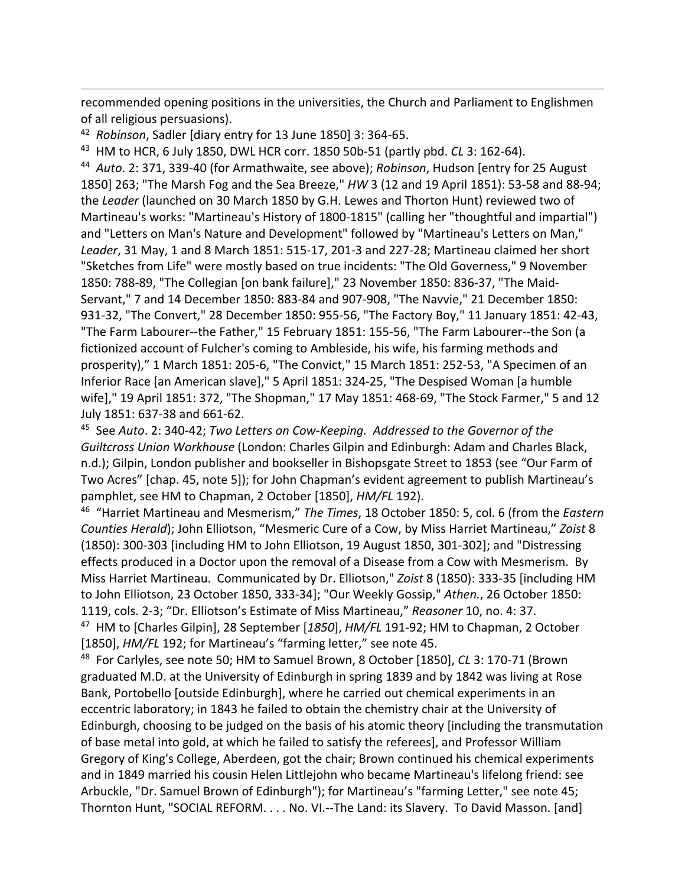recommended opening positions in the universities, the Church and Parliament to Englishmen of all religious persuasions).

[42] *Robinson*, Sadler [diary entry for 13 June 1850] 3: 364-65.

[43] HM to HCR, 6 July 1850, DWL HCR corr. 1850 50b-51 (partly pbd. *CL* 3: 162-64).

[44] *Auto*. 2: 371, 339-40 (for Armathwaite, see above); *Robinson*, Hudson [entry for 25 August 1850] 263; "The Marsh Fog and the Sea Breeze," *HW* 3 (12 and 19 April 1851): 53-58 and 88-94; the *Leader* (launched on 30 March 1850 by G.H. Lewes and Thorton Hunt) reviewed two of Martineau's works: "Martineau's History of 1800-1815" (calling her "thoughtful and impartial") and "Letters on Man's Nature and Development" followed by "Martineau's Letters on Man," *Leader*, 31 May, 1 and 8 March 1851: 515-17, 201-3 and 227-28; Martineau claimed her short "Sketches from Life" were mostly based on true incidents: "The Old Governess," 9 November 1850: 788-89, "The Collegian [on bank failure]," 23 November 1850: 836-37, "The Maid-Servant," 7 and 14 December 1850: 883-84 and 907-908, "The Navvie," 21 December 1850: 931-32, "The Convert," 28 December 1850: 955-56, "The Factory Boy," 11 January 1851: 42-43, "The Farm Labourer--the Father," 15 February 1851: 155-56, "The Farm Labourer--the Son (a fictionized account of Fulcher's coming to Ambleside, his wife, his farming methods and prosperity)," 1 March 1851: 205-6, "The Convict," 15 March 1851: 252-53, "A Specimen of an Inferior Race [an American slave]," 5 April 1851: 324-25, "The Despised Woman [a humble wife]," 19 April 1851: 372, "The Shopman," 17 May 1851: 468-69, "The Stock Farmer," 5 and 12 July 1851: 637-38 and 661-62.

[45] See *Auto*. 2: 340-42; *Two Letters on Cow-Keeping. Addressed to the Governor of the Guiltcross Union Workhouse* (London: Charles Gilpin and Edinburgh: Adam and Charles Black, n.d.); Gilpin, London publisher and bookseller in Bishopsgate Street to 1853 (see "Our Farm of Two Acres" [chap. 45, note 5]); for John Chapman's evident agreement to publish Martineau's pamphlet, see HM to Chapman, 2 October [1850], *HM/FL* 192).

[46] "Harriet Martineau and Mesmerism," *The Times*, 18 October 1850: 5, col. 6 (from the *Eastern Counties Herald*); John Elliotson, "Mesmeric Cure of a Cow, by Miss Harriet Martineau," *Zoist* 8 (1850): 300-303 [including HM to John Elliotson, 19 August 1850, 301-302]; and "Distressing effects produced in a Doctor upon the removal of a Disease from a Cow with Mesmerism. By Miss Harriet Martineau. Communicated by Dr. Elliotson," *Zoist* 8 (1850): 333-35 [including HM to John Elliotson, 23 October 1850, 333-34]; "Our Weekly Gossip," *Athen.*, 26 October 1850: 1119, cols. 2-3; "Dr. Elliotson's Estimate of Miss Martineau," *Reasoner* 10, no. 4: 37.

[47] HM to [Charles Gilpin], 28 September [*1850*], *HM/FL* 191-92; HM to Chapman, 2 October [1850], *HM/FL* 192; for Martineau's "farming letter," see note 45.

[48] For Carlyles, see note 50; HM to Samuel Brown, 8 October [1850], *CL* 3: 170-71 (Brown graduated M.D. at the University of Edinburgh in spring 1839 and by 1842 was living at Rose Bank, Portobello [outside Edinburgh], where he carried out chemical experiments in an eccentric laboratory; in 1843 he failed to obtain the chemistry chair at the University of Edinburgh, choosing to be judged on the basis of his atomic theory [including the transmutation of base metal into gold, at which he failed to satisfy the referees], and Professor William Gregory of King's College, Aberdeen, got the chair; Brown continued his chemical experiments and in 1849 married his cousin Helen Littlejohn who became Martineau's lifelong friend: see Arbuckle, "Dr. Samuel Brown of Edinburgh"); for Martineau's "farming Letter," see note 45; Thornton Hunt, "SOCIAL REFORM. . . . No. VI.--The Land: its Slavery. To David Masson. [and]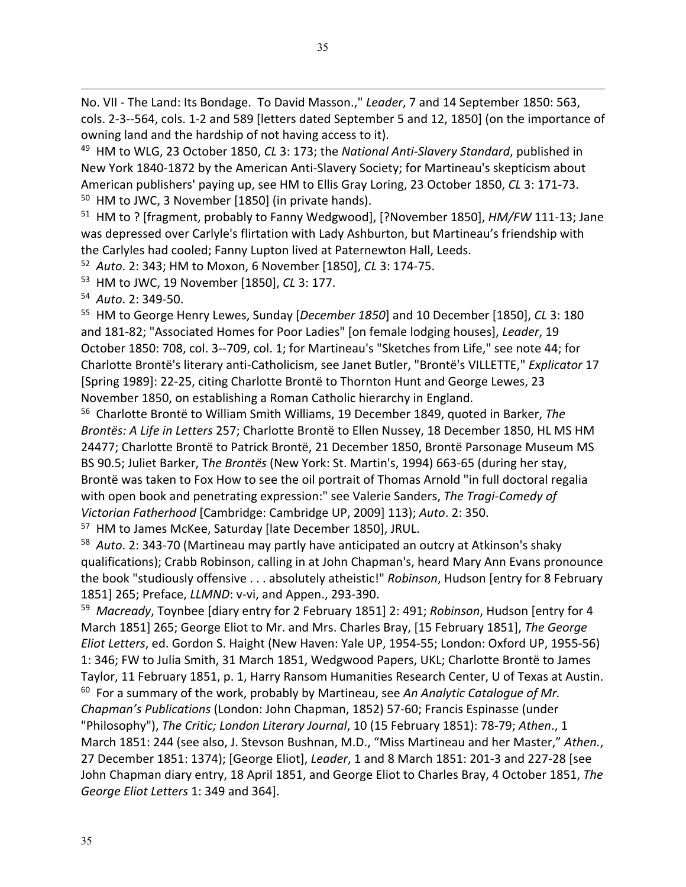No. VII - The Land: Its Bondage. To David Masson.," *Leader*, 7 and 14 September 1850: 563, cols. 2-3--564, cols. 1-2 and 589 [letters dated September 5 and 12, 1850] (on the importance of owning land and the hardship of not having access to it).

[49] HM to WLG, 23 October 1850, *CL* 3: 173; the *National Anti-Slavery Standard*, published in New York 1840-1872 by the American Anti-Slavery Society; for Martineau's skepticism about American publishers' paying up, see HM to Ellis Gray Loring, 23 October 1850, *CL* 3: 171-73.

[50] HM to JWC, 3 November [1850] (in private hands).

[51] HM to ? [fragment, probably to Fanny Wedgwood], [?November 1850], *HM/FW* 111-13; Jane was depressed over Carlyle's flirtation with Lady Ashburton, but Martineau's friendship with the Carlyles had cooled; Fanny Lupton lived at Paternewton Hall, Leeds.

[52] *Auto*. 2: 343; HM to Moxon, 6 November [1850], *CL* 3: 174-75.

[53] HM to JWC, 19 November [1850], *CL* 3: 177.

[54] *Auto*. 2: 349-50.

[55] HM to George Henry Lewes, Sunday [*December 1850*] and 10 December [1850], *CL* 3: 180 and 181-82; "Associated Homes for Poor Ladies" [on female lodging houses], *Leader*, 19 October 1850: 708, col. 3--709, col. 1; for Martineau's "Sketches from Life," see note 44; for Charlotte Brontë's literary anti-Catholicism, see Janet Butler, "Brontë's VILLETTE," *Explicator* 17 [Spring 1989]: 22-25, citing Charlotte Brontë to Thornton Hunt and George Lewes, 23 November 1850, on establishing a Roman Catholic hierarchy in England.

[56] Charlotte Brontë to William Smith Williams, 19 December 1849, quoted in Barker, *The Brontës: A Life in Letters* 257; Charlotte Brontë to Ellen Nussey, 18 December 1850, HL MS HM 24477; Charlotte Brontë to Patrick Brontë, 21 December 1850, Brontë Parsonage Museum MS BS 90.5; Juliet Barker, T*he Brontës* (New York: St. Martin's, 1994) 663-65 (during her stay, Brontë was taken to Fox How to see the oil portrait of Thomas Arnold "in full doctoral regalia with open book and penetrating expression:" see Valerie Sanders, *The Tragi-Comedy of Victorian Fatherhood* [Cambridge: Cambridge UP, 2009] 113); *Auto*. 2: 350.

[57] HM to James McKee, Saturday [late December 1850], JRUL.

[58] *Auto*. 2: 343-70 (Martineau may partly have anticipated an outcry at Atkinson's shaky qualifications); Crabb Robinson, calling in at John Chapman's, heard Mary Ann Evans pronounce the book "studiously offensive . . . absolutely atheistic!" *Robinson*, Hudson [entry for 8 February 1851] 265; Preface, *LLMND*: v-vi, and Appen., 293-390.

[59] *Macready*, Toynbee [diary entry for 2 February 1851] 2: 491; *Robinson*, Hudson [entry for 4 March 1851] 265; George Eliot to Mr. and Mrs. Charles Bray, [15 February 1851], *The George Eliot Letters*, ed. Gordon S. Haight (New Haven: Yale UP, 1954-55; London: Oxford UP, 1955-56) 1: 346; FW to Julia Smith, 31 March 1851, Wedgwood Papers, UKL; Charlotte Brontë to James Taylor, 11 February 1851, p. 1, Harry Ransom Humanities Research Center, U of Texas at Austin.

[60] For a summary of the work, probably by Martineau, see *An Analytic Catalogue of Mr. Chapman's Publications* (London: John Chapman, 1852) 57-60; Francis Espinasse (under "Philosophy"), *The Critic; London Literary Journal*, 10 (15 February 1851): 78-79; *Athen*., 1 March 1851: 244 (see also, J. Stevson Bushnan, M.D., "Miss Martineau and her Master," *Athen.*, 27 December 1851: 1374); [George Eliot], *Leader*, 1 and 8 March 1851: 201-3 and 227-28 [see John Chapman diary entry, 18 April 1851, and George Eliot to Charles Bray, 4 October 1851, *The George Eliot Letters* 1: 349 and 364].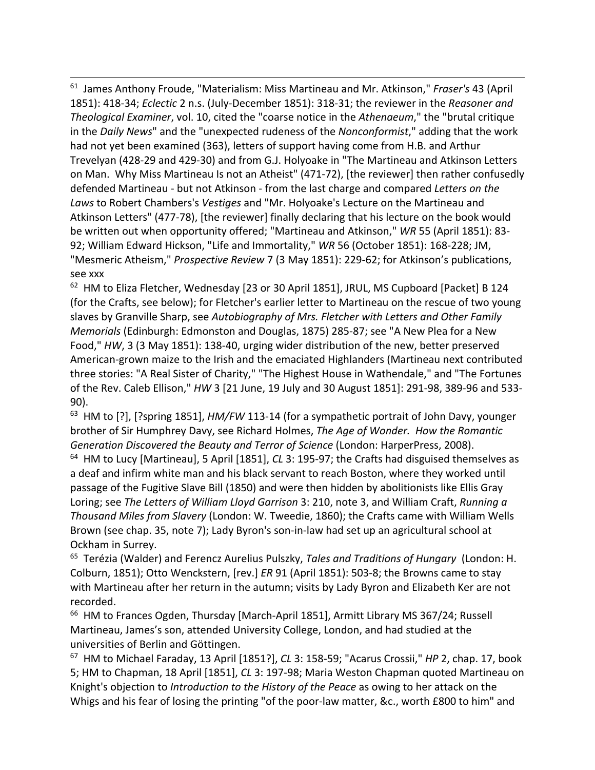[61] James Anthony Froude, "Materialism: Miss Martineau and Mr. Atkinson," *Fraser's* 43 (April 1851): 418-34; *Eclectic* 2 n.s. (July-December 1851): 318-31; the reviewer in the *Reasoner and Theological Examiner*, vol. 10, cited the "coarse notice in the *Athenaeum*," the "brutal critique in the *Daily News*" and the "unexpected rudeness of the *Nonconformist*," adding that the work had not yet been examined (363), letters of support having come from H.B. and Arthur Trevelyan (428-29 and 429-30) and from G.J. Holyoake in "The Martineau and Atkinson Letters on Man. Why Miss Martineau Is not an Atheist" (471-72), [the reviewer] then rather confusedly defended Martineau - but not Atkinson - from the last charge and compared *Letters on the Laws* to Robert Chambers's *Vestiges* and "Mr. Holyoake's Lecture on the Martineau and Atkinson Letters" (477-78), [the reviewer] finally declaring that his lecture on the book would be written out when opportunity offered; "Martineau and Atkinson," *WR* 55 (April 1851): 83-92; William Edward Hickson, "Life and Immortality," *WR* 56 (October 1851): 168-228; JM, "Mesmeric Atheism," *Prospective Review* 7 (3 May 1851): 229-62; for Atkinson's publications, see xxx

[62] HM to Eliza Fletcher, Wednesday [23 or 30 April 1851], JRUL, MS Cupboard [Packet] B 124 (for the Crafts, see below); for Fletcher's earlier letter to Martineau on the rescue of two young slaves by Granville Sharp, see *Autobiography of Mrs. Fletcher with Letters and Other Family Memorials* (Edinburgh: Edmonston and Douglas, 1875) 285-87; see "A New Plea for a New Food," *HW*, 3 (3 May 1851): 138-40, urging wider distribution of the new, better preserved American-grown maize to the Irish and the emaciated Highlanders (Martineau next contributed three stories: "A Real Sister of Charity," "The Highest House in Wathendale," and "The Fortunes of the Rev. Caleb Ellison," *HW* 3 [21 June, 19 July and 30 August 1851]: 291-98, 389-96 and 533-90).

[63] HM to [?], [?spring 1851], *HM/FW* 113-14 (for a sympathetic portrait of John Davy, younger brother of Sir Humphrey Davy, see Richard Holmes, *The Age of Wonder. How the Romantic Generation Discovered the Beauty and Terror of Science* (London: HarperPress, 2008).

[64] HM to Lucy [Martineau], 5 April [1851], *CL* 3: 195-97; the Crafts had disguised themselves as a deaf and infirm white man and his black servant to reach Boston, where they worked until passage of the Fugitive Slave Bill (1850) and were then hidden by abolitionists like Ellis Gray Loring; see *The Letters of William Lloyd Garrison* 3: 210, note 3, and William Craft, *Running a Thousand Miles from Slavery* (London: W. Tweedie, 1860); the Crafts came with William Wells Brown (see chap. 35, note 7); Lady Byron's son-in-law had set up an agricultural school at Ockham in Surrey.

[65] Terézia (Walder) and Ferencz Aurelius Pulszky, *Tales and Traditions of Hungary* (London: H. Colburn, 1851); Otto Wenckstern, [rev.] *ER* 91 (April 1851): 503-8; the Browns came to stay with Martineau after her return in the autumn; visits by Lady Byron and Elizabeth Ker are not recorded.

[66] HM to Frances Ogden, Thursday [March-April 1851], Armitt Library MS 367/24; Russell Martineau, James's son, attended University College, London, and had studied at the universities of Berlin and Göttingen.

[67] HM to Michael Faraday, 13 April [1851?], *CL* 3: 158-59; "Acarus Crossii," *HP* 2, chap. 17, book 5; HM to Chapman, 18 April [1851], *CL* 3: 197-98; Maria Weston Chapman quoted Martineau on Knight's objection to *Introduction to the History of the Peace* as owing to her attack on the Whigs and his fear of losing the printing "of the poor-law matter, &c., worth £800 to him" and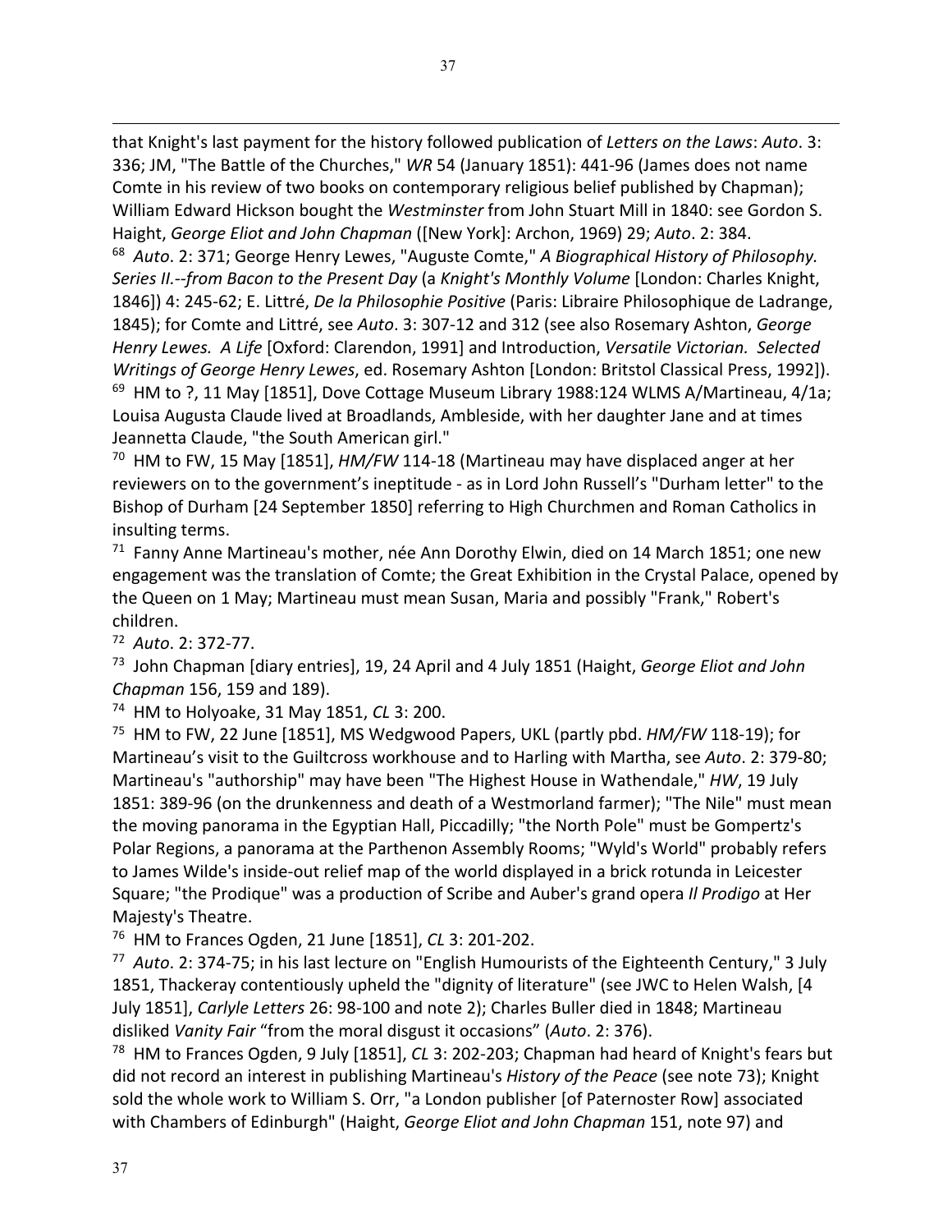that Knight's last payment for the history followed publication of *Letters on the Laws*: *Auto*. 3: 336; JM, "The Battle of the Churches," *WR* 54 (January 1851): 441-96 (James does not name Comte in his review of two books on contemporary religious belief published by Chapman); William Edward Hickson bought the *Westminster* from John Stuart Mill in 1840: see Gordon S. Haight, *George Eliot and John Chapman* ([New York]: Archon, 1969) 29; *Auto*. 2: 384.

[68] *Auto*. 2: 371; George Henry Lewes, "Auguste Comte," *A Biographical History of Philosophy. Series II.--from Bacon to the Present Day* (a *Knight's Monthly Volume* [London: Charles Knight, 1846]) 4: 245-62; E. Littré, *De la Philosophie Positive* (Paris: Libraire Philosophique de Ladrange, 1845); for Comte and Littré, see *Auto*. 3: 307-12 and 312 (see also Rosemary Ashton, *George Henry Lewes. A Life* [Oxford: Clarendon, 1991] and Introduction, *Versatile Victorian. Selected Writings of George Henry Lewes*, ed. Rosemary Ashton [London: Britstol Classical Press, 1992]).

[69] HM to ?, 11 May [1851], Dove Cottage Museum Library 1988:124 WLMS A/Martineau, 4/1a; Louisa Augusta Claude lived at Broadlands, Ambleside, with her daughter Jane and at times Jeannetta Claude, "the South American girl."

[70] HM to FW, 15 May [1851], *HM/FW* 114-18 (Martineau may have displaced anger at her reviewers on to the government's ineptitude - as in Lord John Russell's "Durham letter" to the Bishop of Durham [24 September 1850] referring to High Churchmen and Roman Catholics in insulting terms.

[71] Fanny Anne Martineau's mother, née Ann Dorothy Elwin, died on 14 March 1851; one new engagement was the translation of Comte; the Great Exhibition in the Crystal Palace, opened by the Queen on 1 May; Martineau must mean Susan, Maria and possibly "Frank," Robert's children.

[72] *Auto*. 2: 372-77.

[73] John Chapman [diary entries], 19, 24 April and 4 July 1851 (Haight, *George Eliot and John Chapman* 156, 159 and 189).

[74] HM to Holyoake, 31 May 1851, *CL* 3: 200.

[75] HM to FW, 22 June [1851], MS Wedgwood Papers, UKL (partly pbd. *HM/FW* 118-19); for Martineau's visit to the Guiltcross workhouse and to Harling with Martha, see *Auto*. 2: 379-80; Martineau's "authorship" may have been "The Highest House in Wathendale," *HW*, 19 July 1851: 389-96 (on the drunkenness and death of a Westmorland farmer); "The Nile" must mean the moving panorama in the Egyptian Hall, Piccadilly; "the North Pole" must be Gompertz's Polar Regions, a panorama at the Parthenon Assembly Rooms; "Wyld's World" probably refers to James Wilde's inside-out relief map of the world displayed in a brick rotunda in Leicester Square; "the Prodique" was a production of Scribe and Auber's grand opera *Il Prodigo* at Her Majesty's Theatre.

[76] HM to Frances Ogden, 21 June [1851], *CL* 3: 201-202.

[77] *Auto*. 2: 374-75; in his last lecture on "English Humourists of the Eighteenth Century," 3 July 1851, Thackeray contentiously upheld the "dignity of literature" (see JWC to Helen Walsh, [4 July 1851], *Carlyle Letters* 26: 98-100 and note 2); Charles Buller died in 1848; Martineau disliked *Vanity Fair* "from the moral disgust it occasions" (*Auto*. 2: 376).

[78] HM to Frances Ogden, 9 July [1851], *CL* 3: 202-203; Chapman had heard of Knight's fears but did not record an interest in publishing Martineau's *History of the Peace* (see note 73); Knight sold the whole work to William S. Orr, "a London publisher [of Paternoster Row] associated with Chambers of Edinburgh" (Haight, *George Eliot and John Chapman* 151, note 97) and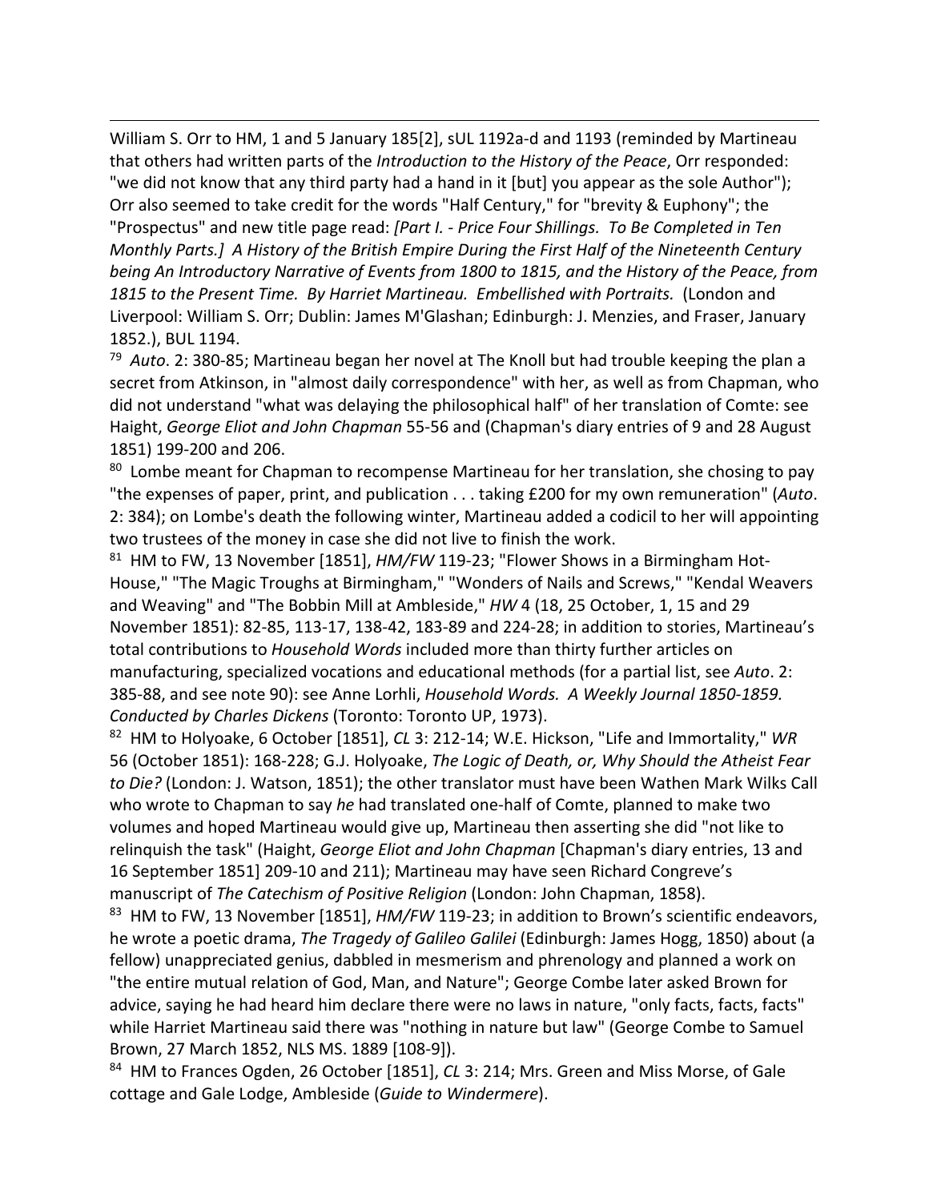William S. Orr to HM, 1 and 5 January 185[2], sUL 1192a-d and 1193 (reminded by Martineau that others had written parts of the *Introduction to the History of the Peace*, Orr responded: "we did not know that any third party had a hand in it [but] you appear as the sole Author"); Orr also seemed to take credit for the words "Half Century," for "brevity & Euphony"; the "Prospectus" and new title page read: *[Part I. - Price Four Shillings. To Be Completed in Ten Monthly Parts.] A History of the British Empire During the First Half of the Nineteenth Century being An Introductory Narrative of Events from 1800 to 1815, and the History of the Peace, from 1815 to the Present Time. By Harriet Martineau. Embellished with Portraits.* (London and Liverpool: William S. Orr; Dublin: James M'Glashan; Edinburgh: J. Menzies, and Fraser, January 1852.), BUL 1194.

[79] *Auto*. 2: 380-85; Martineau began her novel at The Knoll but had trouble keeping the plan a secret from Atkinson, in "almost daily correspondence" with her, as well as from Chapman, who did not understand "what was delaying the philosophical half" of her translation of Comte: see Haight, *George Eliot and John Chapman* 55-56 and (Chapman's diary entries of 9 and 28 August 1851) 199-200 and 206.

[80] Lombe meant for Chapman to recompense Martineau for her translation, she chosing to pay "the expenses of paper, print, and publication . . . taking £200 for my own remuneration" (*Auto*. 2: 384); on Lombe's death the following winter, Martineau added a codicil to her will appointing two trustees of the money in case she did not live to finish the work.

[81] HM to FW, 13 November [1851], *HM/FW* 119-23; "Flower Shows in a Birmingham Hot-House," "The Magic Troughs at Birmingham," "Wonders of Nails and Screws," "Kendal Weavers and Weaving" and "The Bobbin Mill at Ambleside," *HW* 4 (18, 25 October, 1, 15 and 29 November 1851): 82-85, 113-17, 138-42, 183-89 and 224-28; in addition to stories, Martineau's total contributions to *Household Words* included more than thirty further articles on manufacturing, specialized vocations and educational methods (for a partial list, see *Auto*. 2: 385-88, and see note 90): see Anne Lorhli, *Household Words. A Weekly Journal 1850-1859. Conducted by Charles Dickens* (Toronto: Toronto UP, 1973).

[82] HM to Holyoake, 6 October [1851], *CL* 3: 212-14; W.E. Hickson, "Life and Immortality," *WR* 56 (October 1851): 168-228; G.J. Holyoake, *The Logic of Death, or, Why Should the Atheist Fear to Die?* (London: J. Watson, 1851); the other translator must have been Wathen Mark Wilks Call who wrote to Chapman to say *he* had translated one-half of Comte, planned to make two volumes and hoped Martineau would give up, Martineau then asserting she did "not like to relinquish the task" (Haight, *George Eliot and John Chapman* [Chapman's diary entries, 13 and 16 September 1851] 209-10 and 211); Martineau may have seen Richard Congreve's manuscript of *The Catechism of Positive Religion* (London: John Chapman, 1858).

[83] HM to FW, 13 November [1851], *HM/FW* 119-23; in addition to Brown's scientific endeavors, he wrote a poetic drama, *The Tragedy of Galileo Galilei* (Edinburgh: James Hogg, 1850) about (a fellow) unappreciated genius, dabbled in mesmerism and phrenology and planned a work on "the entire mutual relation of God, Man, and Nature"; George Combe later asked Brown for advice, saying he had heard him declare there were no laws in nature, "only facts, facts, facts" while Harriet Martineau said there was "nothing in nature but law" (George Combe to Samuel Brown, 27 March 1852, NLS MS. 1889 [108-9]).

[84] HM to Frances Ogden, 26 October [1851], *CL* 3: 214; Mrs. Green and Miss Morse, of Gale cottage and Gale Lodge, Ambleside (*Guide to Windermere*).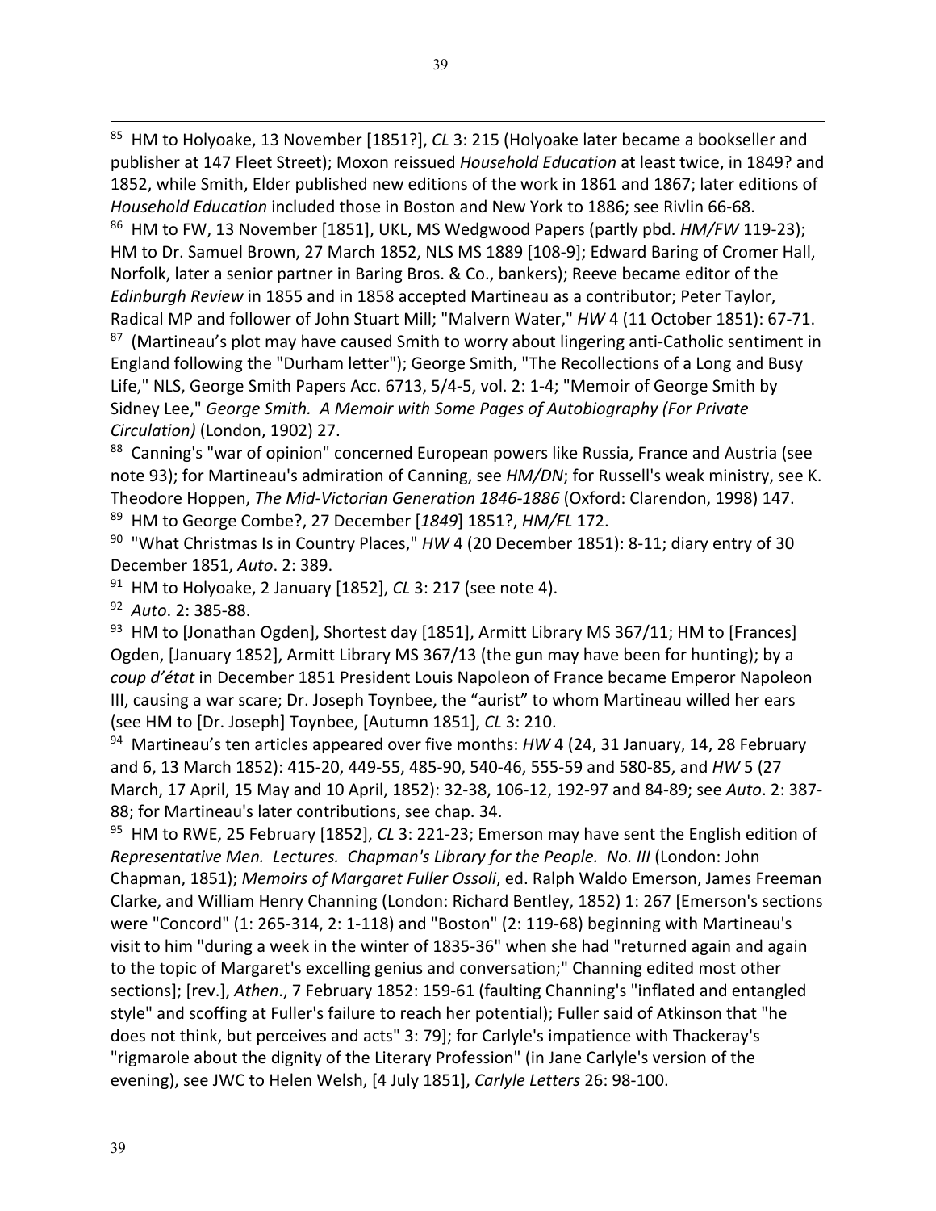[85] HM to Holyoake, 13 November [1851?], *CL* 3: 215 (Holyoake later became a bookseller and publisher at 147 Fleet Street); Moxon reissued *Household Education* at least twice, in 1849? and 1852, while Smith, Elder published new editions of the work in 1861 and 1867; later editions of *Household Education* included those in Boston and New York to 1886; see Rivlin 66-68.

[86] HM to FW, 13 November [1851], UKL, MS Wedgwood Papers (partly pbd. *HM/FW* 119-23); HM to Dr. Samuel Brown, 27 March 1852, NLS MS 1889 [108-9]; Edward Baring of Cromer Hall, Norfolk, later a senior partner in Baring Bros. & Co., bankers); Reeve became editor of the *Edinburgh Review* in 1855 and in 1858 accepted Martineau as a contributor; Peter Taylor, Radical MP and follower of John Stuart Mill; "Malvern Water," *HW* 4 (11 October 1851): 67-71.

[87] (Martineau's plot may have caused Smith to worry about lingering anti-Catholic sentiment in England following the "Durham letter"); George Smith, "The Recollections of a Long and Busy Life," NLS, George Smith Papers Acc. 6713, 5/4-5, vol. 2: 1-4; "Memoir of George Smith by Sidney Lee," *George Smith. A Memoir with Some Pages of Autobiography (For Private Circulation)* (London, 1902) 27.

[88] Canning's "war of opinion" concerned European powers like Russia, France and Austria (see note 93); for Martineau's admiration of Canning, see *HM/DN*; for Russell's weak ministry, see K. Theodore Hoppen, *The Mid-Victorian Generation 1846-1886* (Oxford: Clarendon, 1998) 147.

[89] HM to George Combe?, 27 December [*1849*] 1851?, *HM/FL* 172.

[90] "What Christmas Is in Country Places," *HW* 4 (20 December 1851): 8-11; diary entry of 30 December 1851, *Auto*. 2: 389.

[91] HM to Holyoake, 2 January [1852], *CL* 3: 217 (see note 4).

[92] *Auto*. 2: 385-88.

[93] HM to [Jonathan Ogden], Shortest day [1851], Armitt Library MS 367/11; HM to [Frances] Ogden, [January 1852], Armitt Library MS 367/13 (the gun may have been for hunting); by a *coup d'état* in December 1851 President Louis Napoleon of France became Emperor Napoleon III, causing a war scare; Dr. Joseph Toynbee, the "aurist" to whom Martineau willed her ears (see HM to [Dr. Joseph] Toynbee, [Autumn 1851], *CL* 3: 210.

[94] Martineau's ten articles appeared over five months: *HW* 4 (24, 31 January, 14, 28 February and 6, 13 March 1852): 415-20, 449-55, 485-90, 540-46, 555-59 and 580-85, and *HW* 5 (27 March, 17 April, 15 May and 10 April, 1852): 32-38, 106-12, 192-97 and 84-89; see *Auto*. 2: 387-88; for Martineau's later contributions, see chap. 34.

[95] HM to RWE, 25 February [1852], *CL* 3: 221-23; Emerson may have sent the English edition of *Representative Men. Lectures. Chapman's Library for the People. No. III* (London: John Chapman, 1851); *Memoirs of Margaret Fuller Ossoli*, ed. Ralph Waldo Emerson, James Freeman Clarke, and William Henry Channing (London: Richard Bentley, 1852) 1: 267 [Emerson's sections were "Concord" (1: 265-314, 2: 1-118) and "Boston" (2: 119-68) beginning with Martineau's visit to him "during a week in the winter of 1835-36" when she had "returned again and again to the topic of Margaret's excelling genius and conversation;" Channing edited most other sections]; [rev.], *Athen*., 7 February 1852: 159-61 (faulting Channing's "inflated and entangled style" and scoffing at Fuller's failure to reach her potential); Fuller said of Atkinson that "he does not think, but perceives and acts" 3: 79]; for Carlyle's impatience with Thackeray's "rigmarole about the dignity of the Literary Profession" (in Jane Carlyle's version of the evening), see JWC to Helen Welsh, [4 July 1851], *Carlyle Letters* 26: 98-100.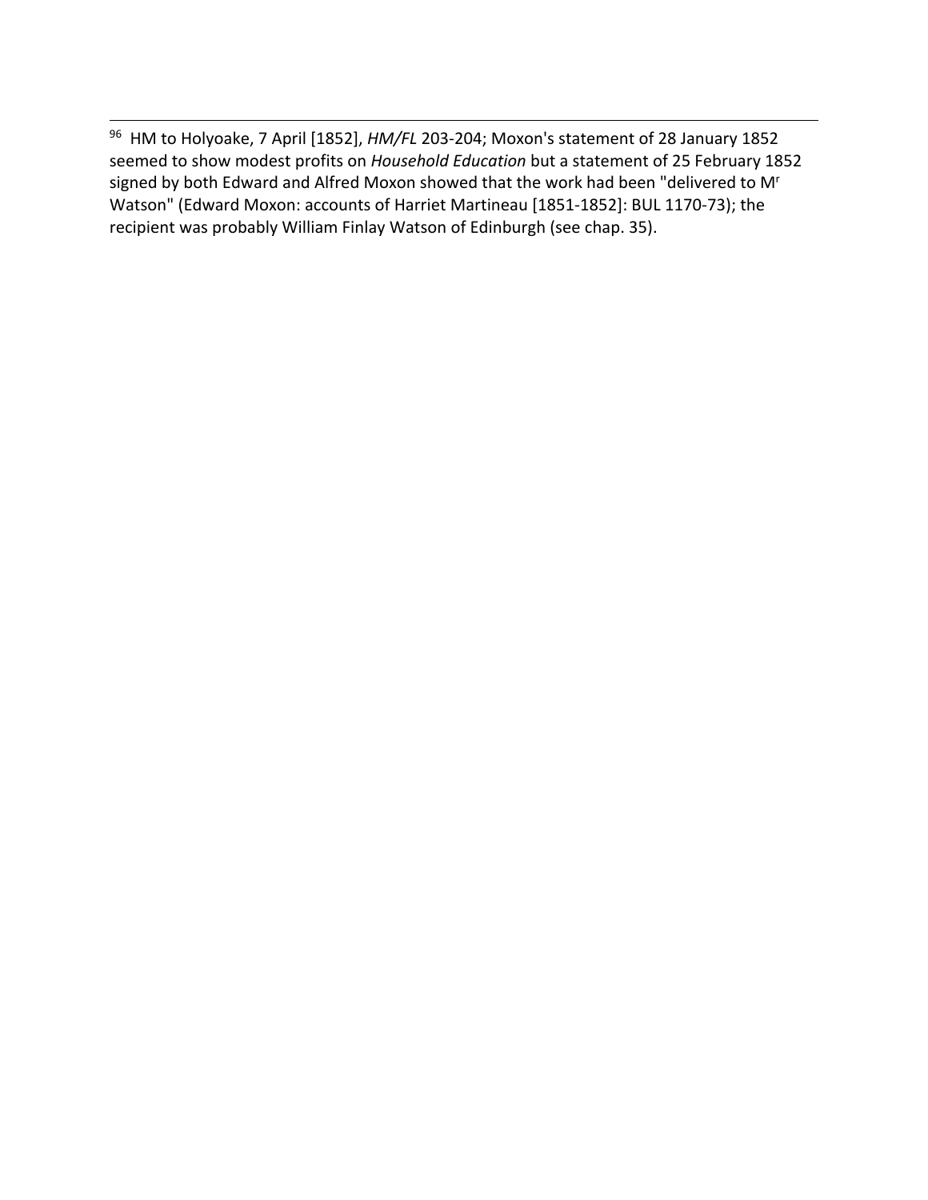[96] HM to Holyoake, 7 April [1852], *HM/FL* 203-204; Moxon's statement of 28 January 1852 seemed to show modest profits on *Household Education* but a statement of 25 February 1852 signed by both Edward and Alfred Moxon showed that the work had been "delivered to M$^{r}$ Watson" (Edward Moxon: accounts of Harriet Martineau [1851-1852]: BUL 1170-73); the recipient was probably William Finlay Watson of Edinburgh (see chap. 35).